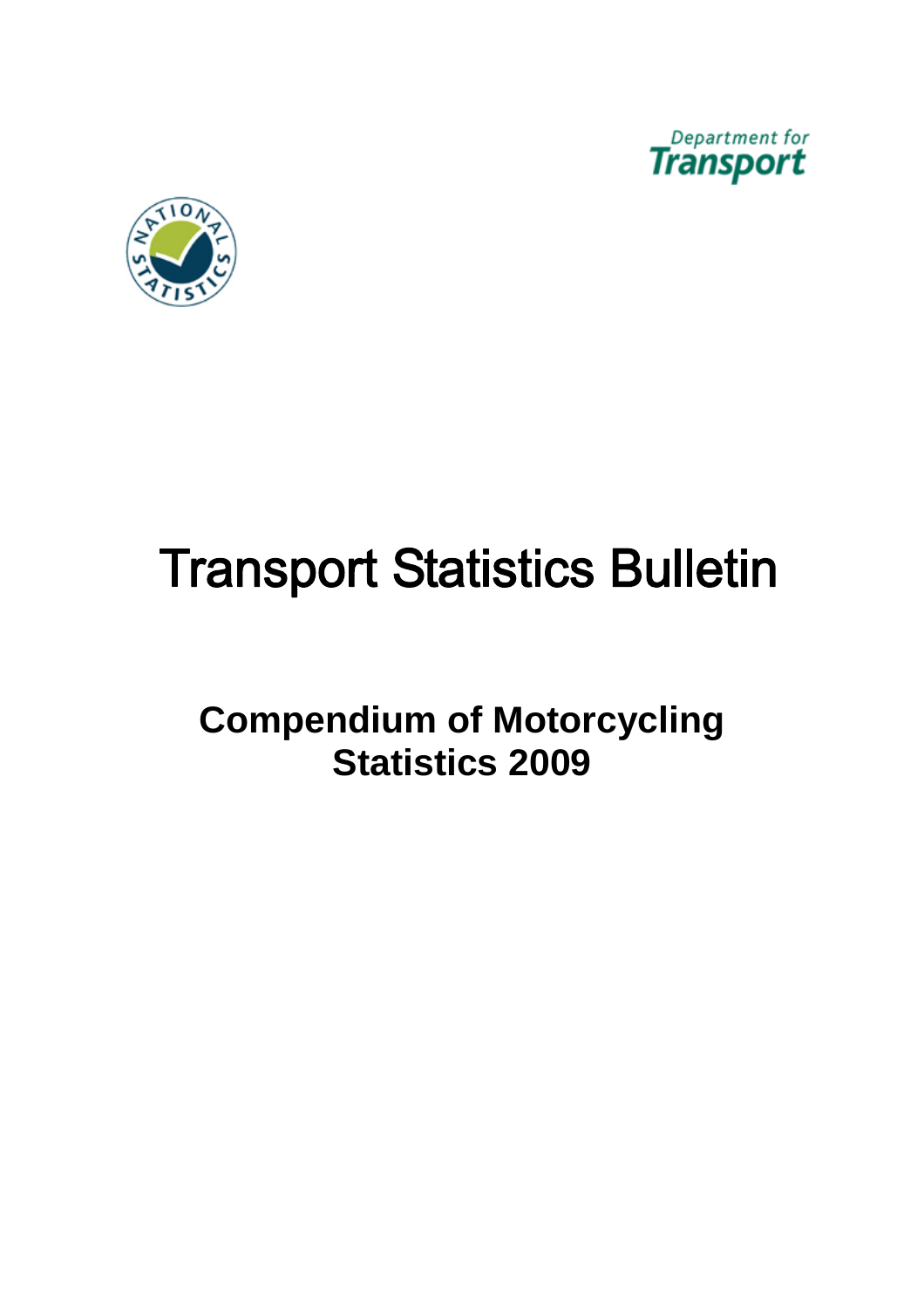Department for Transport

# Transport Statistics Bulletin

## Compendium of Motorcycling Statistics 2009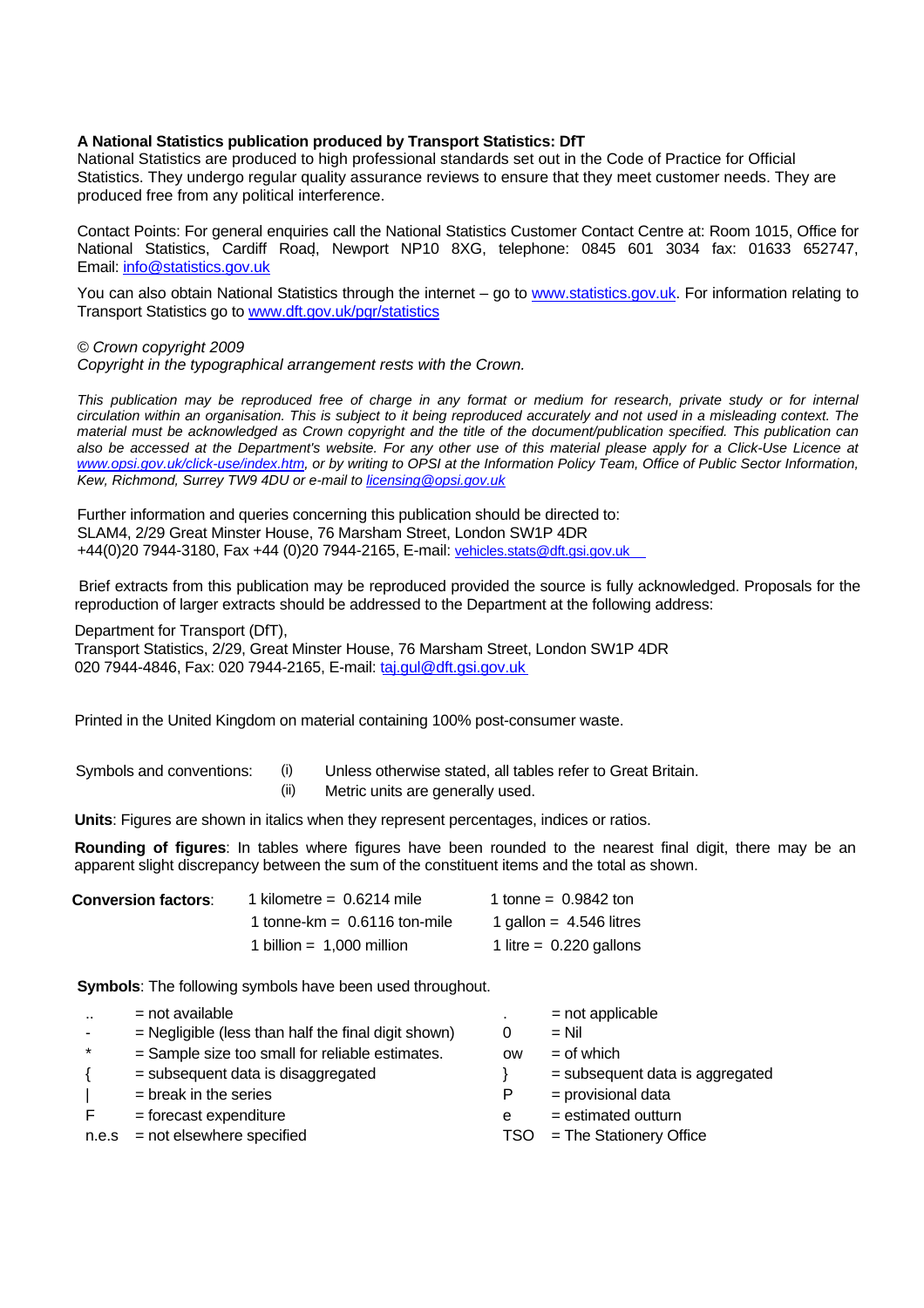**A National Statistics publication produced by Transport Statistics: DfT**
National Statistics are produced to high professional standards set out in the Code of Practice for Official Statistics. They undergo regular quality assurance reviews to ensure that they meet customer needs. They are produced free from any political interference.

Contact Points: For general enquiries call the National Statistics Customer Contact Centre at: Room 1015, Office for National Statistics, Cardiff Road, Newport NP10 8XG, telephone: 0845 601 3034 fax: 01633 652747, Email: info@statistics.gov.uk

You can also obtain National Statistics through the internet – go to www.statistics.gov.uk. For information relating to Transport Statistics go to www.dft.gov.uk/pgr/statistics

*© Crown copyright 2009*
*Copyright in the typographical arrangement rests with the Crown.*

*This publication may be reproduced free of charge in any format or medium for research, private study or for internal circulation within an organisation. This is subject to it being reproduced accurately and not used in a misleading context. The material must be acknowledged as Crown copyright and the title of the document/publication specified. This publication can also be accessed at the Department's website. For any other use of this material please apply for a Click-Use Licence at www.opsi.gov.uk/click-use/index.htm, or by writing to OPSI at the Information Policy Team, Office of Public Sector Information, Kew, Richmond, Surrey TW9 4DU or e-mail to licensing@opsi.gov.uk*

Further information and queries concerning this publication should be directed to:
SLAM4, 2/29 Great Minster House, 76 Marsham Street, London SW1P 4DR
+44(0)20 7944-3180, Fax +44 (0)20 7944-2165, E-mail: vehicles.stats@dft.gsi.gov.uk

Brief extracts from this publication may be reproduced provided the source is fully acknowledged. Proposals for the reproduction of larger extracts should be addressed to the Department at the following address:

Department for Transport (DfT),
Transport Statistics, 2/29, Great Minster House, 76 Marsham Street, London SW1P 4DR
020 7944-4846, Fax: 020 7944-2165, E-mail: taj.gul@dft.gsi.gov.uk

Printed in the United Kingdom on material containing 100% post-consumer waste.

Symbols and conventions:
(i) Unless otherwise stated, all tables refer to Great Britain.
(ii) Metric units are generally used.

**Units**: Figures are shown in italics when they represent percentages, indices or ratios.

**Rounding of figures**: In tables where figures have been rounded to the nearest final digit, there may be an apparent slight discrepancy between the sum of the constituent items and the total as shown.

**Conversion factors**:

| | |
|---|---|
| 1 kilometre = 0.6214 mile | 1 tonne = 0.9842 ton |
| 1 tonne-km = 0.6116 ton-mile | 1 gallon = 4.546 litres |
| 1 billion = 1,000 million | 1 litre = 0.220 gallons |

**Symbols**: The following symbols have been used throughout.

| | | | |
|---|---|---|---|
| .. | = not available | . | = not applicable |
| - | = Negligible (less than half the final digit shown) | 0 | = Nil |
| * | = Sample size too small for reliable estimates. | ow | = of which |
| { | = subsequent data is disaggregated | } | = subsequent data is aggregated |
| \| | = break in the series | P | = provisional data |
| F | = forecast expenditure | e | = estimated outturn |
| n.e.s | = not elsewhere specified | TSO | = The Stationery Office |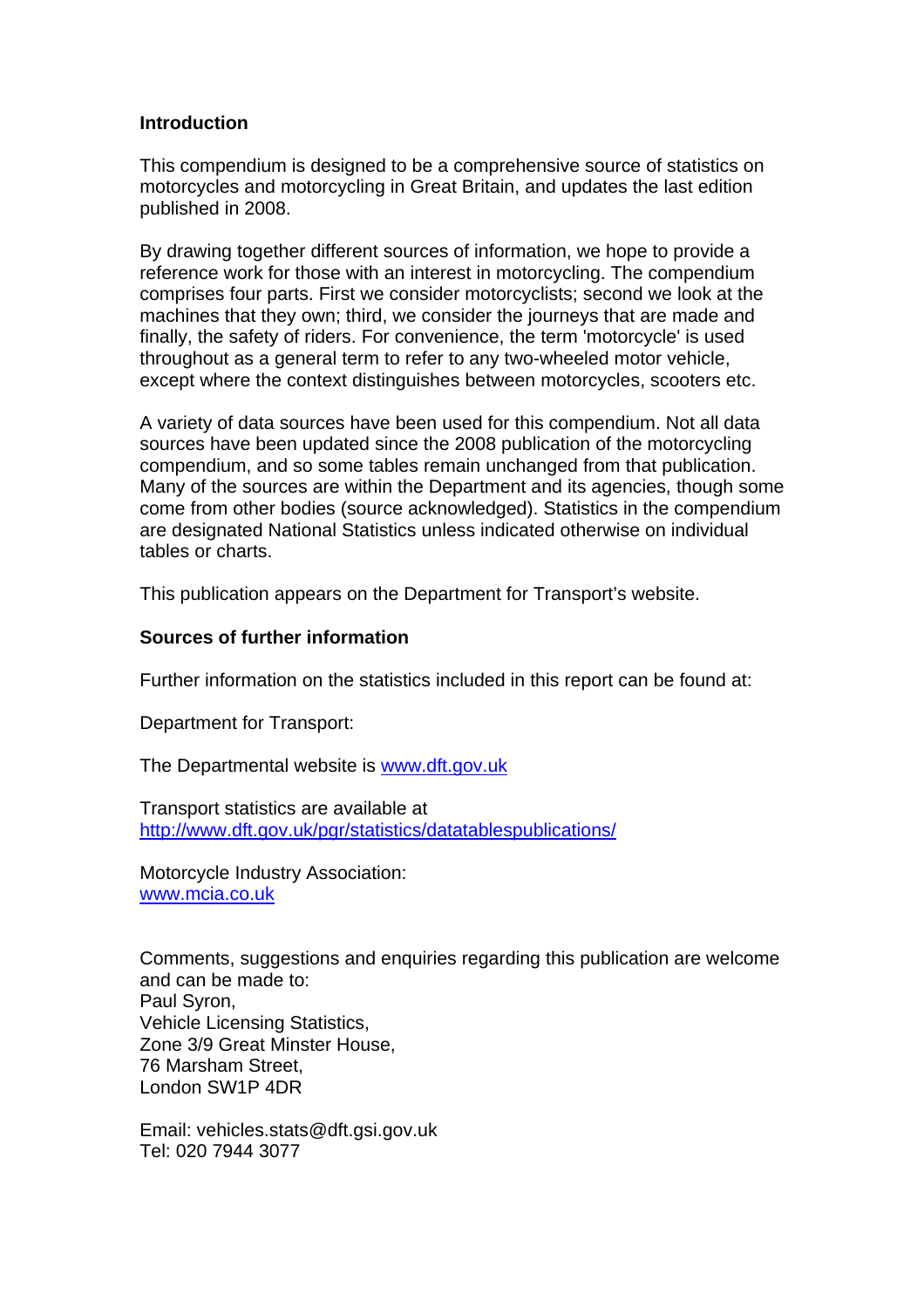## Introduction

This compendium is designed to be a comprehensive source of statistics on motorcycles and motorcycling in Great Britain, and updates the last edition published in 2008.

By drawing together different sources of information, we hope to provide a reference work for those with an interest in motorcycling. The compendium comprises four parts. First we consider motorcyclists; second we look at the machines that they own; third, we consider the journeys that are made and finally, the safety of riders. For convenience, the term 'motorcycle' is used throughout as a general term to refer to any two-wheeled motor vehicle, except where the context distinguishes between motorcycles, scooters etc.

A variety of data sources have been used for this compendium. Not all data sources have been updated since the 2008 publication of the motorcycling compendium, and so some tables remain unchanged from that publication. Many of the sources are within the Department and its agencies, though some come from other bodies (source acknowledged). Statistics in the compendium are designated National Statistics unless indicated otherwise on individual tables or charts.

This publication appears on the Department for Transport's website.

## Sources of further information

Further information on the statistics included in this report can be found at:

Department for Transport:

The Departmental website is [www.dft.gov.uk](www.dft.gov.uk)

Transport statistics are available at
[http://www.dft.gov.uk/pgr/statistics/datatablespublications/](http://www.dft.gov.uk/pgr/statistics/datatablespublications/)

Motorcycle Industry Association:
[www.mcia.co.uk](www.mcia.co.uk)

Comments, suggestions and enquiries regarding this publication are welcome and can be made to:
Paul Syron,
Vehicle Licensing Statistics,
Zone 3/9 Great Minster House,
76 Marsham Street,
London SW1P 4DR

Email: vehicles.stats@dft.gsi.gov.uk
Tel: 020 7944 3077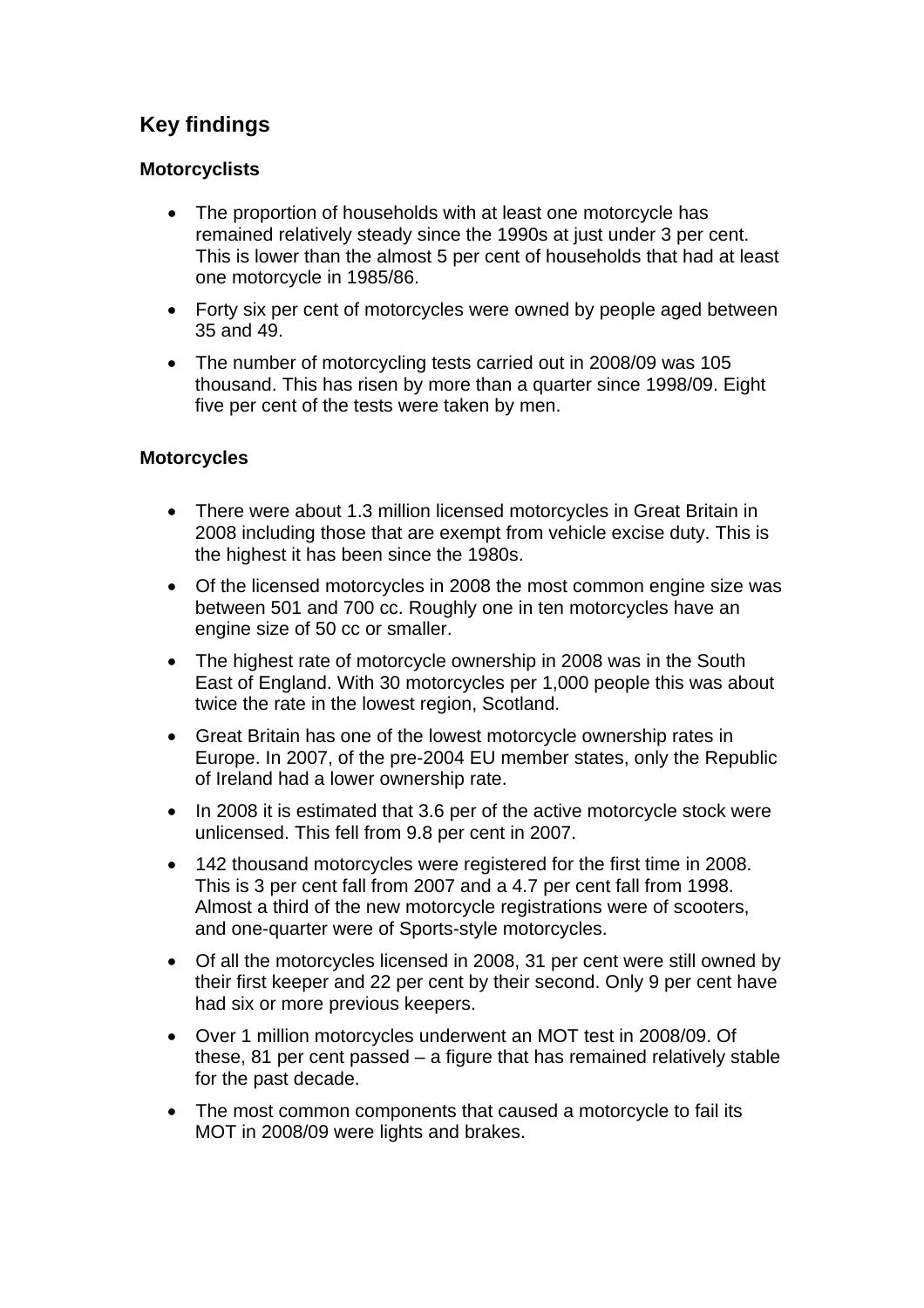## Key findings

### Motorcyclists

- The proportion of households with at least one motorcycle has remained relatively steady since the 1990s at just under 3 per cent. This is lower than the almost 5 per cent of households that had at least one motorcycle in 1985/86.
- Forty six per cent of motorcycles were owned by people aged between 35 and 49.
- The number of motorcycling tests carried out in 2008/09 was 105 thousand. This has risen by more than a quarter since 1998/09. Eight five per cent of the tests were taken by men.

### Motorcycles

- There were about 1.3 million licensed motorcycles in Great Britain in 2008 including those that are exempt from vehicle excise duty. This is the highest it has been since the 1980s.
- Of the licensed motorcycles in 2008 the most common engine size was between 501 and 700 cc. Roughly one in ten motorcycles have an engine size of 50 cc or smaller.
- The highest rate of motorcycle ownership in 2008 was in the South East of England. With 30 motorcycles per 1,000 people this was about twice the rate in the lowest region, Scotland.
- Great Britain has one of the lowest motorcycle ownership rates in Europe. In 2007, of the pre-2004 EU member states, only the Republic of Ireland had a lower ownership rate.
- In 2008 it is estimated that 3.6 per of the active motorcycle stock were unlicensed. This fell from 9.8 per cent in 2007.
- 142 thousand motorcycles were registered for the first time in 2008. This is 3 per cent fall from 2007 and a 4.7 per cent fall from 1998. Almost a third of the new motorcycle registrations were of scooters, and one-quarter were of Sports-style motorcycles.
- Of all the motorcycles licensed in 2008, 31 per cent were still owned by their first keeper and 22 per cent by their second. Only 9 per cent have had six or more previous keepers.
- Over 1 million motorcycles underwent an MOT test in 2008/09. Of these, 81 per cent passed – a figure that has remained relatively stable for the past decade.
- The most common components that caused a motorcycle to fail its MOT in 2008/09 were lights and brakes.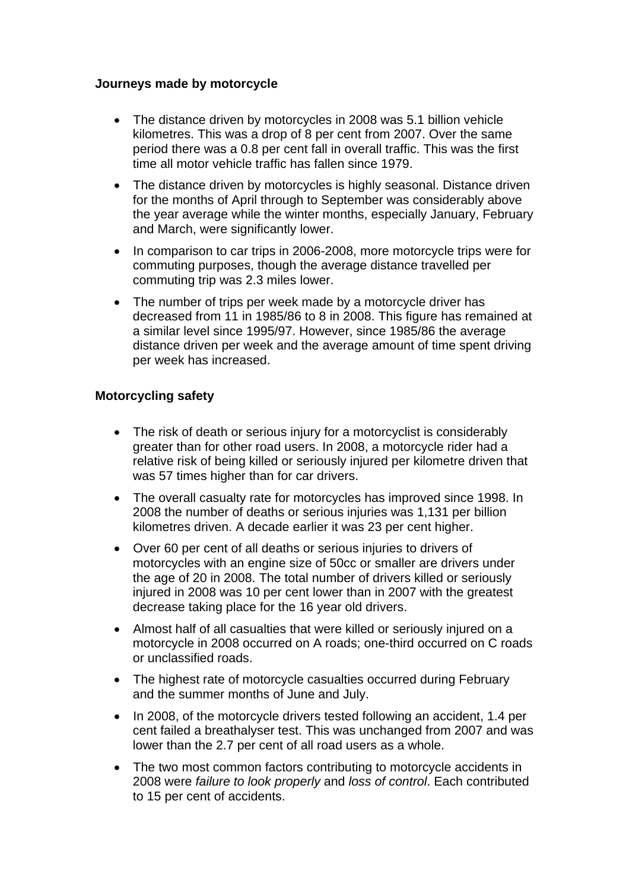**Journeys made by motorcycle**

- The distance driven by motorcycles in 2008 was 5.1 billion vehicle kilometres. This was a drop of 8 per cent from 2007. Over the same period there was a 0.8 per cent fall in overall traffic. This was the first time all motor vehicle traffic has fallen since 1979.
- The distance driven by motorcycles is highly seasonal. Distance driven for the months of April through to September was considerably above the year average while the winter months, especially January, February and March, were significantly lower.
- In comparison to car trips in 2006-2008, more motorcycle trips were for commuting purposes, though the average distance travelled per commuting trip was 2.3 miles lower.
- The number of trips per week made by a motorcycle driver has decreased from 11 in 1985/86 to 8 in 2008. This figure has remained at a similar level since 1995/97. However, since 1985/86 the average distance driven per week and the average amount of time spent driving per week has increased.

**Motorcycling safety**

- The risk of death or serious injury for a motorcyclist is considerably greater than for other road users. In 2008, a motorcycle rider had a relative risk of being killed or seriously injured per kilometre driven that was 57 times higher than for car drivers.
- The overall casualty rate for motorcycles has improved since 1998. In 2008 the number of deaths or serious injuries was 1,131 per billion kilometres driven. A decade earlier it was 23 per cent higher.
- Over 60 per cent of all deaths or serious injuries to drivers of motorcycles with an engine size of 50cc or smaller are drivers under the age of 20 in 2008. The total number of drivers killed or seriously injured in 2008 was 10 per cent lower than in 2007 with the greatest decrease taking place for the 16 year old drivers.
- Almost half of all casualties that were killed or seriously injured on a motorcycle in 2008 occurred on A roads; one-third occurred on C roads or unclassified roads.
- The highest rate of motorcycle casualties occurred during February and the summer months of June and July.
- In 2008, of the motorcycle drivers tested following an accident, 1.4 per cent failed a breathalyser test. This was unchanged from 2007 and was lower than the 2.7 per cent of all road users as a whole.
- The two most common factors contributing to motorcycle accidents in 2008 were *failure to look properly* and *loss of control*. Each contributed to 15 per cent of accidents.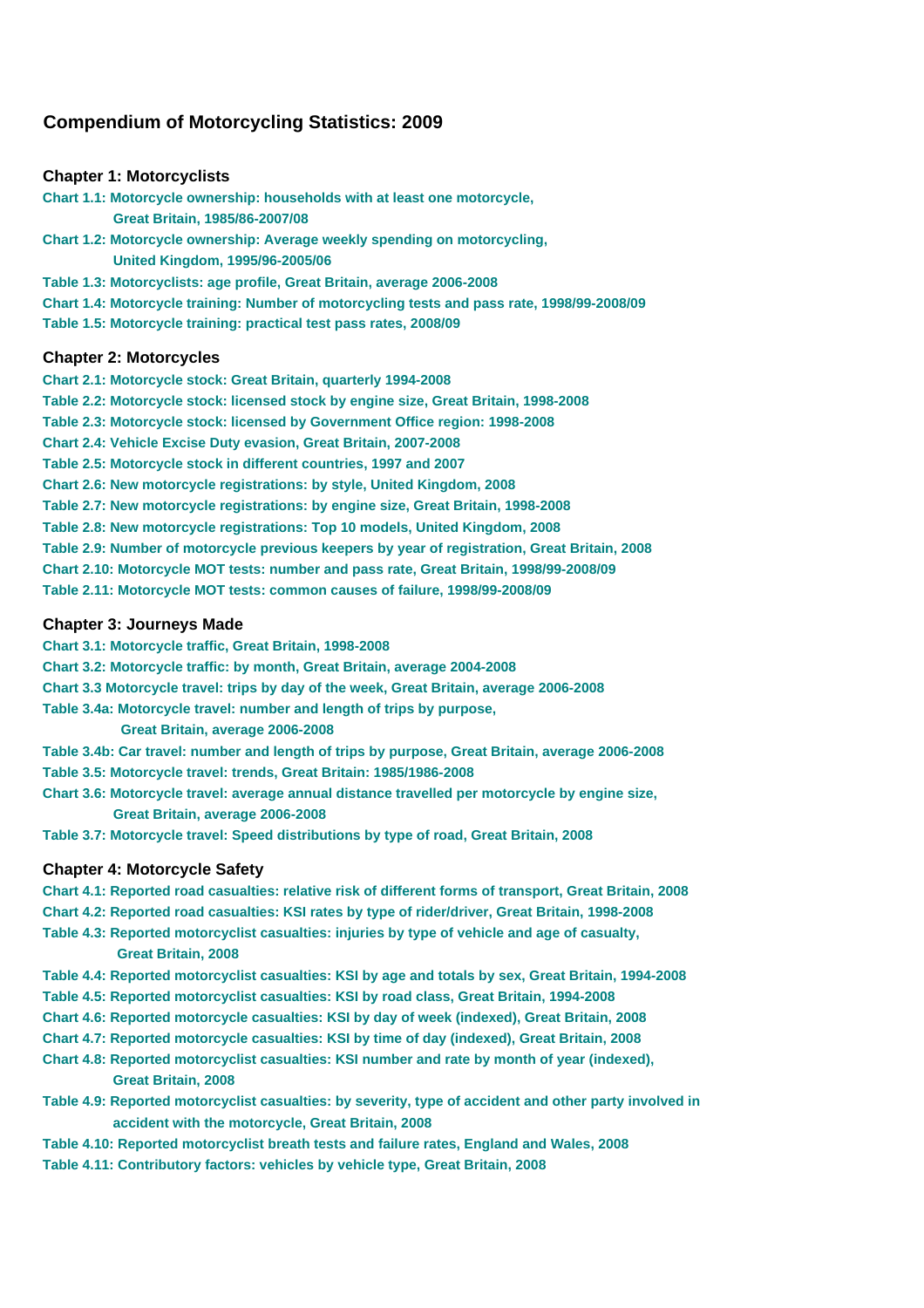# Compendium of Motorcycling Statistics: 2009

## Chapter 1: Motorcyclists

- Chart 1.1: Motorcycle ownership: households with at least one motorcycle, Great Britain, 1985/86-2007/08
- Chart 1.2: Motorcycle ownership: Average weekly spending on motorcycling, United Kingdom, 1995/96-2005/06
- Table 1.3: Motorcyclists: age profile, Great Britain, average 2006-2008
- Chart 1.4: Motorcycle training: Number of motorcycling tests and pass rate, 1998/99-2008/09
- Table 1.5: Motorcycle training: practical test pass rates, 2008/09

## Chapter 2: Motorcycles

- Chart 2.1: Motorcycle stock: Great Britain, quarterly 1994-2008
- Table 2.2: Motorcycle stock: licensed stock by engine size, Great Britain, 1998-2008
- Table 2.3: Motorcycle stock: licensed by Government Office region: 1998-2008
- Chart 2.4: Vehicle Excise Duty evasion, Great Britain, 2007-2008
- Table 2.5: Motorcycle stock in different countries, 1997 and 2007
- Chart 2.6: New motorcycle registrations: by style, United Kingdom, 2008
- Table 2.7: New motorcycle registrations: by engine size, Great Britain, 1998-2008
- Table 2.8: New motorcycle registrations: Top 10 models, United Kingdom, 2008
- Table 2.9: Number of motorcycle previous keepers by year of registration, Great Britain, 2008
- Chart 2.10: Motorcycle MOT tests: number and pass rate, Great Britain, 1998/99-2008/09
- Table 2.11: Motorcycle MOT tests: common causes of failure, 1998/99-2008/09

## Chapter 3: Journeys Made

- Chart 3.1: Motorcycle traffic, Great Britain, 1998-2008
- Chart 3.2: Motorcycle traffic: by month, Great Britain, average 2004-2008
- Chart 3.3 Motorcycle travel: trips by day of the week, Great Britain, average 2006-2008
- Table 3.4a: Motorcycle travel: number and length of trips by purpose, Great Britain, average 2006-2008
- Table 3.4b: Car travel: number and length of trips by purpose, Great Britain, average 2006-2008
- Table 3.5: Motorcycle travel: trends, Great Britain: 1985/1986-2008
- Chart 3.6: Motorcycle travel: average annual distance travelled per motorcycle by engine size, Great Britain, average 2006-2008
- Table 3.7: Motorcycle travel: Speed distributions by type of road, Great Britain, 2008

## Chapter 4: Motorcycle Safety

- Chart 4.1: Reported road casualties: relative risk of different forms of transport, Great Britain, 2008
- Chart 4.2: Reported road casualties: KSI rates by type of rider/driver, Great Britain, 1998-2008
- Table 4.3: Reported motorcyclist casualties: injuries by type of vehicle and age of casualty, Great Britain, 2008
- Table 4.4: Reported motorcyclist casualties: KSI by age and totals by sex, Great Britain, 1994-2008
- Table 4.5: Reported motorcyclist casualties: KSI by road class, Great Britain, 1994-2008
- Chart 4.6: Reported motorcycle casualties: KSI by day of week (indexed), Great Britain, 2008
- Chart 4.7: Reported motorcycle casualties: KSI by time of day (indexed), Great Britain, 2008
- Chart 4.8: Reported motorcyclist casualties: KSI number and rate by month of year (indexed), Great Britain, 2008
- Table 4.9: Reported motorcyclist casualties: by severity, type of accident and other party involved in accident with the motorcycle, Great Britain, 2008
- Table 4.10: Reported motorcyclist breath tests and failure rates, England and Wales, 2008
- Table 4.11: Contributory factors: vehicles by vehicle type, Great Britain, 2008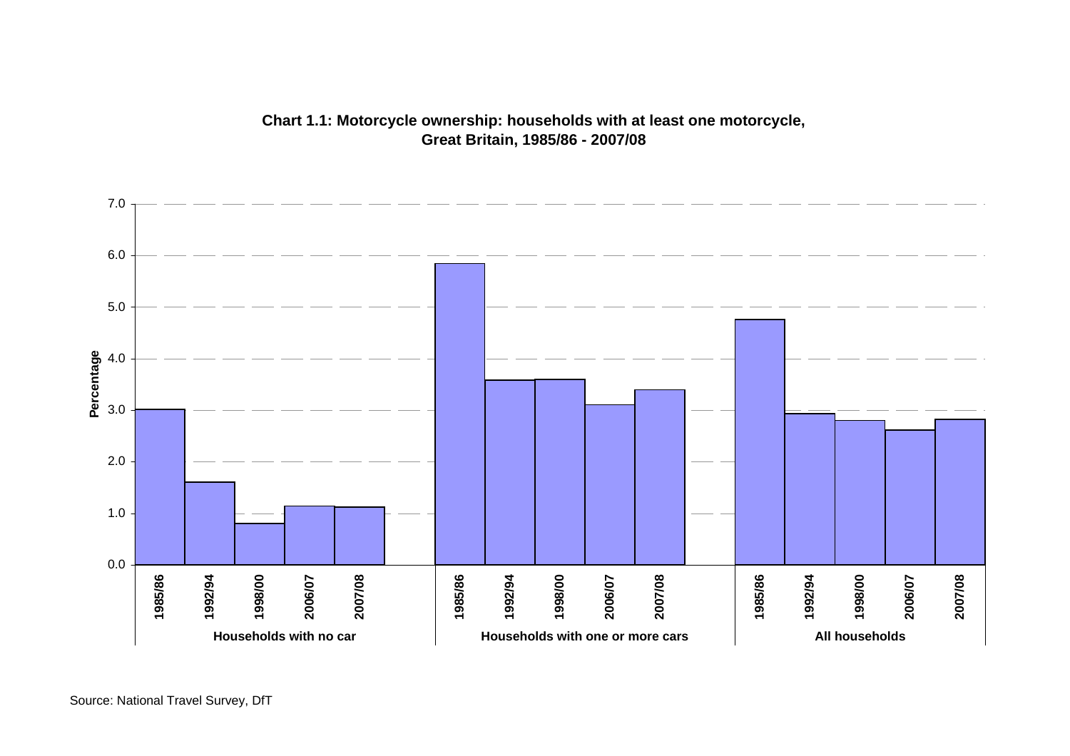**Chart 1.1: Motorcycle ownership: households with at least one motorcycle, Great Britain, 1985/86 - 2007/08**

Source: National Travel Survey, DfT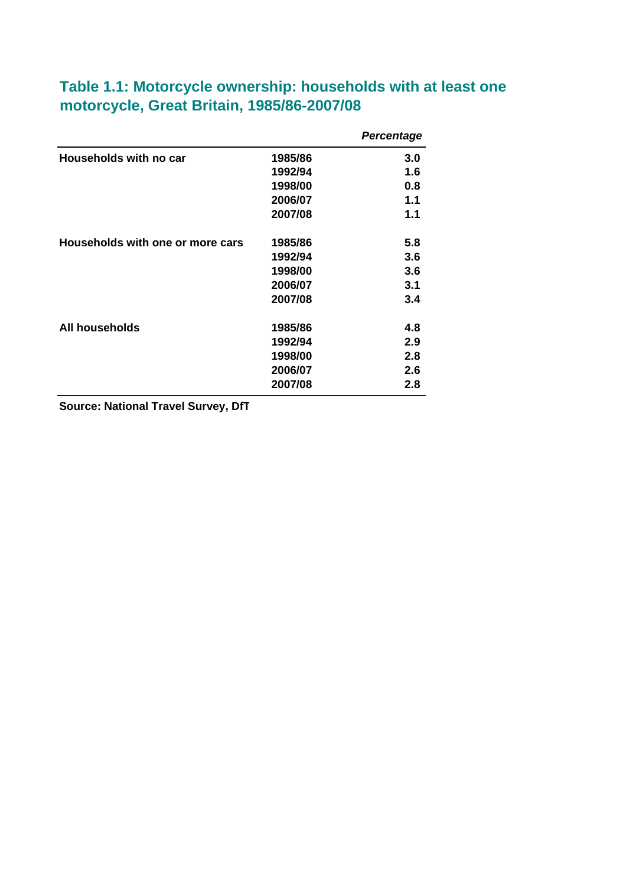## Table 1.1: Motorcycle ownership: households with at least one motorcycle, Great Britain, 1985/86-2007/08

| | | *Percentage* |
|---|---|---|
| **Households with no car** | **1985/86** | **3.0** |
| | **1992/94** | **1.6** |
| | **1998/00** | **0.8** |
| | **2006/07** | **1.1** |
| | **2007/08** | **1.1** |
| **Households with one or more cars** | **1985/86** | **5.8** |
| | **1992/94** | **3.6** |
| | **1998/00** | **3.6** |
| | **2006/07** | **3.1** |
| | **2007/08** | **3.4** |
| **All households** | **1985/86** | **4.8** |
| | **1992/94** | **2.9** |
| | **1998/00** | **2.8** |
| | **2006/07** | **2.6** |
| | **2007/08** | **2.8** |

**Source: National Travel Survey, DfT**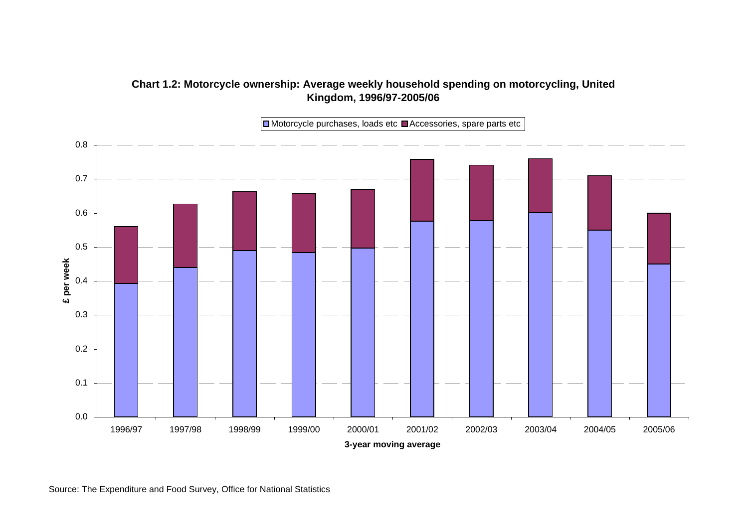**Chart 1.2: Motorcycle ownership: Average weekly household spending on motorcycling, United Kingdom, 1996/97-2005/06**

Motorcycle purchases, loads etc | Accessories, spare parts etc

£ per week

3-year moving average

Source: The Expenditure and Food Survey, Office for National Statistics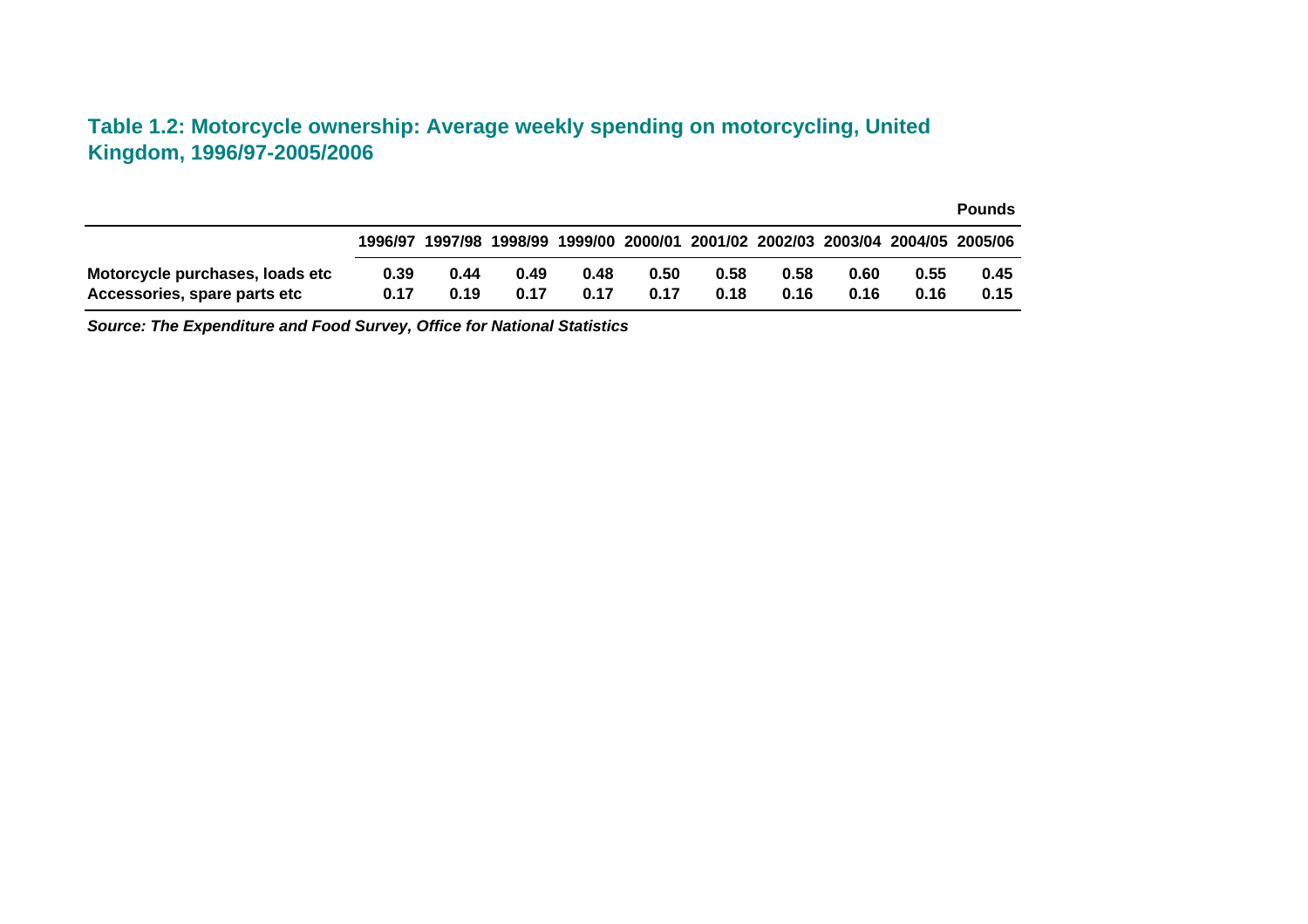### Table 1.2: Motorcycle ownership: Average weekly spending on motorcycling, United Kingdom, 1996/97-2005/2006

**Pounds**

| | 1996/97 | 1997/98 | 1998/99 | 1999/00 | 2000/01 | 2001/02 | 2002/03 | 2003/04 | 2004/05 | 2005/06 |
|---|---|---|---|---|---|---|---|---|---|---|
| **Motorcycle purchases, loads etc** | 0.39 | 0.44 | 0.49 | 0.48 | 0.50 | 0.58 | 0.58 | 0.60 | 0.55 | 0.45 |
| **Accessories, spare parts etc** | 0.17 | 0.19 | 0.17 | 0.17 | 0.17 | 0.18 | 0.16 | 0.16 | 0.16 | 0.15 |

***Source: The Expenditure and Food Survey, Office for National Statistics***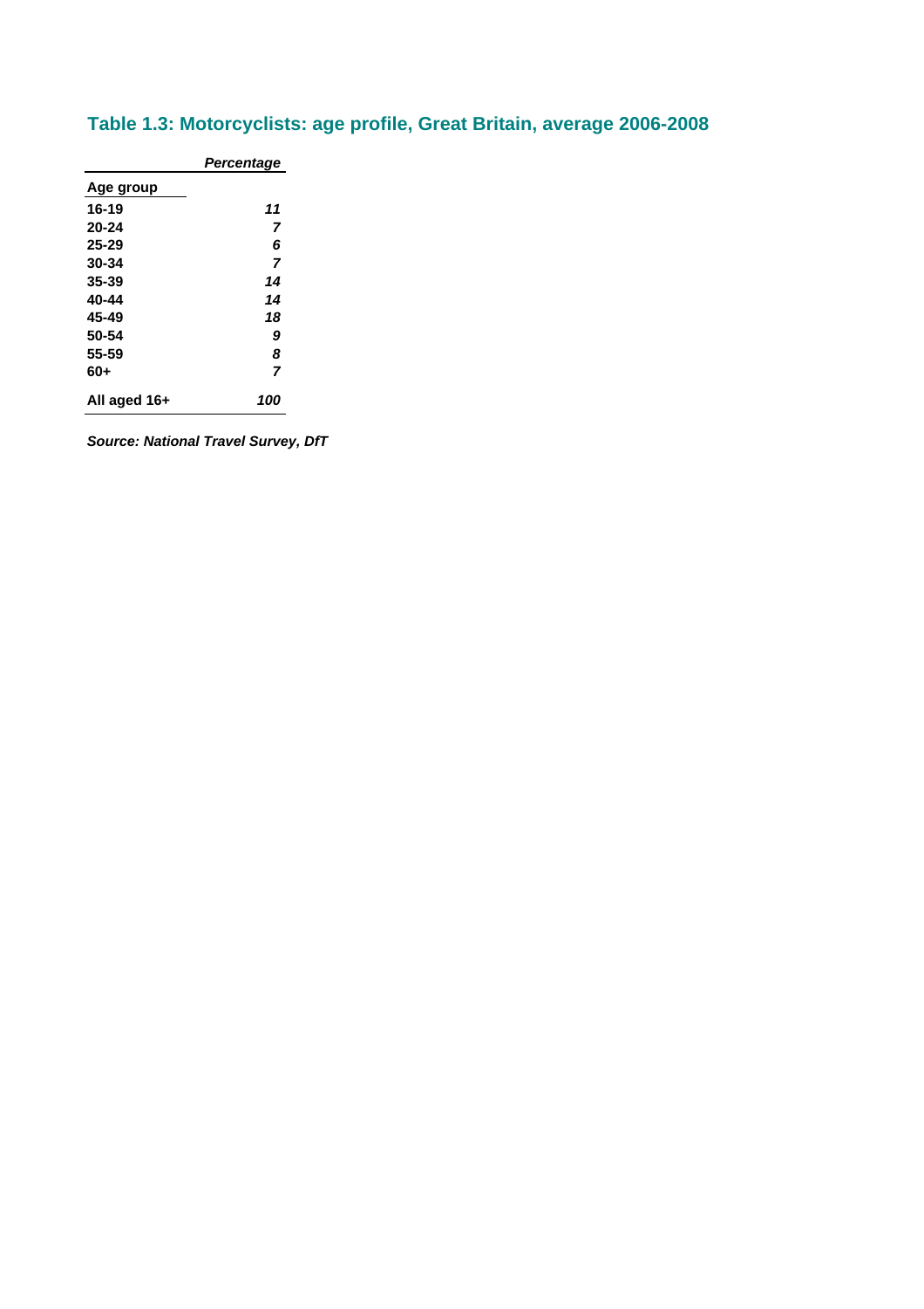## Table 1.3: Motorcyclists: age profile, Great Britain, average 2006-2008

| Age group | *Percentage* |
|---|---|
| **16-19** | ***11*** |
| **20-24** | ***7*** |
| **25-29** | ***6*** |
| **30-34** | ***7*** |
| **35-39** | ***14*** |
| **40-44** | ***14*** |
| **45-49** | ***18*** |
| **50-54** | ***9*** |
| **55-59** | ***8*** |
| **60+** | ***7*** |
| **All aged 16+** | ***100*** |

***Source: National Travel Survey, DfT***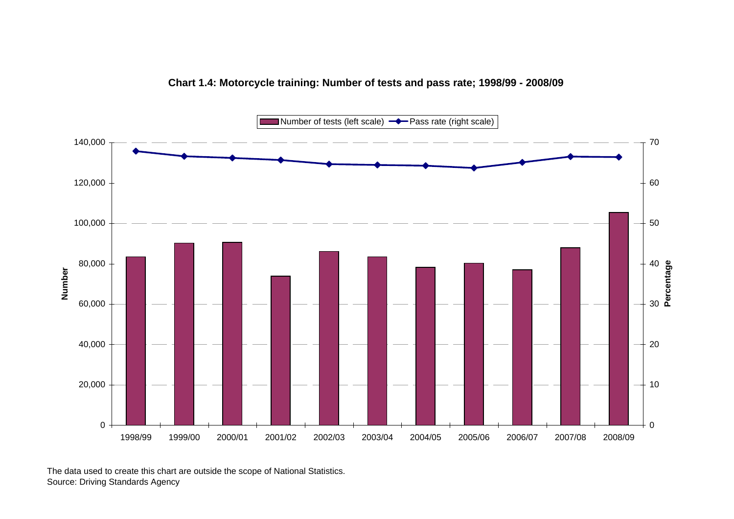**Chart 1.4: Motorcycle training: Number of tests and pass rate; 1998/99 - 2008/09**

Number of tests (left scale) — Pass rate (right scale)

Number: 0, 20,000, 40,000, 60,000, 80,000, 100,000, 120,000, 140,000

Percentage: 0, 10, 20, 30, 40, 50, 60, 70

1998/99, 1999/00, 2000/01, 2001/02, 2002/03, 2003/04, 2004/05, 2005/06, 2006/07, 2007/08, 2008/09

The data used to create this chart are outside the scope of National Statistics.
Source: Driving Standards Agency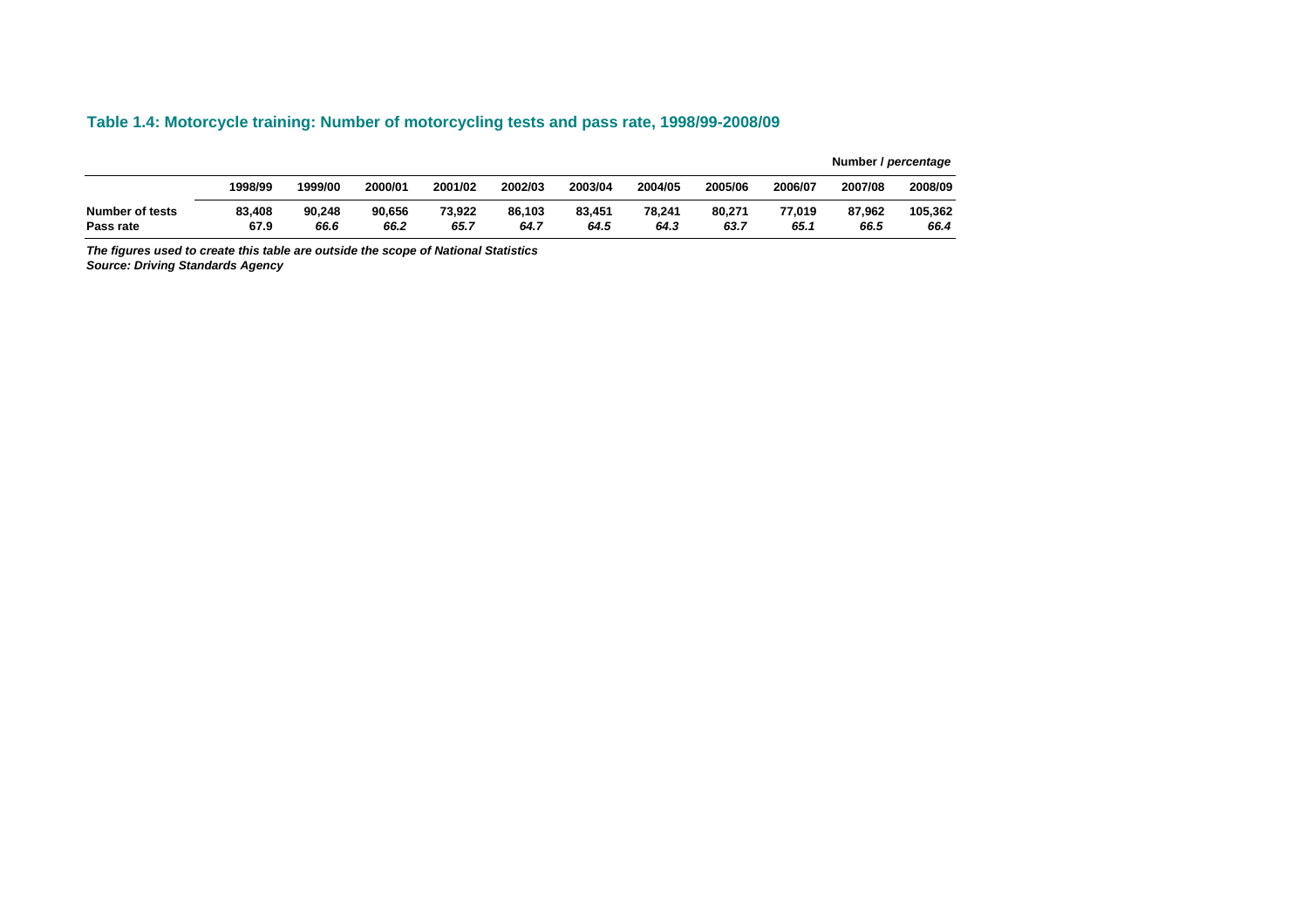## Table 1.4: Motorcycle training: Number of motorcycling tests and pass rate, 1998/99-2008/09

Number / *percentage*

| | 1998/99 | 1999/00 | 2000/01 | 2001/02 | 2002/03 | 2003/04 | 2004/05 | 2005/06 | 2006/07 | 2007/08 | 2008/09 |
|---|---|---|---|---|---|---|---|---|---|---|---|
| **Number of tests** | 83,408 | 90,248 | 90,656 | 73,922 | 86,103 | 83,451 | 78,241 | 80,271 | 77,019 | 87,962 | 105,362 |
| **Pass rate** | 67.9 | *66.6* | *66.2* | *65.7* | *64.7* | *64.5* | *64.3* | *63.7* | *65.1* | *66.5* | *66.4* |

***The figures used to create this table are outside the scope of National Statistics***
***Source: Driving Standards Agency***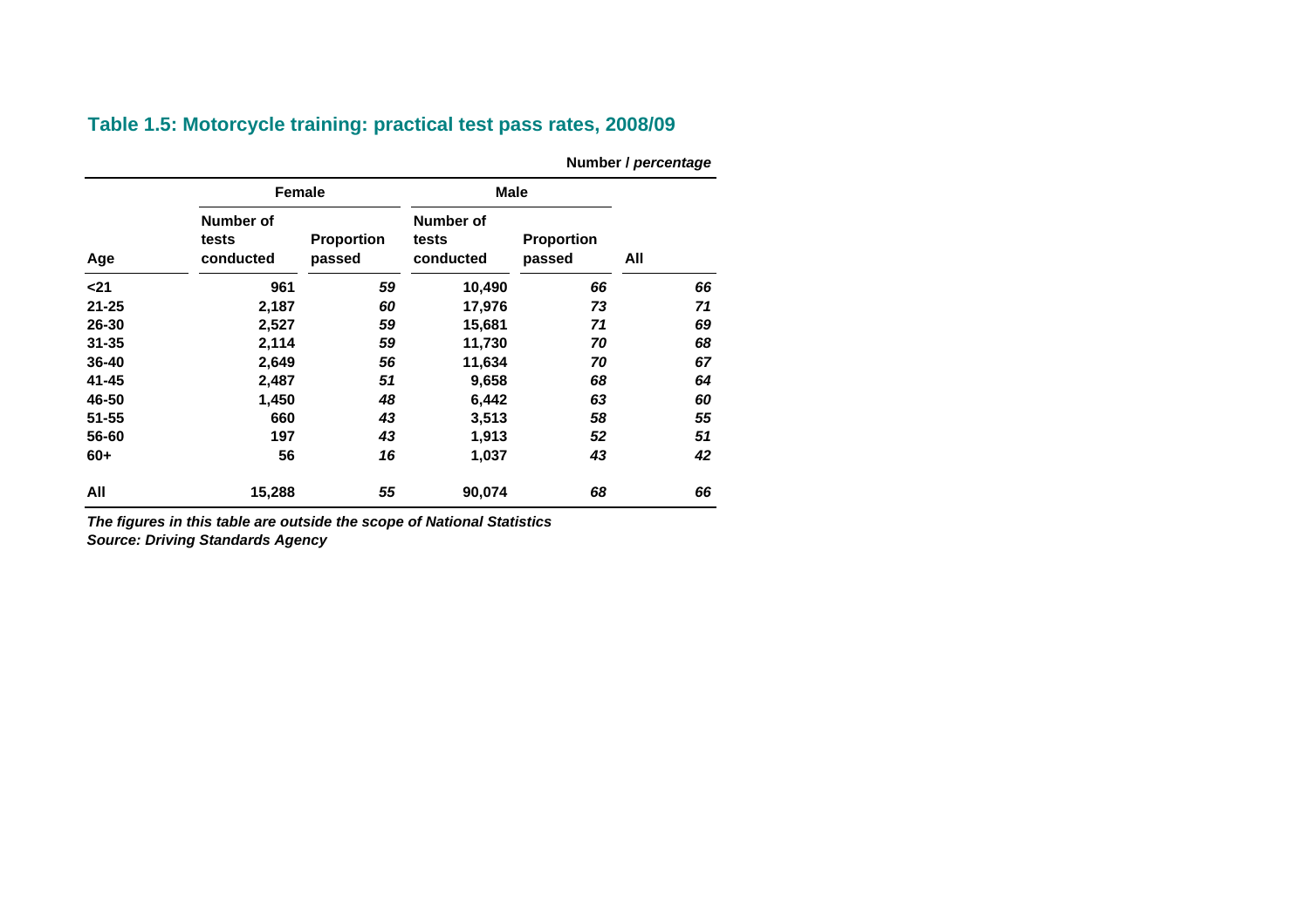## Table 1.5: Motorcycle training: practical test pass rates, 2008/09

Number / *percentage*

| | Female | | Male | | |
|---|---|---|---|---|---|
| **Age** | **Number of tests conducted** | **Proportion passed** | **Number of tests conducted** | **Proportion passed** | **All** |
| <21 | 961 | *59* | 10,490 | *66* | *66* |
| 21-25 | 2,187 | *60* | 17,976 | *73* | *71* |
| 26-30 | 2,527 | *59* | 15,681 | *71* | *69* |
| 31-35 | 2,114 | *59* | 11,730 | *70* | *68* |
| 36-40 | 2,649 | *56* | 11,634 | *70* | *67* |
| 41-45 | 2,487 | *51* | 9,658 | *68* | *64* |
| 46-50 | 1,450 | *48* | 6,442 | *63* | *60* |
| 51-55 | 660 | *43* | 3,513 | *58* | *55* |
| 56-60 | 197 | *43* | 1,913 | *52* | *51* |
| 60+ | 56 | *16* | 1,037 | *43* | *42* |
| **All** | **15,288** | ***55*** | **90,074** | ***68*** | ***66*** |

*The figures in this table are outside the scope of National Statistics*
*Source: Driving Standards Agency*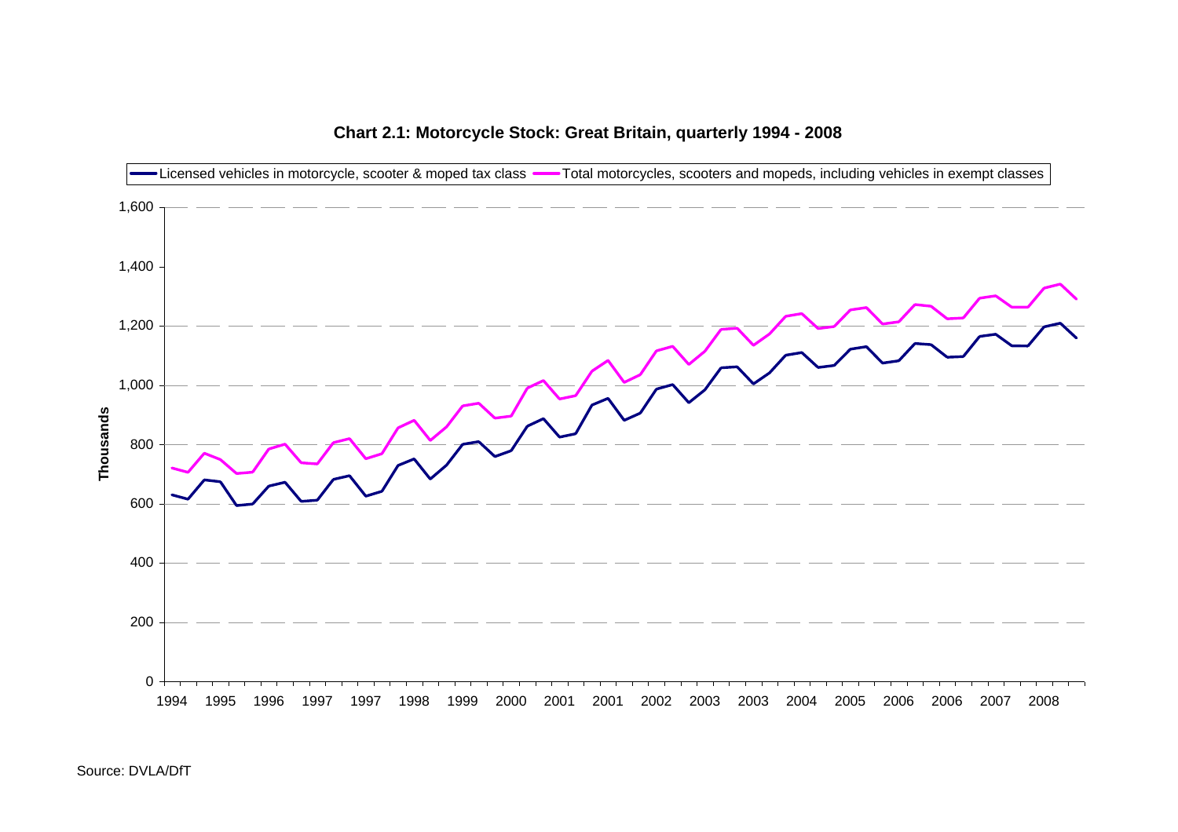**Chart 2.1: Motorcycle Stock: Great Britain, quarterly 1994 - 2008**

Licensed vehicles in motorcycle, scooter & moped tax class — Total motorcycles, scooters and mopeds, including vehicles in exempt classes

Thousands

1,600
1,400
1,200
1,000
800
600
400
200
0

1994 1995 1996 1997 1997 1998 1999 2000 2001 2001 2002 2003 2003 2004 2005 2006 2006 2007 2008

Source: DVLA/DfT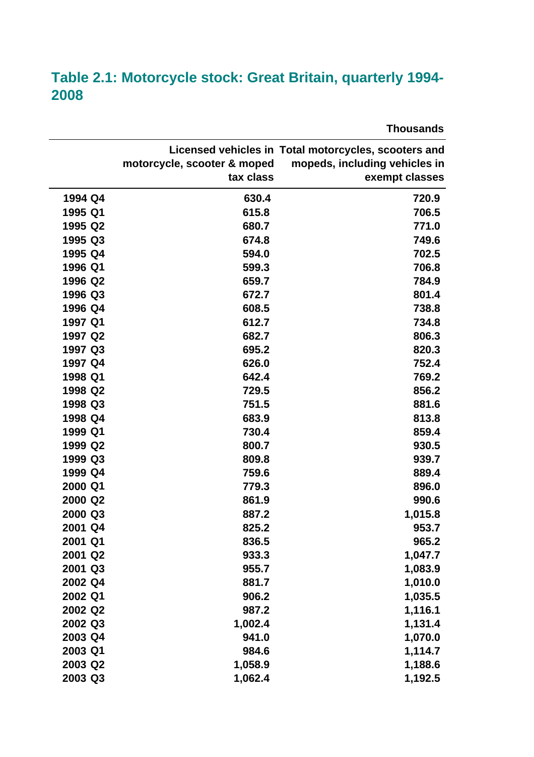## Table 2.1: Motorcycle stock: Great Britain, quarterly 1994-2008

**Thousands**

| | Licensed vehicles in motorcycle, scooter & moped tax class | Total motorcycles, scooters and mopeds, including vehicles in exempt classes |
|---|---|---|
| 1994 Q4 | 630.4 | 720.9 |
| 1995 Q1 | 615.8 | 706.5 |
| 1995 Q2 | 680.7 | 771.0 |
| 1995 Q3 | 674.8 | 749.6 |
| 1995 Q4 | 594.0 | 702.5 |
| 1996 Q1 | 599.3 | 706.8 |
| 1996 Q2 | 659.7 | 784.9 |
| 1996 Q3 | 672.7 | 801.4 |
| 1996 Q4 | 608.5 | 738.8 |
| 1997 Q1 | 612.7 | 734.8 |
| 1997 Q2 | 682.7 | 806.3 |
| 1997 Q3 | 695.2 | 820.3 |
| 1997 Q4 | 626.0 | 752.4 |
| 1998 Q1 | 642.4 | 769.2 |
| 1998 Q2 | 729.5 | 856.2 |
| 1998 Q3 | 751.5 | 881.6 |
| 1998 Q4 | 683.9 | 813.8 |
| 1999 Q1 | 730.4 | 859.4 |
| 1999 Q2 | 800.7 | 930.5 |
| 1999 Q3 | 809.8 | 939.7 |
| 1999 Q4 | 759.6 | 889.4 |
| 2000 Q1 | 779.3 | 896.0 |
| 2000 Q2 | 861.9 | 990.6 |
| 2000 Q3 | 887.2 | 1,015.8 |
| 2001 Q4 | 825.2 | 953.7 |
| 2001 Q1 | 836.5 | 965.2 |
| 2001 Q2 | 933.3 | 1,047.7 |
| 2001 Q3 | 955.7 | 1,083.9 |
| 2002 Q4 | 881.7 | 1,010.0 |
| 2002 Q1 | 906.2 | 1,035.5 |
| 2002 Q2 | 987.2 | 1,116.1 |
| 2002 Q3 | 1,002.4 | 1,131.4 |
| 2003 Q4 | 941.0 | 1,070.0 |
| 2003 Q1 | 984.6 | 1,114.7 |
| 2003 Q2 | 1,058.9 | 1,188.6 |
| 2003 Q3 | 1,062.4 | 1,192.5 |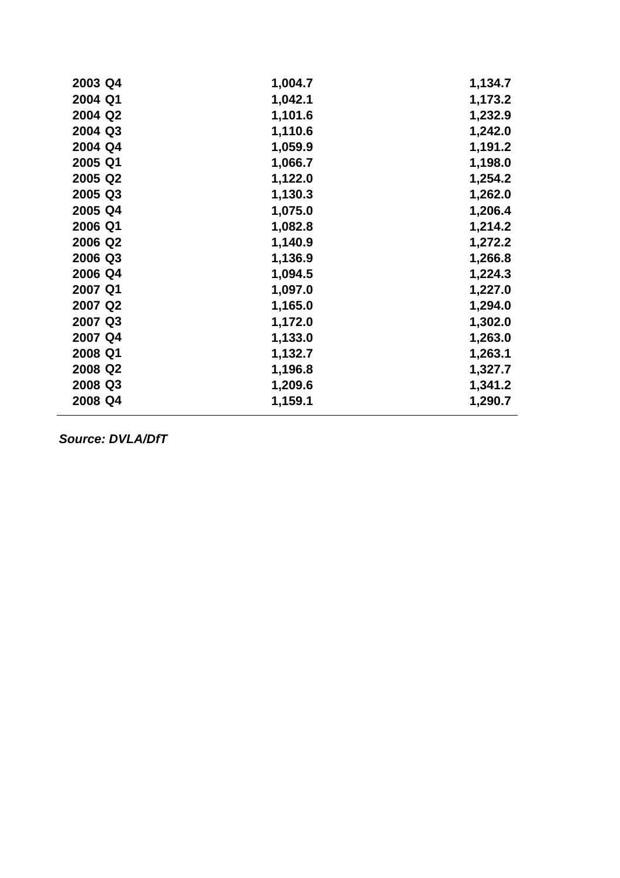| | | |
|---|---|---|
| 2003 Q4 | 1,004.7 | 1,134.7 |
| 2004 Q1 | 1,042.1 | 1,173.2 |
| 2004 Q2 | 1,101.6 | 1,232.9 |
| 2004 Q3 | 1,110.6 | 1,242.0 |
| 2004 Q4 | 1,059.9 | 1,191.2 |
| 2005 Q1 | 1,066.7 | 1,198.0 |
| 2005 Q2 | 1,122.0 | 1,254.2 |
| 2005 Q3 | 1,130.3 | 1,262.0 |
| 2005 Q4 | 1,075.0 | 1,206.4 |
| 2006 Q1 | 1,082.8 | 1,214.2 |
| 2006 Q2 | 1,140.9 | 1,272.2 |
| 2006 Q3 | 1,136.9 | 1,266.8 |
| 2006 Q4 | 1,094.5 | 1,224.3 |
| 2007 Q1 | 1,097.0 | 1,227.0 |
| 2007 Q2 | 1,165.0 | 1,294.0 |
| 2007 Q3 | 1,172.0 | 1,302.0 |
| 2007 Q4 | 1,133.0 | 1,263.0 |
| 2008 Q1 | 1,132.7 | 1,263.1 |
| 2008 Q2 | 1,196.8 | 1,327.7 |
| 2008 Q3 | 1,209.6 | 1,341.2 |
| 2008 Q4 | 1,159.1 | 1,290.7 |

***Source: DVLA/DfT***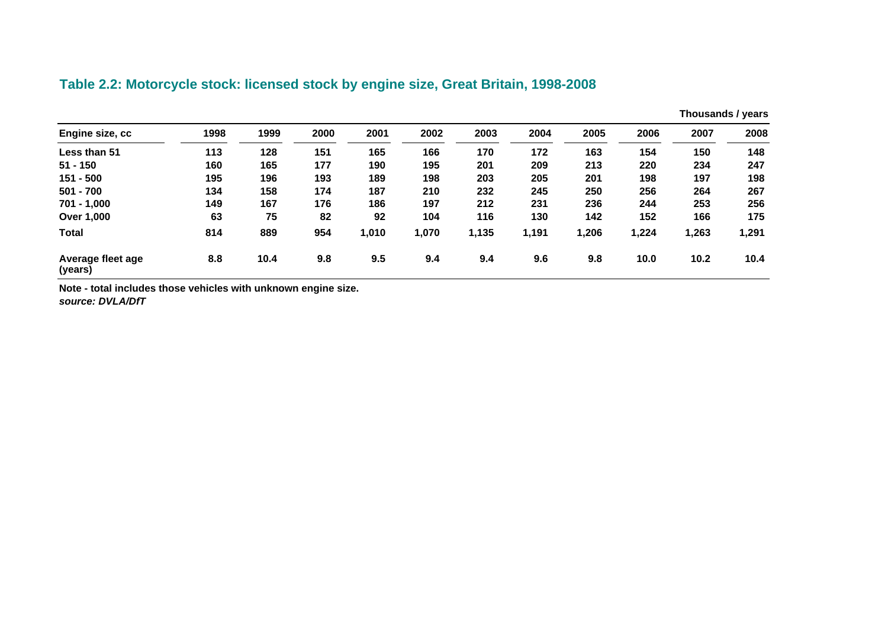## Table 2.2: Motorcycle stock: licensed stock by engine size, Great Britain, 1998-2008

Thousands / years

| Engine size, cc | 1998 | 1999 | 2000 | 2001 | 2002 | 2003 | 2004 | 2005 | 2006 | 2007 | 2008 |
|---|---|---|---|---|---|---|---|---|---|---|---|
| Less than 51 | 113 | 128 | 151 | 165 | 166 | 170 | 172 | 163 | 154 | 150 | 148 |
| 51 - 150 | 160 | 165 | 177 | 190 | 195 | 201 | 209 | 213 | 220 | 234 | 247 |
| 151 - 500 | 195 | 196 | 193 | 189 | 198 | 203 | 205 | 201 | 198 | 197 | 198 |
| 501 - 700 | 134 | 158 | 174 | 187 | 210 | 232 | 245 | 250 | 256 | 264 | 267 |
| 701 - 1,000 | 149 | 167 | 176 | 186 | 197 | 212 | 231 | 236 | 244 | 253 | 256 |
| Over 1,000 | 63 | 75 | 82 | 92 | 104 | 116 | 130 | 142 | 152 | 166 | 175 |
| Total | 814 | 889 | 954 | 1,010 | 1,070 | 1,135 | 1,191 | 1,206 | 1,224 | 1,263 | 1,291 |
| Average fleet age (years) | 8.8 | 10.4 | 9.8 | 9.5 | 9.4 | 9.4 | 9.6 | 9.8 | 10.0 | 10.2 | 10.4 |

**Note - total includes those vehicles with unknown engine size.**

***source: DVLA/DfT***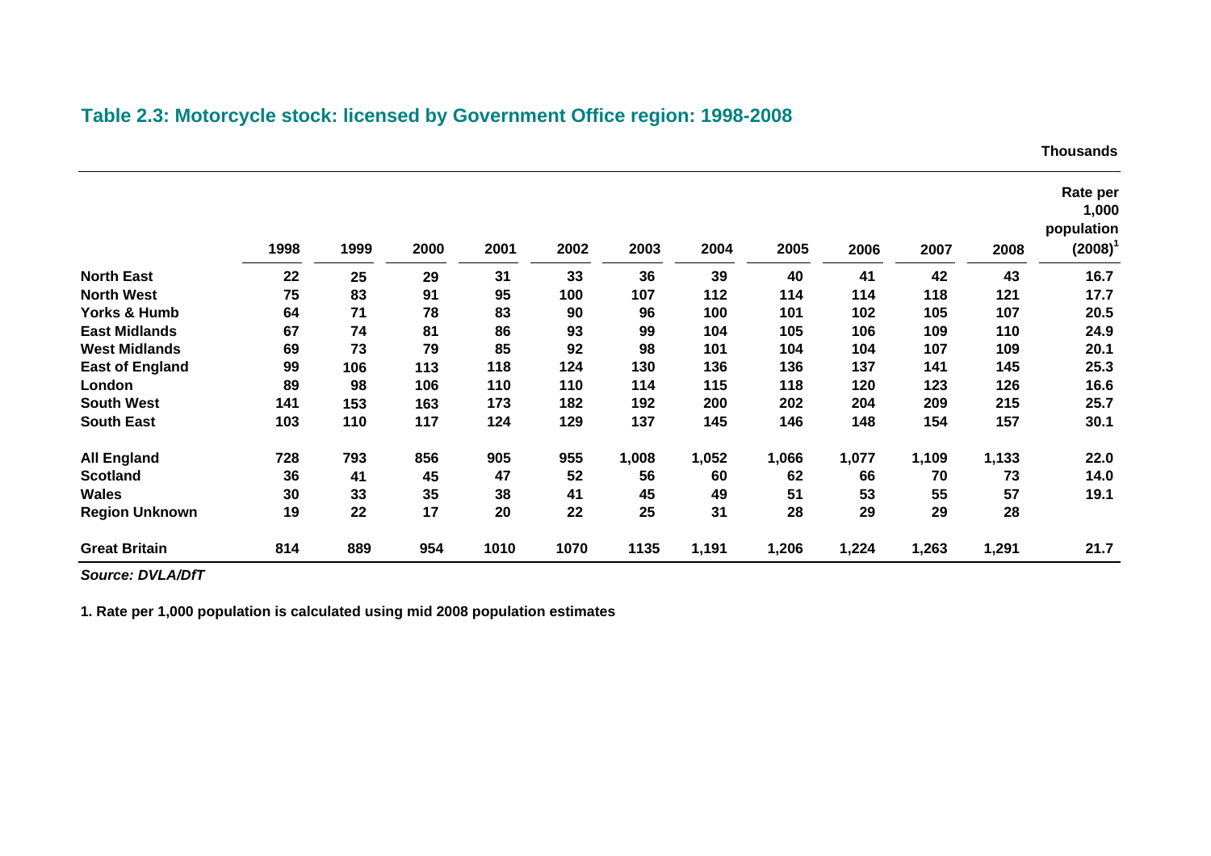## Table 2.3: Motorcycle stock: licensed by Government Office region: 1998-2008

Thousands

| | 1998 | 1999 | 2000 | 2001 | 2002 | 2003 | 2004 | 2005 | 2006 | 2007 | 2008 | Rate per 1,000 population (2008)[1] |
|---|---|---|---|---|---|---|---|---|---|---|---|---|
| **North East** | 22 | 25 | 29 | 31 | 33 | 36 | 39 | 40 | 41 | 42 | 43 | 16.7 |
| **North West** | 75 | 83 | 91 | 95 | 100 | 107 | 112 | 114 | 114 | 118 | 121 | 17.7 |
| **Yorks & Humb** | 64 | 71 | 78 | 83 | 90 | 96 | 100 | 101 | 102 | 105 | 107 | 20.5 |
| **East Midlands** | 67 | 74 | 81 | 86 | 93 | 99 | 104 | 105 | 106 | 109 | 110 | 24.9 |
| **West Midlands** | 69 | 73 | 79 | 85 | 92 | 98 | 101 | 104 | 104 | 107 | 109 | 20.1 |
| **East of England** | 99 | 106 | 113 | 118 | 124 | 130 | 136 | 136 | 137 | 141 | 145 | 25.3 |
| **London** | 89 | 98 | 106 | 110 | 110 | 114 | 115 | 118 | 120 | 123 | 126 | 16.6 |
| **South West** | 141 | 153 | 163 | 173 | 182 | 192 | 200 | 202 | 204 | 209 | 215 | 25.7 |
| **South East** | 103 | 110 | 117 | 124 | 129 | 137 | 145 | 146 | 148 | 154 | 157 | 30.1 |
| **All England** | 728 | 793 | 856 | 905 | 955 | 1,008 | 1,052 | 1,066 | 1,077 | 1,109 | 1,133 | 22.0 |
| **Scotland** | 36 | 41 | 45 | 47 | 52 | 56 | 60 | 62 | 66 | 70 | 73 | 14.0 |
| **Wales** | 30 | 33 | 35 | 38 | 41 | 45 | 49 | 51 | 53 | 55 | 57 | 19.1 |
| **Region Unknown** | 19 | 22 | 17 | 20 | 22 | 25 | 31 | 28 | 29 | 29 | 28 | |
| **Great Britain** | 814 | 889 | 954 | 1010 | 1070 | 1135 | 1,191 | 1,206 | 1,224 | 1,263 | 1,291 | 21.7 |

*Source: DVLA/DfT*

1. Rate per 1,000 population is calculated using mid 2008 population estimates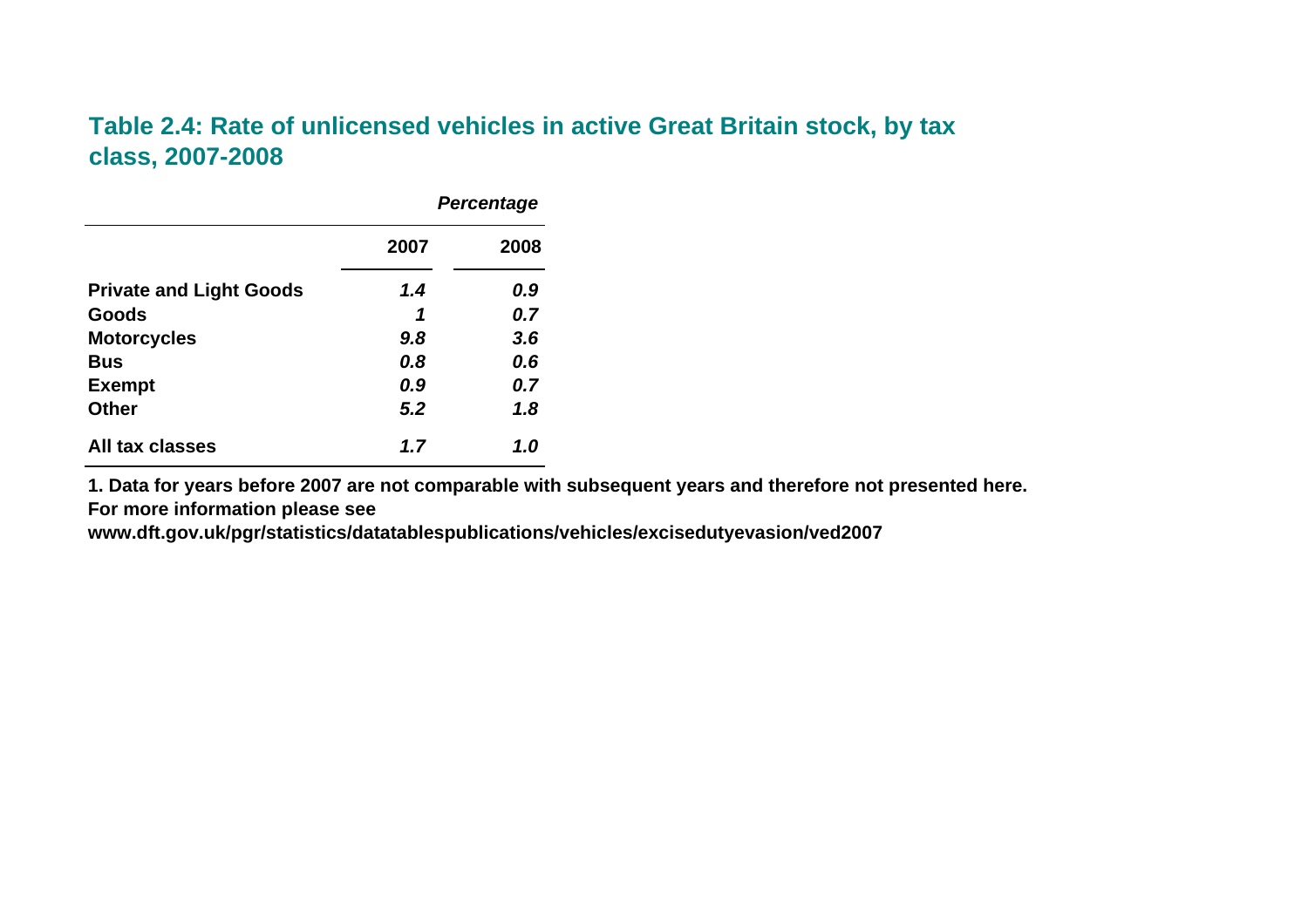## Table 2.4: Rate of unlicensed vehicles in active Great Britain stock, by tax class, 2007-2008

*Percentage*

| | 2007 | 2008 |
|---|---|---|
| **Private and Light Goods** | ***1.4*** | ***0.9*** |
| **Goods** | ***1*** | ***0.7*** |
| **Motorcycles** | ***9.8*** | ***3.6*** |
| **Bus** | ***0.8*** | ***0.6*** |
| **Exempt** | ***0.9*** | ***0.7*** |
| **Other** | ***5.2*** | ***1.8*** |
| **All tax classes** | ***1.7*** | ***1.0*** |

**1. Data for years before 2007 are not comparable with subsequent years and therefore not presented here.**
**For more information please see**
**www.dft.gov.uk/pgr/statistics/datatablespublications/vehicles/excisedutyevasion/ved2007**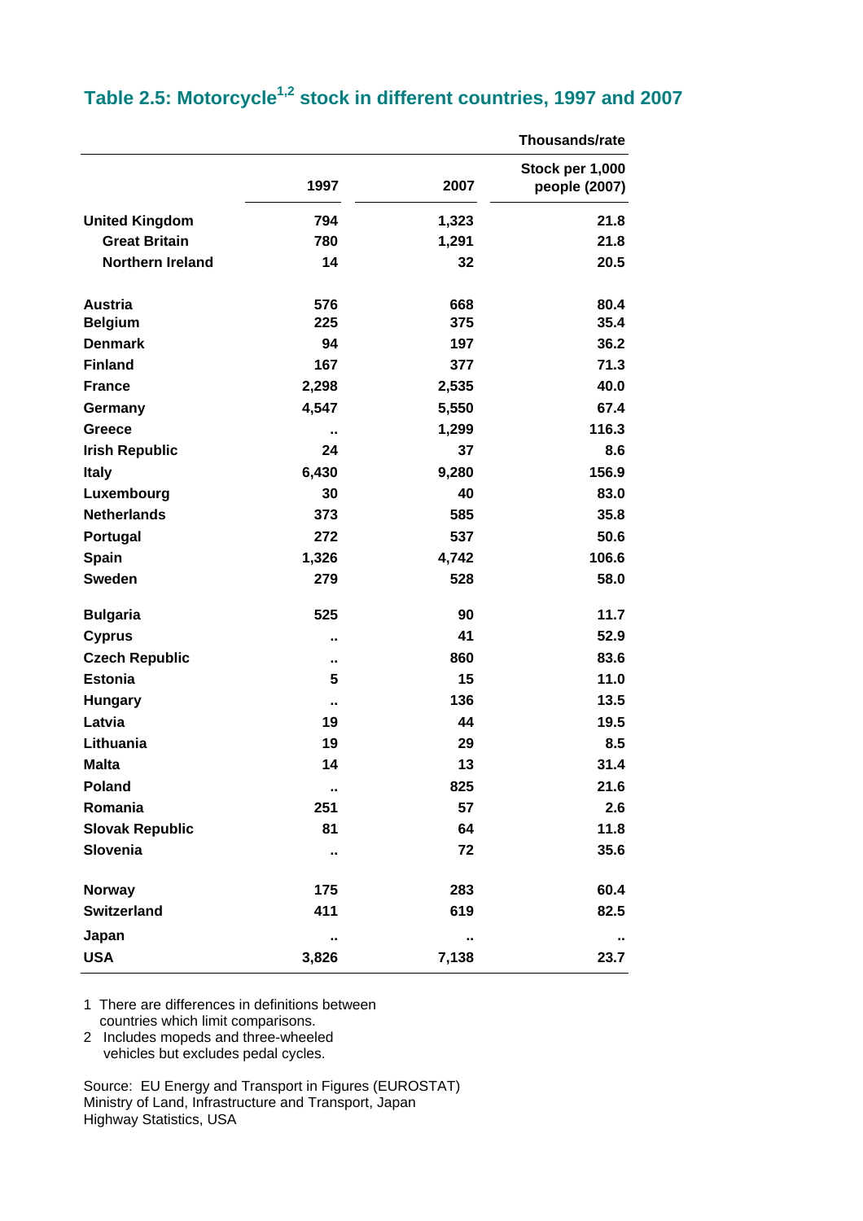## Table 2.5: Motorcycle[1,2] stock in different countries, 1997 and 2007

Thousands/rate

| | 1997 | 2007 | Stock per 1,000 people (2007) |
|---|---|---|---|
| **United Kingdom** | 794 | 1,323 | 21.8 |
| Great Britain | 780 | 1,291 | 21.8 |
| Northern Ireland | 14 | 32 | 20.5 |
| | | | |
| **Austria** | 576 | 668 | 80.4 |
| **Belgium** | 225 | 375 | 35.4 |
| **Denmark** | 94 | 197 | 36.2 |
| **Finland** | 167 | 377 | 71.3 |
| **France** | 2,298 | 2,535 | 40.0 |
| **Germany** | 4,547 | 5,550 | 67.4 |
| **Greece** | .. | 1,299 | 116.3 |
| **Irish Republic** | 24 | 37 | 8.6 |
| **Italy** | 6,430 | 9,280 | 156.9 |
| **Luxembourg** | 30 | 40 | 83.0 |
| **Netherlands** | 373 | 585 | 35.8 |
| **Portugal** | 272 | 537 | 50.6 |
| **Spain** | 1,326 | 4,742 | 106.6 |
| **Sweden** | 279 | 528 | 58.0 |
| | | | |
| **Bulgaria** | 525 | 90 | 11.7 |
| **Cyprus** | .. | 41 | 52.9 |
| **Czech Republic** | .. | 860 | 83.6 |
| **Estonia** | 5 | 15 | 11.0 |
| **Hungary** | .. | 136 | 13.5 |
| **Latvia** | 19 | 44 | 19.5 |
| **Lithuania** | 19 | 29 | 8.5 |
| **Malta** | 14 | 13 | 31.4 |
| **Poland** | .. | 825 | 21.6 |
| **Romania** | 251 | 57 | 2.6 |
| **Slovak Republic** | 81 | 64 | 11.8 |
| **Slovenia** | .. | 72 | 35.6 |
| | | | |
| **Norway** | 175 | 283 | 60.4 |
| **Switzerland** | 411 | 619 | 82.5 |
| **Japan** | .. | .. | .. |
| **USA** | 3,826 | 7,138 | 23.7 |

1 There are differences in definitions between countries which limit comparisons.
2 Includes mopeds and three-wheeled vehicles but excludes pedal cycles.

Source: EU Energy and Transport in Figures (EUROSTAT)
Ministry of Land, Infrastructure and Transport, Japan
Highway Statistics, USA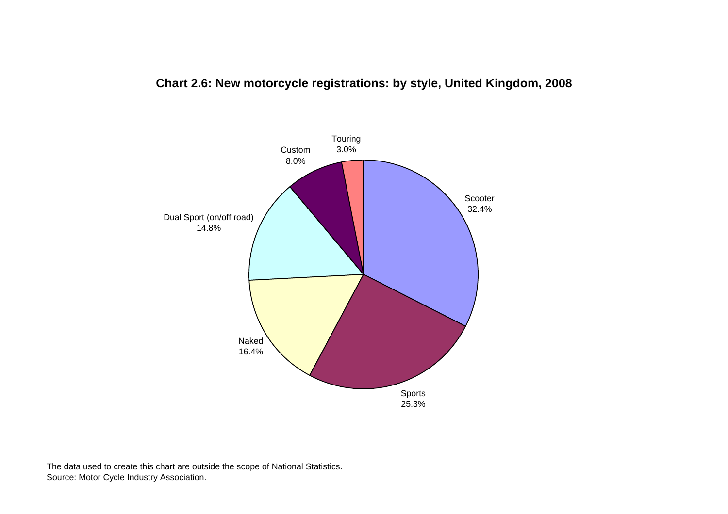**Chart 2.6: New motorcycle registrations: by style, United Kingdom, 2008**

| Style | Share |
|---|---|
| Scooter | 32.4% |
| Sports | 25.3% |
| Naked | 16.4% |
| Dual Sport (on/off road) | 14.8% |
| Custom | 8.0% |
| Touring | 3.0% |

The data used to create this chart are outside the scope of National Statistics.
Source: Motor Cycle Industry Association.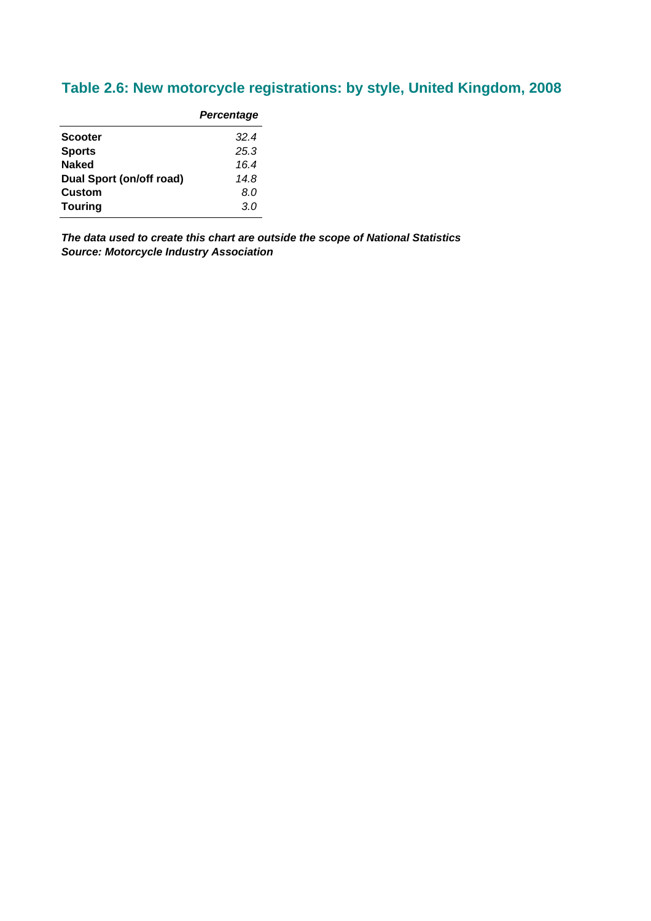## Table 2.6: New motorcycle registrations: by style, United Kingdom, 2008

| | *Percentage* |
|---|---|
| **Scooter** | *32.4* |
| **Sports** | *25.3* |
| **Naked** | *16.4* |
| **Dual Sport (on/off road)** | *14.8* |
| **Custom** | *8.0* |
| **Touring** | *3.0* |

***The data used to create this chart are outside the scope of National Statistics***
***Source: Motorcycle Industry Association***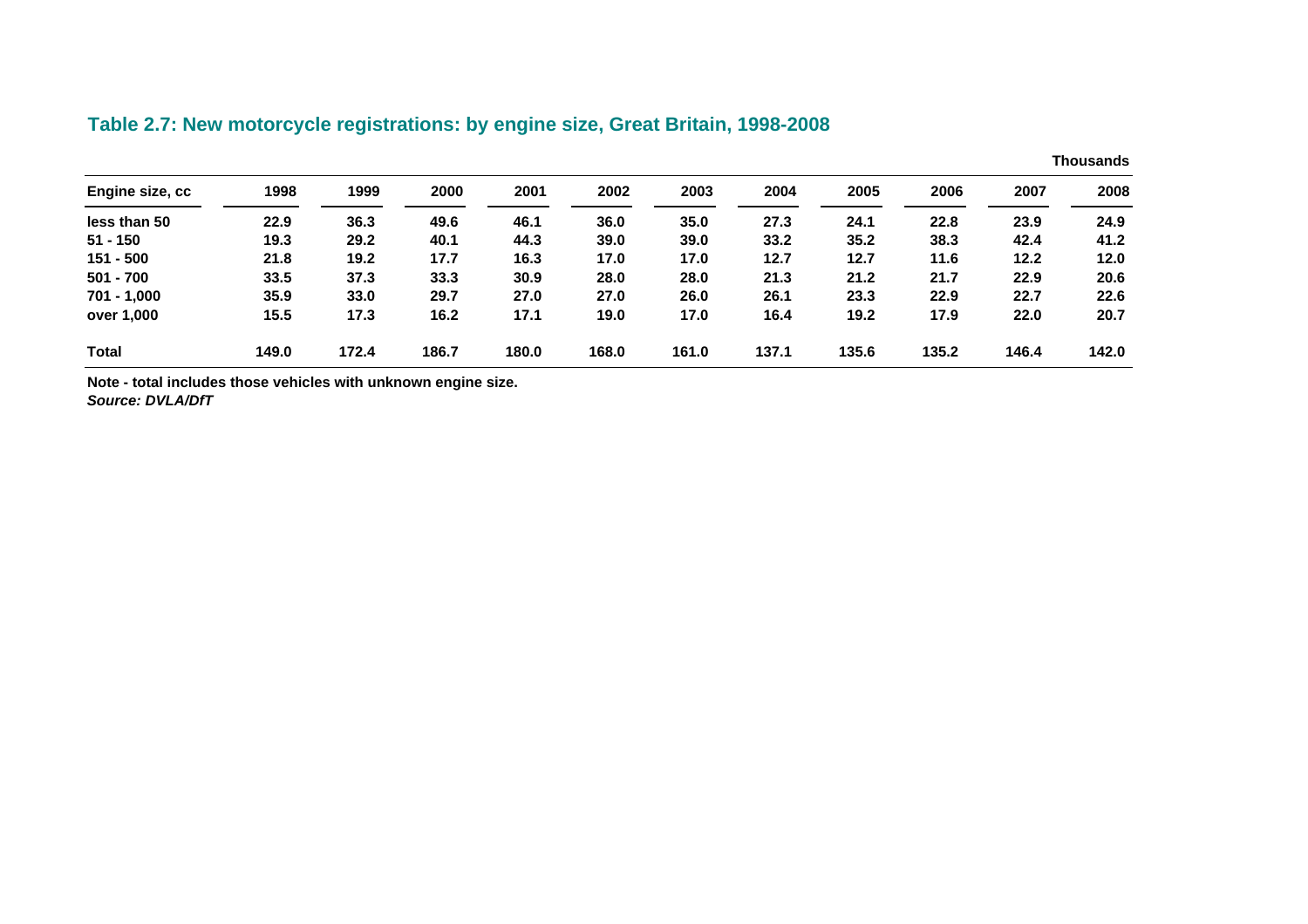## Table 2.7: New motorcycle registrations: by engine size, Great Britain, 1998-2008

Thousands

| Engine size, cc | 1998 | 1999 | 2000 | 2001 | 2002 | 2003 | 2004 | 2005 | 2006 | 2007 | 2008 |
|---|---|---|---|---|---|---|---|---|---|---|---|
| less than 50 | 22.9 | 36.3 | 49.6 | 46.1 | 36.0 | 35.0 | 27.3 | 24.1 | 22.8 | 23.9 | 24.9 |
| 51 - 150 | 19.3 | 29.2 | 40.1 | 44.3 | 39.0 | 39.0 | 33.2 | 35.2 | 38.3 | 42.4 | 41.2 |
| 151 - 500 | 21.8 | 19.2 | 17.7 | 16.3 | 17.0 | 17.0 | 12.7 | 12.7 | 11.6 | 12.2 | 12.0 |
| 501 - 700 | 33.5 | 37.3 | 33.3 | 30.9 | 28.0 | 28.0 | 21.3 | 21.2 | 21.7 | 22.9 | 20.6 |
| 701 - 1,000 | 35.9 | 33.0 | 29.7 | 27.0 | 27.0 | 26.0 | 26.1 | 23.3 | 22.9 | 22.7 | 22.6 |
| over 1,000 | 15.5 | 17.3 | 16.2 | 17.1 | 19.0 | 17.0 | 16.4 | 19.2 | 17.9 | 22.0 | 20.7 |
| **Total** | **149.0** | **172.4** | **186.7** | **180.0** | **168.0** | **161.0** | **137.1** | **135.6** | **135.2** | **146.4** | **142.0** |

Note - total includes those vehicles with unknown engine size.

*Source: DVLA/DfT*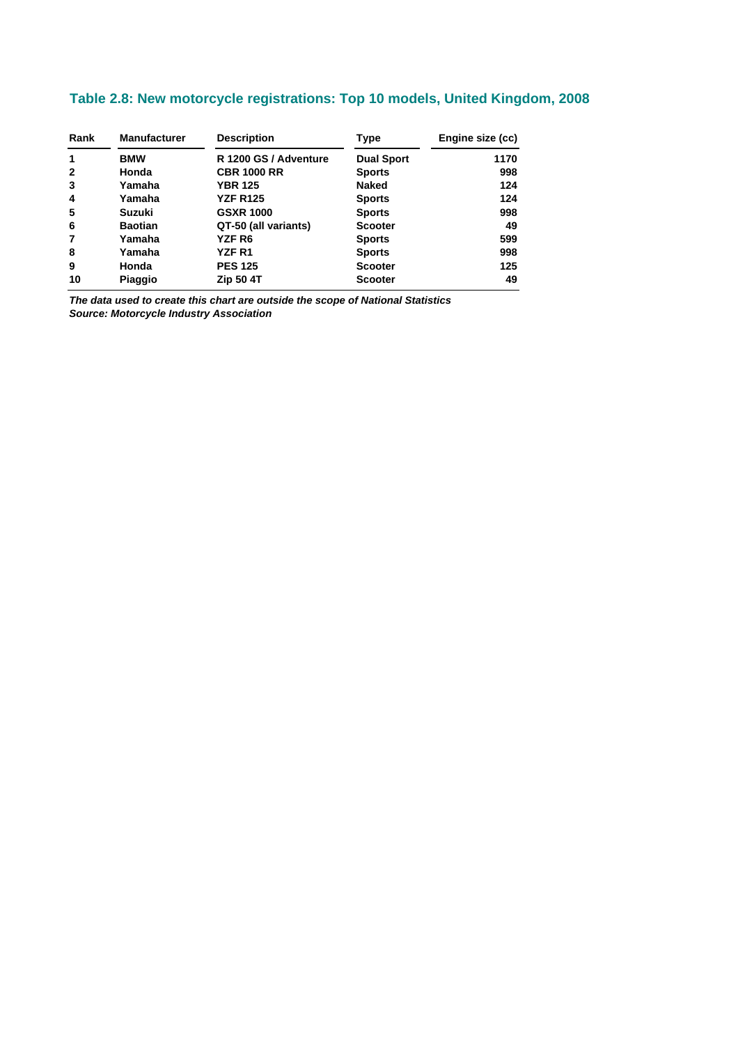### Table 2.8: New motorcycle registrations: Top 10 models, United Kingdom, 2008

| Rank | Manufacturer | Description | Type | Engine size (cc) |
|---|---|---|---|---|
| 1 | BMW | R 1200 GS / Adventure | Dual Sport | 1170 |
| 2 | Honda | CBR 1000 RR | Sports | 998 |
| 3 | Yamaha | YBR 125 | Naked | 124 |
| 4 | Yamaha | YZF R125 | Sports | 124 |
| 5 | Suzuki | GSXR 1000 | Sports | 998 |
| 6 | Baotian | QT-50 (all variants) | Scooter | 49 |
| 7 | Yamaha | YZF R6 | Sports | 599 |
| 8 | Yamaha | YZF R1 | Sports | 998 |
| 9 | Honda | PES 125 | Scooter | 125 |
| 10 | Piaggio | Zip 50 4T | Scooter | 49 |

*The data used to create this chart are outside the scope of National Statistics*
*Source: Motorcycle Industry Association*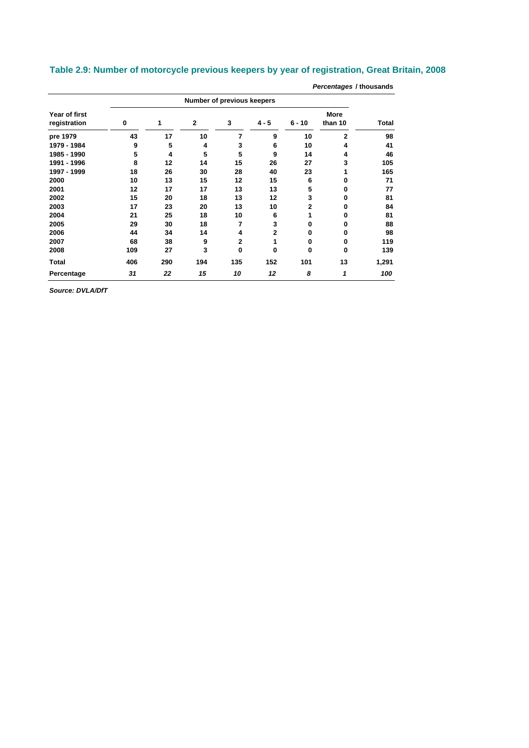## Table 2.9: Number of motorcycle previous keepers by year of registration, Great Britain, 2008

***Percentages*** **/ thousands**

| Year of first registration | Number of previous keepers | | | | | | | Total |
|---|---|---|---|---|---|---|---|---|
| | 0 | 1 | 2 | 3 | 4 - 5 | 6 - 10 | More than 10 | |
| pre 1979 | 43 | 17 | 10 | 7 | 9 | 10 | 2 | 98 |
| 1979 - 1984 | 9 | 5 | 4 | 3 | 6 | 10 | 4 | 41 |
| 1985 - 1990 | 5 | 4 | 5 | 5 | 9 | 14 | 4 | 46 |
| 1991 - 1996 | 8 | 12 | 14 | 15 | 26 | 27 | 3 | 105 |
| 1997 - 1999 | 18 | 26 | 30 | 28 | 40 | 23 | 1 | 165 |
| 2000 | 10 | 13 | 15 | 12 | 15 | 6 | 0 | 71 |
| 2001 | 12 | 17 | 17 | 13 | 13 | 5 | 0 | 77 |
| 2002 | 15 | 20 | 18 | 13 | 12 | 3 | 0 | 81 |
| 2003 | 17 | 23 | 20 | 13 | 10 | 2 | 0 | 84 |
| 2004 | 21 | 25 | 18 | 10 | 6 | 1 | 0 | 81 |
| 2005 | 29 | 30 | 18 | 7 | 3 | 0 | 0 | 88 |
| 2006 | 44 | 34 | 14 | 4 | 2 | 0 | 0 | 98 |
| 2007 | 68 | 38 | 9 | 2 | 1 | 0 | 0 | 119 |
| 2008 | 109 | 27 | 3 | 0 | 0 | 0 | 0 | 139 |
| **Total** | 406 | 290 | 194 | 135 | 152 | 101 | 13 | 1,291 |
| **Percentage** | *31* | *22* | *15* | *10* | *12* | *8* | *1* | *100* |

***Source: DVLA/DfT***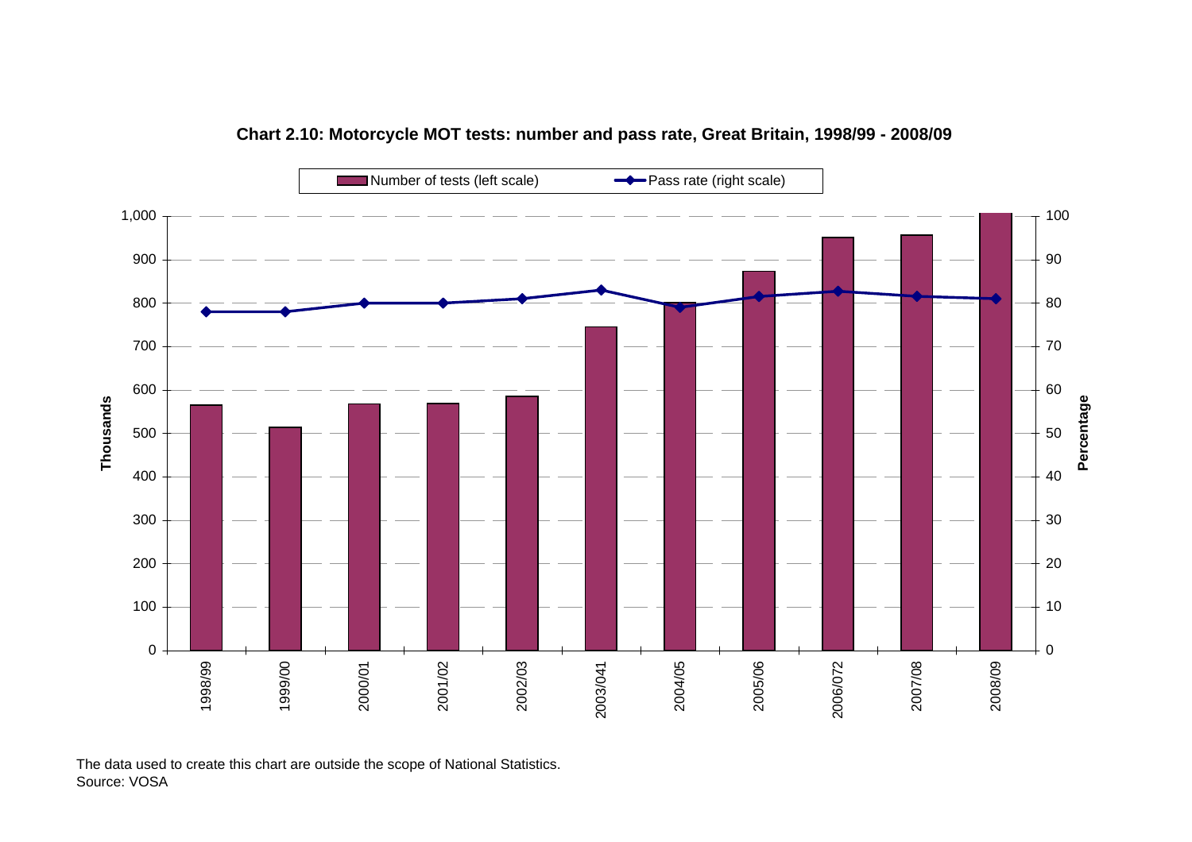**Chart 2.10: Motorcycle MOT tests: number and pass rate, Great Britain, 1998/99 - 2008/09**

Number of tests (left scale) | Pass rate (right scale)

Thousands | Percentage

1998/99, 1999/00, 2000/01, 2001/02, 2002/03, 2003/041, 2004/05, 2005/06, 2006/072, 2007/08, 2008/09

The data used to create this chart are outside the scope of National Statistics.
Source: VOSA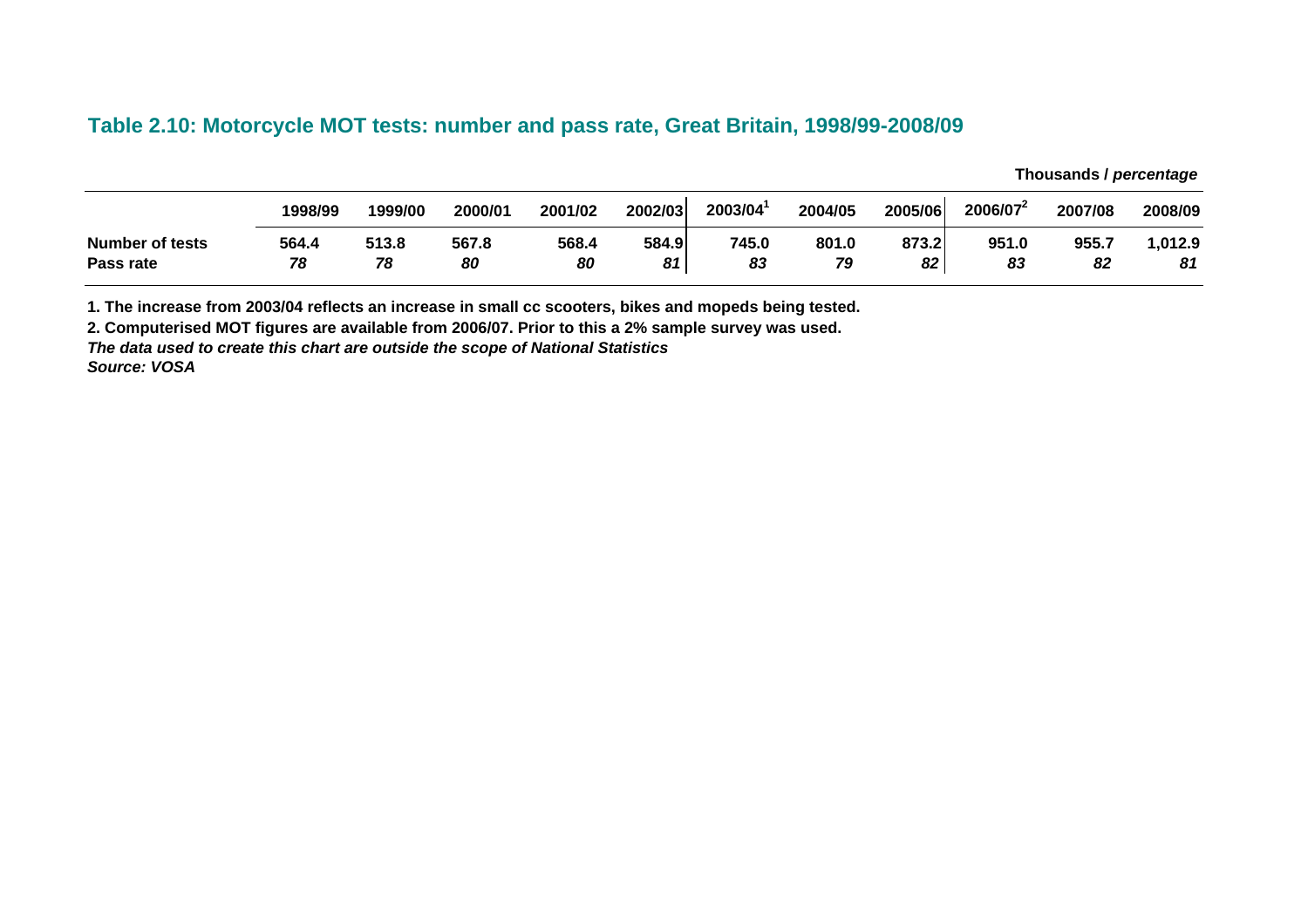### Table 2.10: Motorcycle MOT tests: number and pass rate, Great Britain, 1998/99-2008/09

**Thousands / *percentage***

| | 1998/99 | 1999/00 | 2000/01 | 2001/02 | 2002/03 | 2003/04[1] | 2004/05 | 2005/06 | 2006/07[2] | 2007/08 | 2008/09 |
|---|---|---|---|---|---|---|---|---|---|---|---|
| **Number of tests** | 564.4 | 513.8 | 567.8 | 568.4 | 584.9 | 745.0 | 801.0 | 873.2 | 951.0 | 955.7 | 1,012.9 |
| **Pass rate** | *78* | *78* | *80* | *80* | *81* | *83* | *79* | *82* | *83* | *82* | *81* |

1. The increase from 2003/04 reflects an increase in small cc scooters, bikes and mopeds being tested.
2. Computerised MOT figures are available from 2006/07. Prior to this a 2% sample survey was used.

*The data used to create this chart are outside the scope of National Statistics*

*Source: VOSA*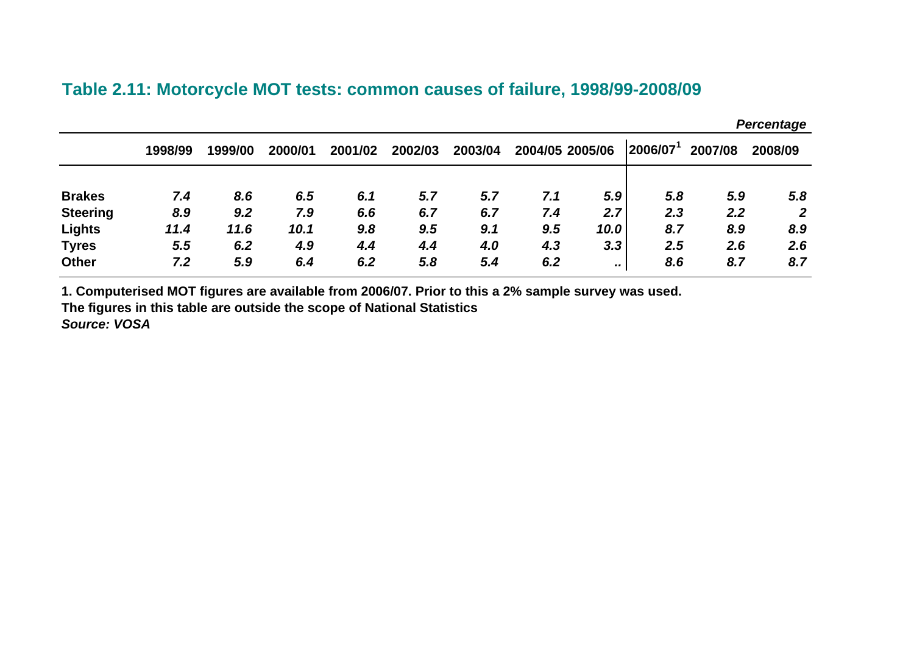## Table 2.11: Motorcycle MOT tests: common causes of failure, 1998/99-2008/09

*Percentage*

| | 1998/99 | 1999/00 | 2000/01 | 2001/02 | 2002/03 | 2003/04 | 2004/05 | 2005/06 | 2006/07[1] | 2007/08 | 2008/09 |
|---|---|---|---|---|---|---|---|---|---|---|---|
| **Brakes** | *7.4* | *8.6* | *6.5* | *6.1* | *5.7* | *5.7* | *7.1* | *5.9* | *5.8* | *5.9* | *5.8* |
| **Steering** | *8.9* | *9.2* | *7.9* | *6.6* | *6.7* | *6.7* | *7.4* | *2.7* | *2.3* | *2.2* | *2* |
| **Lights** | *11.4* | *11.6* | *10.1* | *9.8* | *9.5* | *9.1* | *9.5* | *10.0* | *8.7* | *8.9* | *8.9* |
| **Tyres** | *5.5* | *6.2* | *4.9* | *4.4* | *4.4* | *4.0* | *4.3* | *3.3* | *2.5* | *2.6* | *2.6* |
| **Other** | *7.2* | *5.9* | *6.4* | *6.2* | *5.8* | *5.4* | *6.2* | .. | *8.6* | *8.7* | *8.7* |

**1. Computerised MOT figures are available from 2006/07. Prior to this a 2% sample survey was used.**

**The figures in this table are outside the scope of National Statistics**

***Source: VOSA***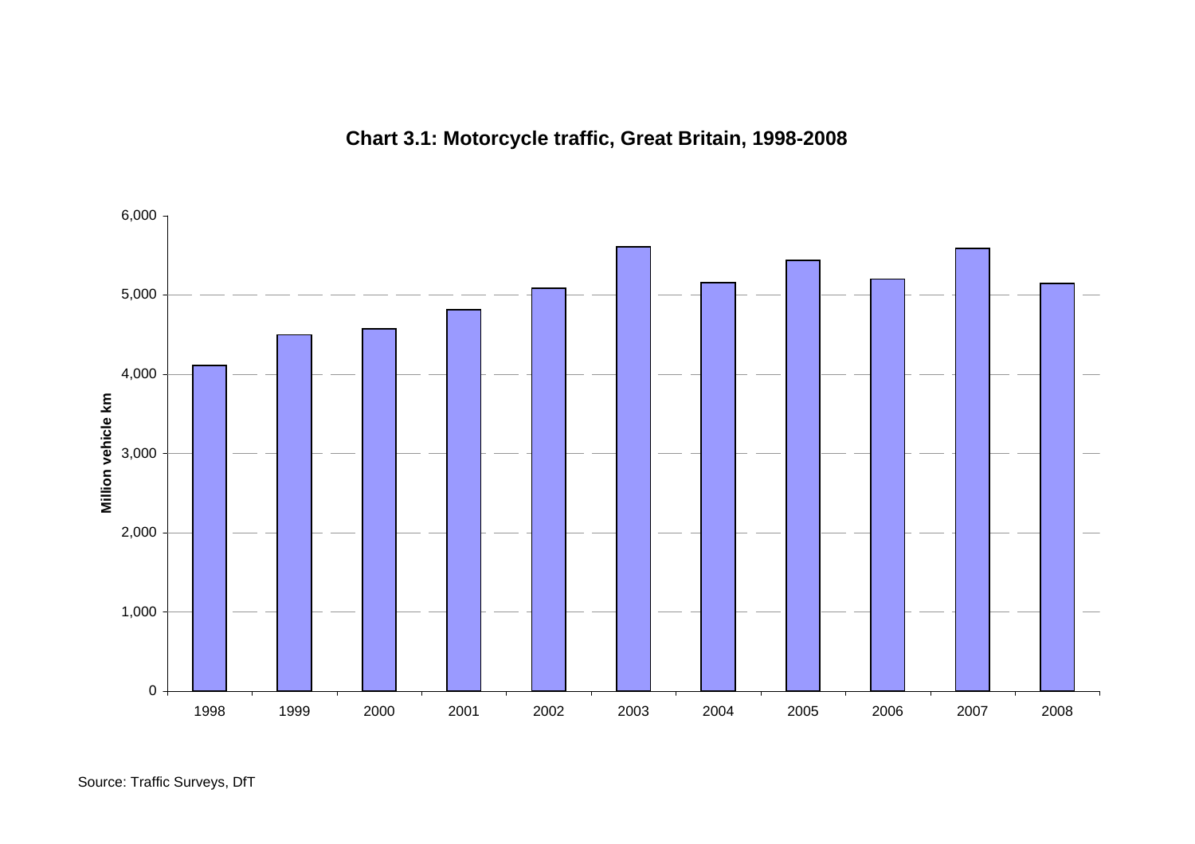**Chart 3.1: Motorcycle traffic, Great Britain, 1998-2008**

Source: Traffic Surveys, DfT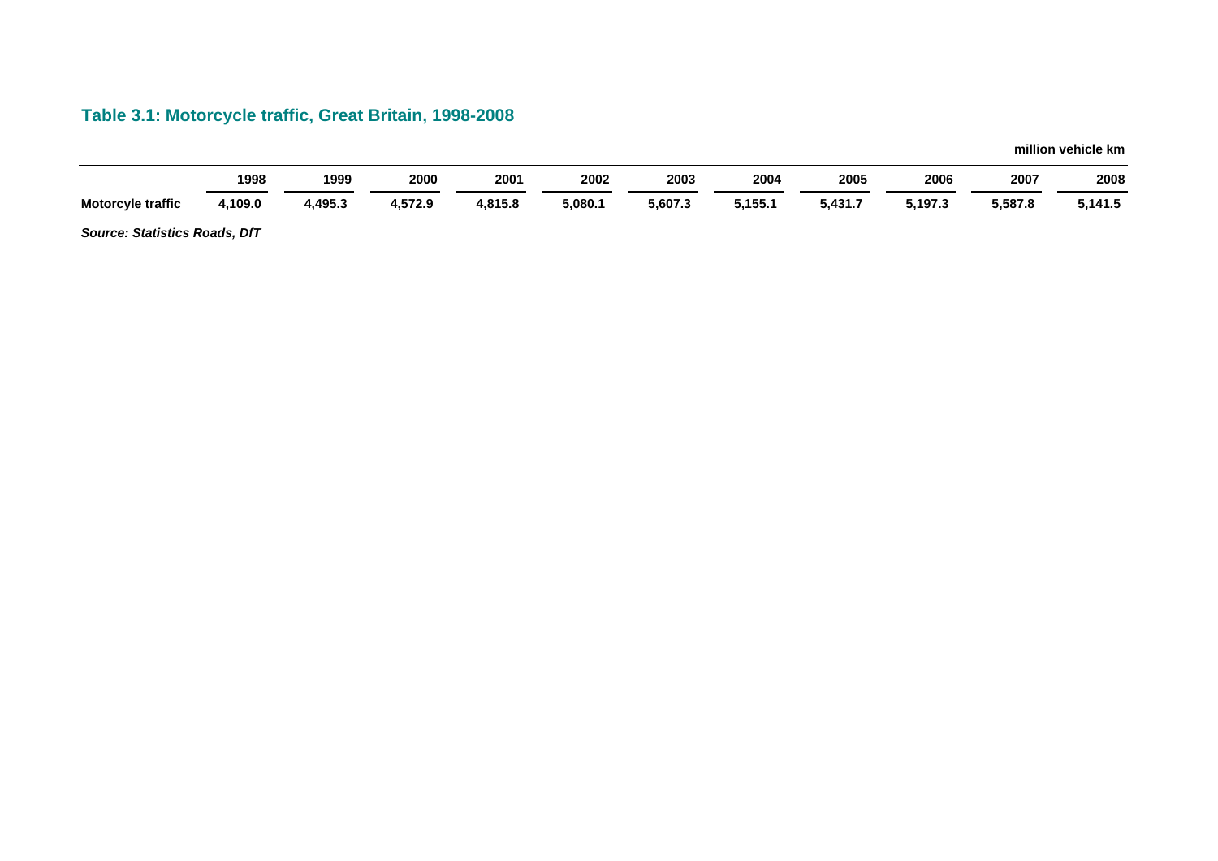### Table 3.1: Motorcycle traffic, Great Britain, 1998-2008

million vehicle km

| | 1998 | 1999 | 2000 | 2001 | 2002 | 2003 | 2004 | 2005 | 2006 | 2007 | 2008 |
|---|---|---|---|---|---|---|---|---|---|---|---|
| **Motorcyle traffic** | **4,109.0** | **4,495.3** | **4,572.9** | **4,815.8** | **5,080.1** | **5,607.3** | **5,155.1** | **5,431.7** | **5,197.3** | **5,587.8** | **5,141.5** |

***Source: Statistics Roads, DfT***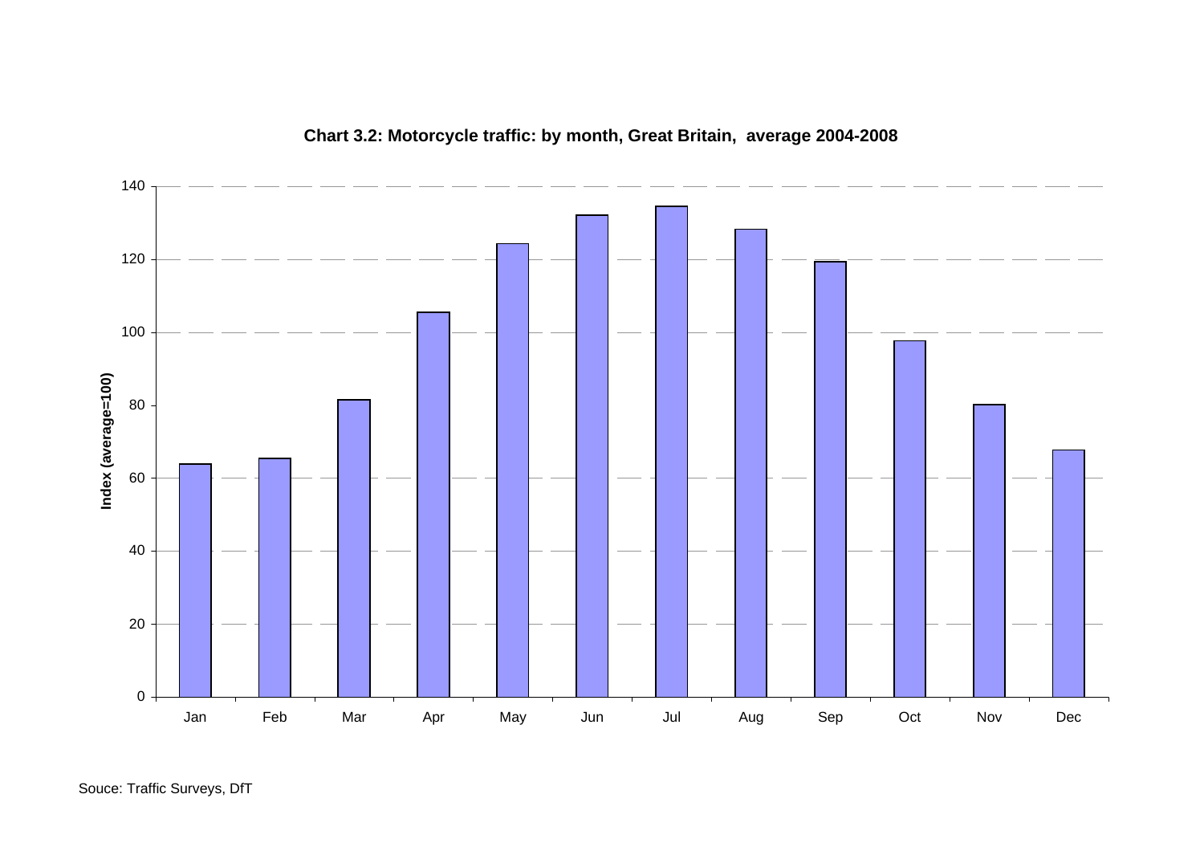**Chart 3.2: Motorcycle traffic: by month, Great Britain, average 2004-2008**

Souce: Traffic Surveys, DfT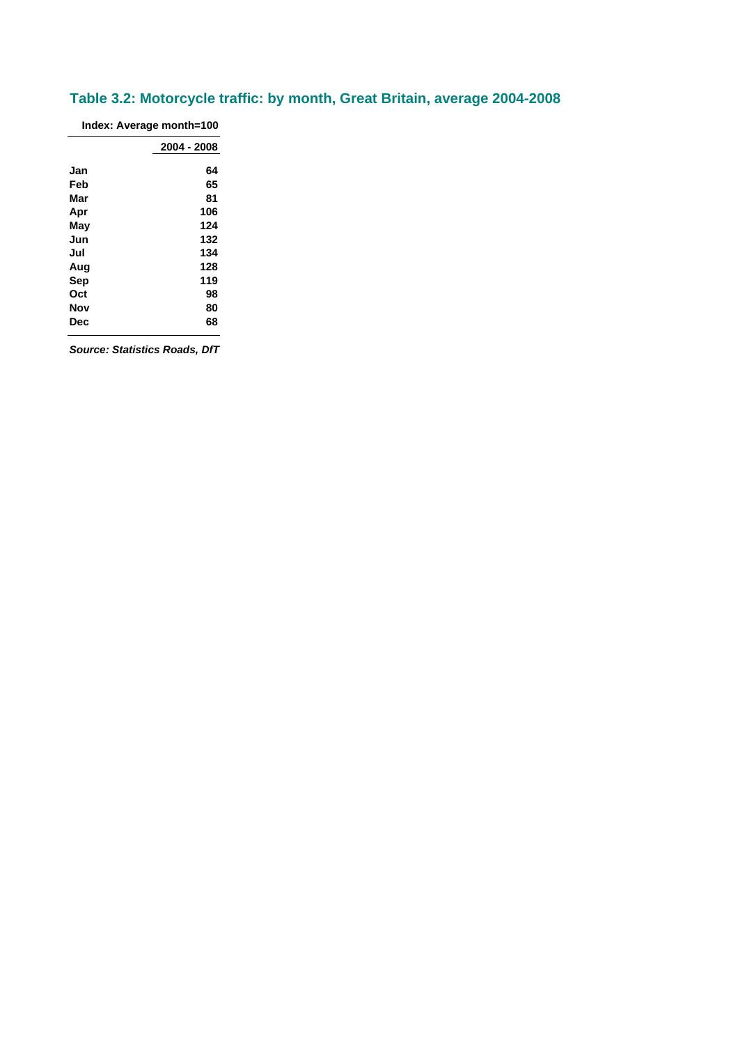## Table 3.2: Motorcycle traffic: by month, Great Britain, average 2004-2008

**Index: Average month=100**

| | 2004 - 2008 |
|---|---|
| **Jan** | **64** |
| **Feb** | **65** |
| **Mar** | **81** |
| **Apr** | **106** |
| **May** | **124** |
| **Jun** | **132** |
| **Jul** | **134** |
| **Aug** | **128** |
| **Sep** | **119** |
| **Oct** | **98** |
| **Nov** | **80** |
| **Dec** | **68** |

***Source: Statistics Roads, DfT***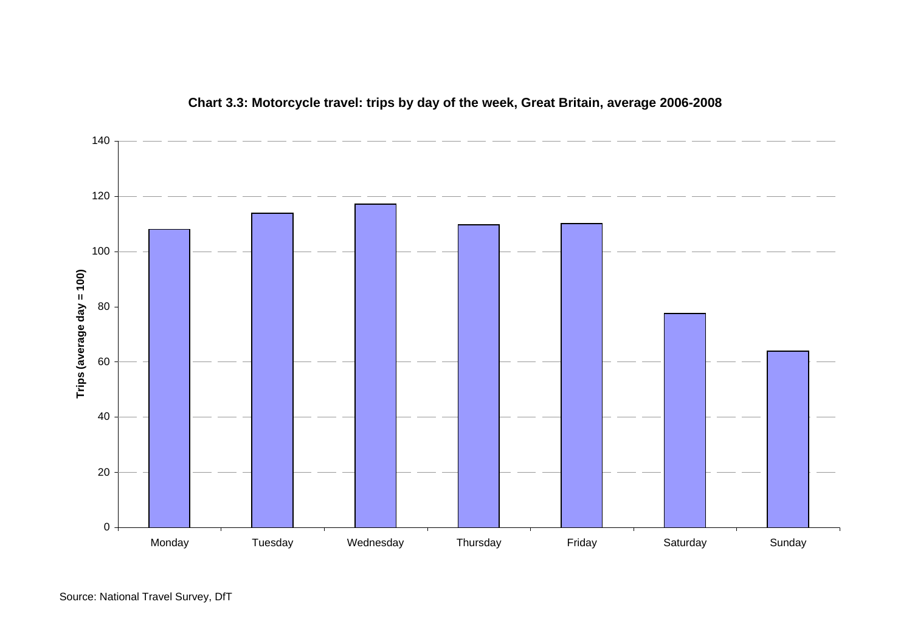**Chart 3.3: Motorcycle travel: trips by day of the week, Great Britain, average 2006-2008**

Trips (average day = 100)

140
120
100
80
60
40
20
0

Monday Tuesday Wednesday Thursday Friday Saturday Sunday

Source: National Travel Survey, DfT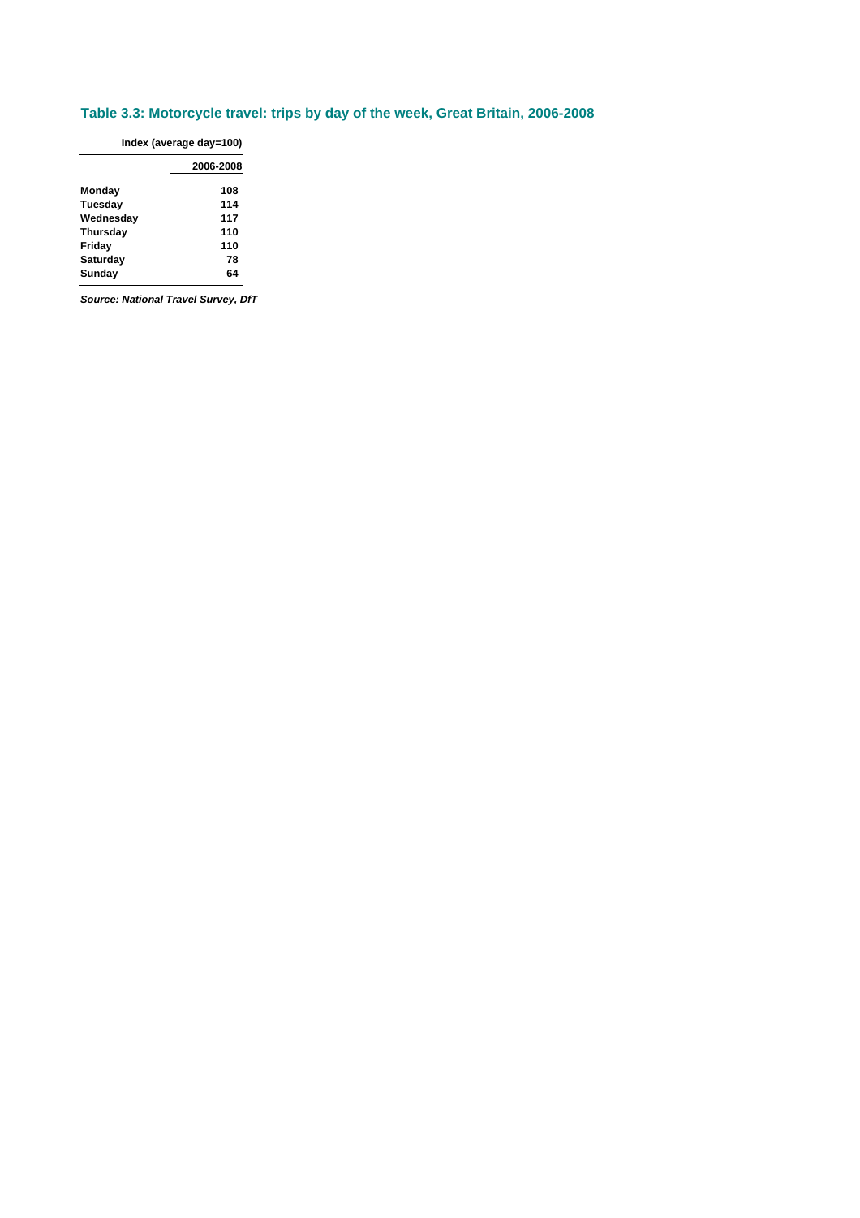## Table 3.3: Motorcycle travel: trips by day of the week, Great Britain, 2006-2008

| | Index (average day=100) |
|---|---|
| | 2006-2008 |
| Monday | 108 |
| Tuesday | 114 |
| Wednesday | 117 |
| Thursday | 110 |
| Friday | 110 |
| Saturday | 78 |
| Sunday | 64 |

***Source: National Travel Survey, DfT***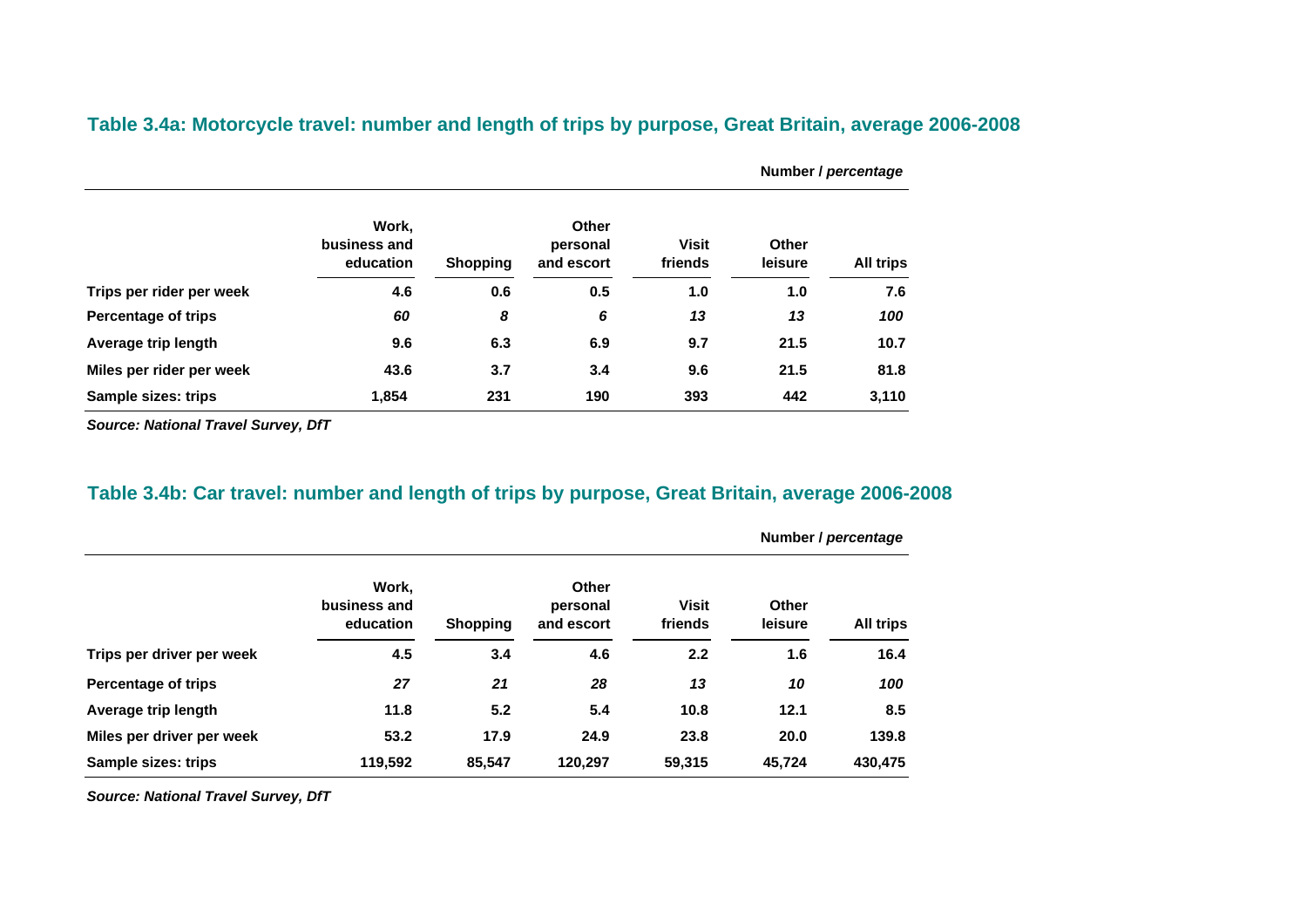## Table 3.4a: Motorcycle travel: number and length of trips by purpose, Great Britain, average 2006-2008

**Number / *percentage***

| | Work, business and education | Shopping | Other personal and escort | Visit friends | Other leisure | All trips |
|---|---|---|---|---|---|---|
| **Trips per rider per week** | **4.6** | **0.6** | **0.5** | **1.0** | **1.0** | **7.6** |
| **Percentage of trips** | ***60*** | ***8*** | ***6*** | ***13*** | ***13*** | ***100*** |
| **Average trip length** | **9.6** | **6.3** | **6.9** | **9.7** | **21.5** | **10.7** |
| **Miles per rider per week** | **43.6** | **3.7** | **3.4** | **9.6** | **21.5** | **81.8** |
| **Sample sizes: trips** | **1,854** | **231** | **190** | **393** | **442** | **3,110** |

***Source: National Travel Survey, DfT***

## Table 3.4b: Car travel: number and length of trips by purpose, Great Britain, average 2006-2008

**Number / *percentage***

| | Work, business and education | Shopping | Other personal and escort | Visit friends | Other leisure | All trips |
|---|---|---|---|---|---|---|
| **Trips per driver per week** | **4.5** | **3.4** | **4.6** | **2.2** | **1.6** | **16.4** |
| **Percentage of trips** | ***27*** | ***21*** | ***28*** | ***13*** | ***10*** | ***100*** |
| **Average trip length** | **11.8** | **5.2** | **5.4** | **10.8** | **12.1** | **8.5** |
| **Miles per driver per week** | **53.2** | **17.9** | **24.9** | **23.8** | **20.0** | **139.8** |
| **Sample sizes: trips** | **119,592** | **85,547** | **120,297** | **59,315** | **45,724** | **430,475** |

***Source: National Travel Survey, DfT***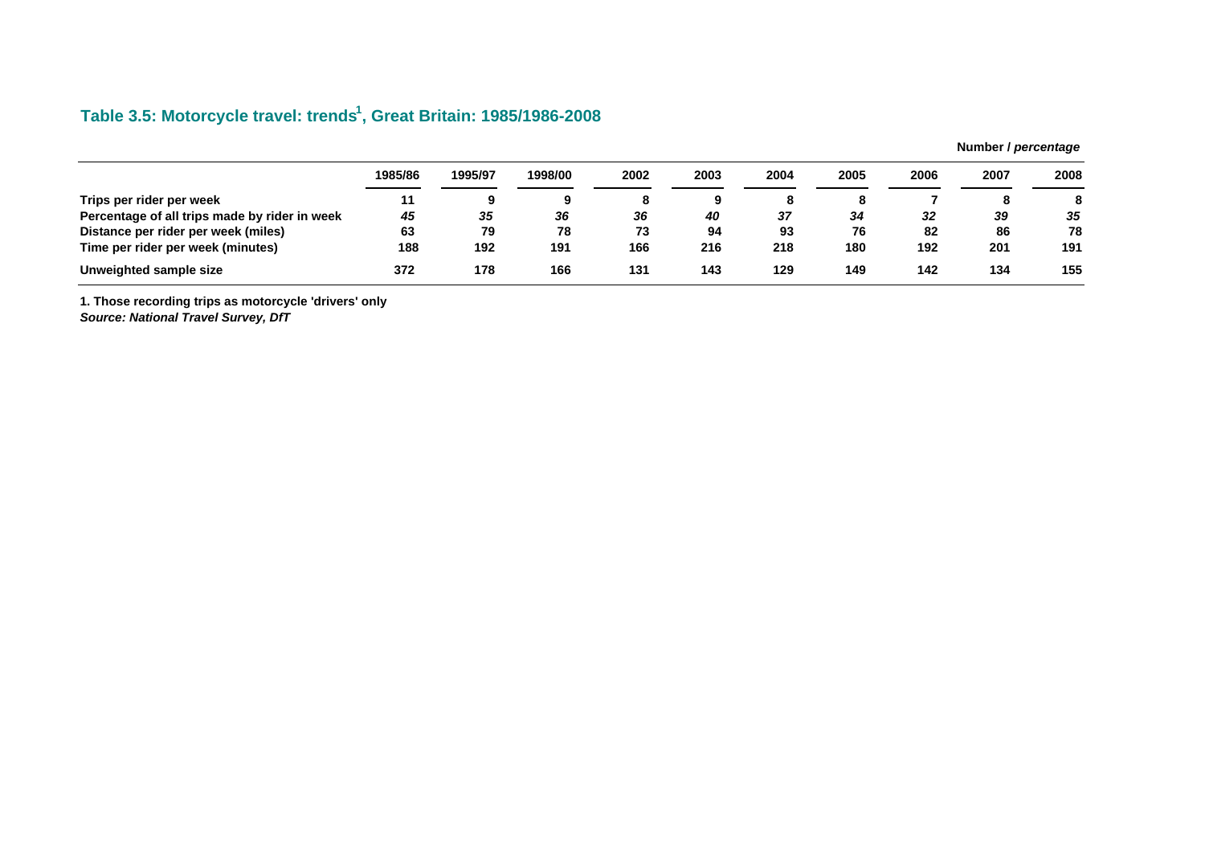## Table 3.5: Motorcycle travel: trends[1], Great Britain: 1985/1986-2008

**Number /** ***percentage***

| | 1985/86 | 1995/97 | 1998/00 | 2002 | 2003 | 2004 | 2005 | 2006 | 2007 | 2008 |
|---|---|---|---|---|---|---|---|---|---|---|
| **Trips per rider per week** | 11 | 9 | 9 | 8 | 9 | 8 | 8 | 7 | 8 | 8 |
| **Percentage of all trips made by rider in week** | *45* | *35* | *36* | *36* | *40* | *37* | *34* | *32* | *39* | *35* |
| **Distance per rider per week (miles)** | 63 | 79 | 78 | 73 | 94 | 93 | 76 | 82 | 86 | 78 |
| **Time per rider per week (minutes)** | 188 | 192 | 191 | 166 | 216 | 218 | 180 | 192 | 201 | 191 |
| **Unweighted sample size** | 372 | 178 | 166 | 131 | 143 | 129 | 149 | 142 | 134 | 155 |

**1. Those recording trips as motorcycle 'drivers' only**

***Source: National Travel Survey, DfT***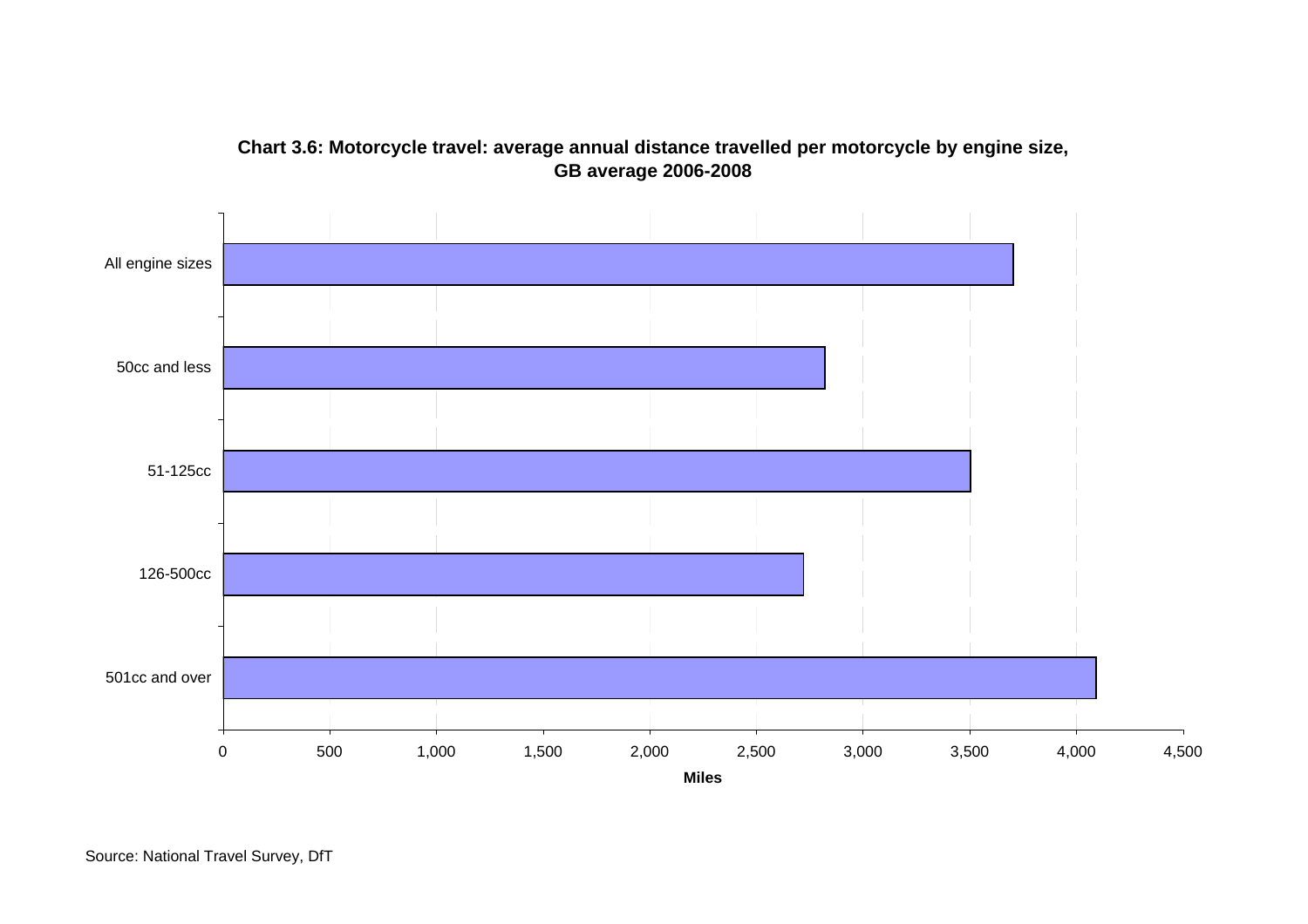**Chart 3.6: Motorcycle travel: average annual distance travelled per motorcycle by engine size, GB average 2006-2008**

| Engine size | Miles |
|---|---|
| All engine sizes | 3,700 |
| 50cc and less | 2,820 |
| 51-125cc | 3,500 |
| 126-500cc | 2,720 |
| 501cc and over | 4,090 |

Source: National Travel Survey, DfT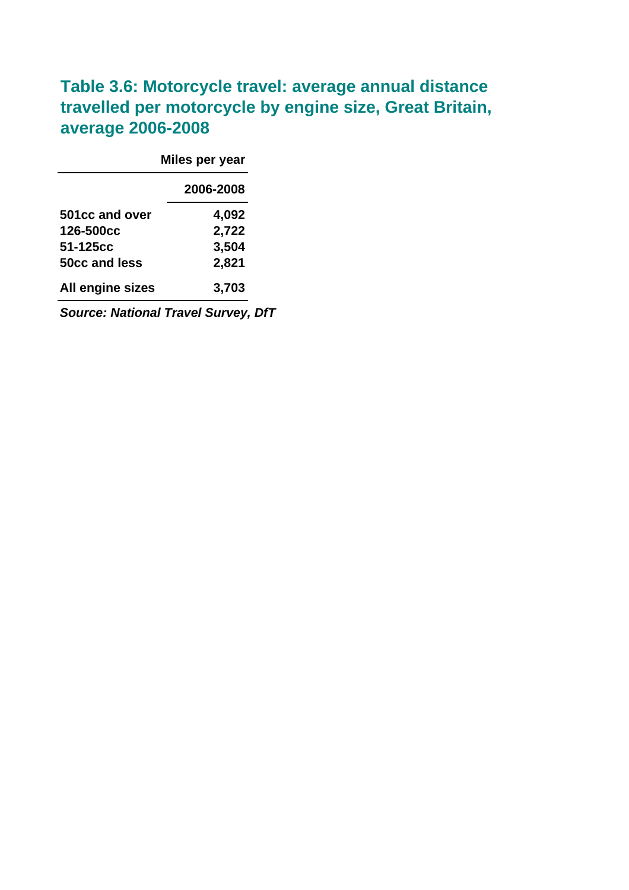## Table 3.6: Motorcycle travel: average annual distance travelled per motorcycle by engine size, Great Britain, average 2006-2008

| | Miles per year |
|---|---|
| | 2006-2008 |
| 501cc and over | 4,092 |
| 126-500cc | 2,722 |
| 51-125cc | 3,504 |
| 50cc and less | 2,821 |
| All engine sizes | 3,703 |

***Source: National Travel Survey, DfT***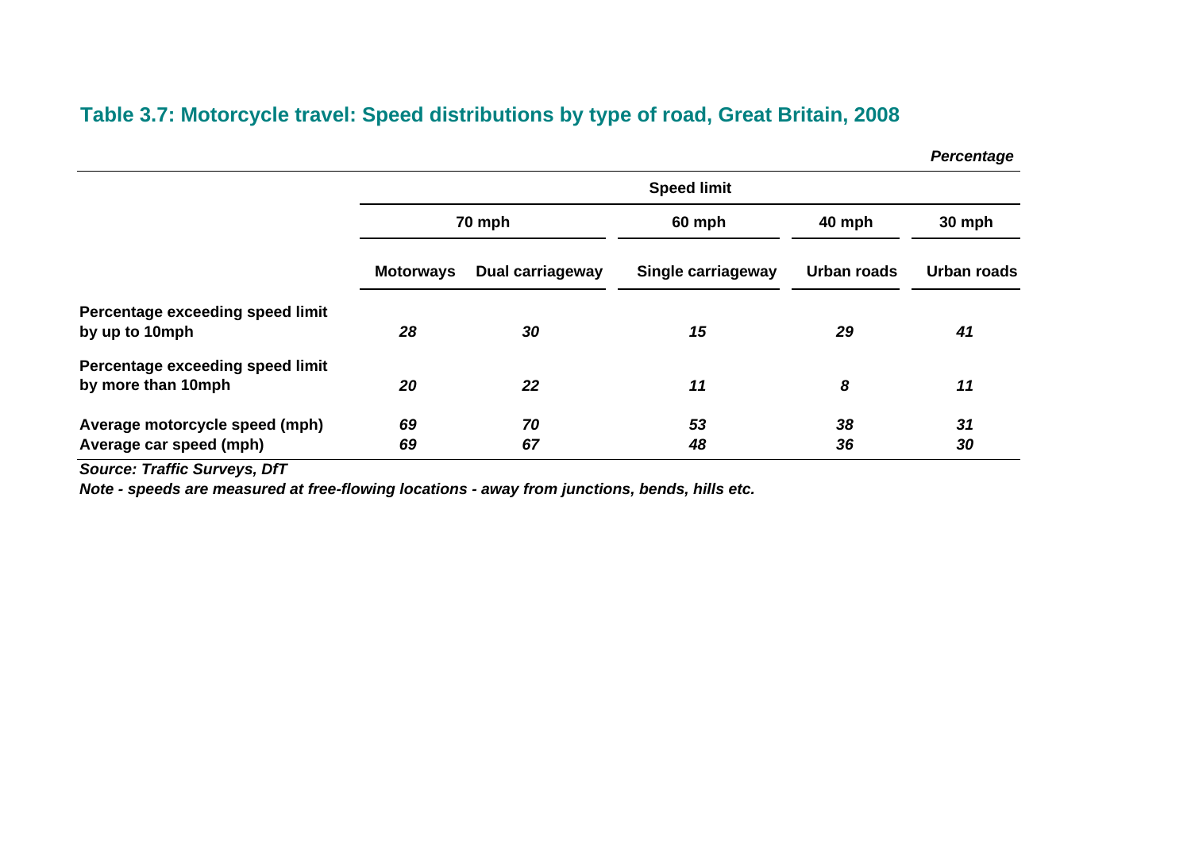## Table 3.7: Motorcycle travel: Speed distributions by type of road, Great Britain, 2008

*Percentage*

| | Speed limit | | | | |
|---|---|---|---|---|---|
| | 70 mph | | 60 mph | 40 mph | 30 mph |
| | **Motorways** | **Dual carriageway** | **Single carriageway** | **Urban roads** | **Urban roads** |
| **Percentage exceeding speed limit by up to 10mph** | *28* | *30* | *15* | *29* | *41* |
| **Percentage exceeding speed limit by more than 10mph** | *20* | *22* | *11* | *8* | *11* |
| **Average motorcycle speed (mph)** | *69* | *70* | *53* | *38* | *31* |
| **Average car speed (mph)** | *69* | *67* | *48* | *36* | *30* |

***Source: Traffic Surveys, DfT***

***Note - speeds are measured at free-flowing locations - away from junctions, bends, hills etc.***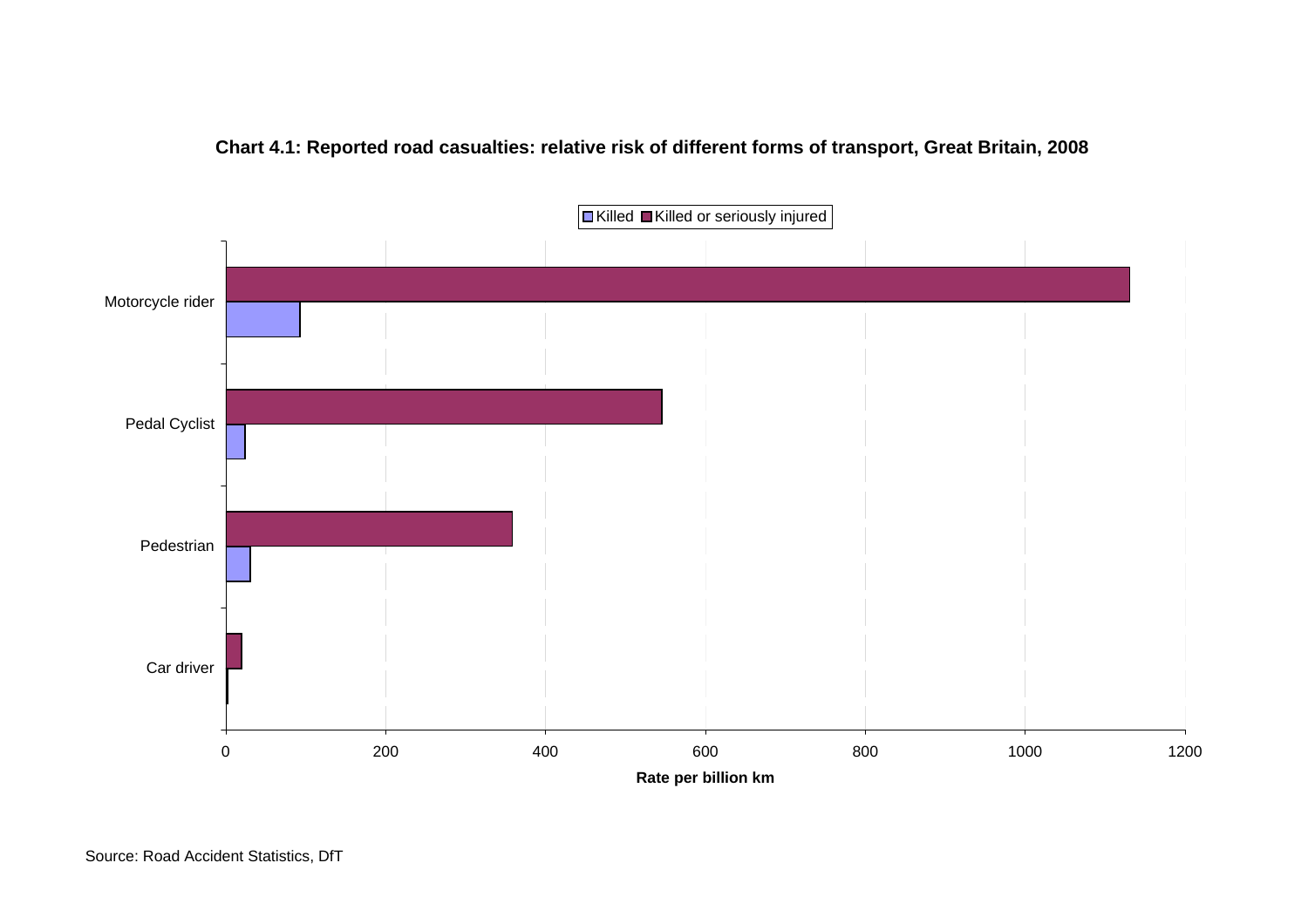**Chart 4.1: Reported road casualties: relative risk of different forms of transport, Great Britain, 2008**

Killed | Killed or seriously injured

Motorcycle rider

Pedal Cyclist

Pedestrian

Car driver

0 200 400 600 800 1000 1200

**Rate per billion km**

Source: Road Accident Statistics, DfT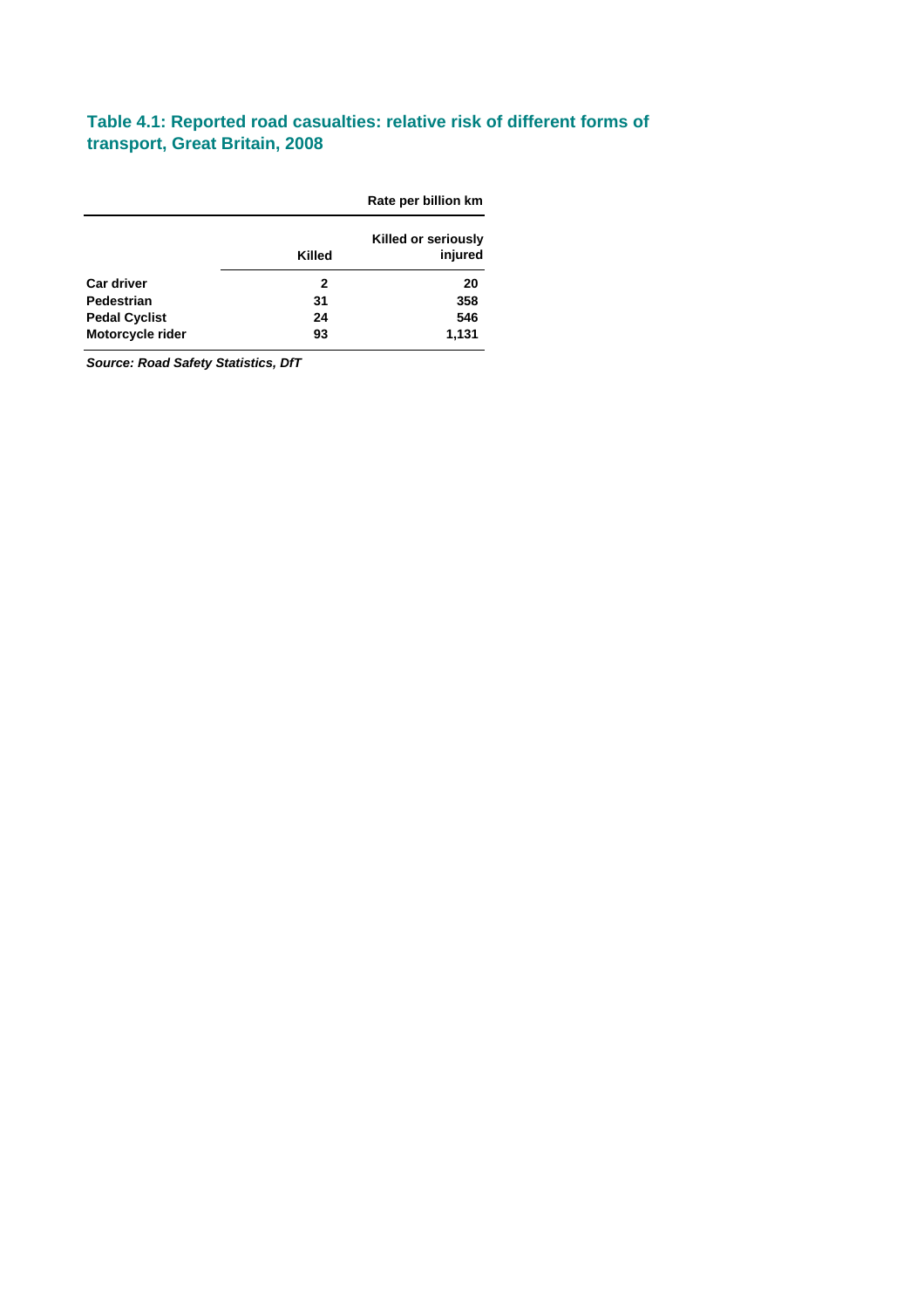### Table 4.1: Reported road casualties: relative risk of different forms of transport, Great Britain, 2008

| | Rate per billion km | |
|---|---|---|
| | **Killed** | **Killed or seriously injured** |
| **Car driver** | 2 | 20 |
| **Pedestrian** | 31 | 358 |
| **Pedal Cyclist** | 24 | 546 |
| **Motorcycle rider** | 93 | 1,131 |

***Source: Road Safety Statistics, DfT***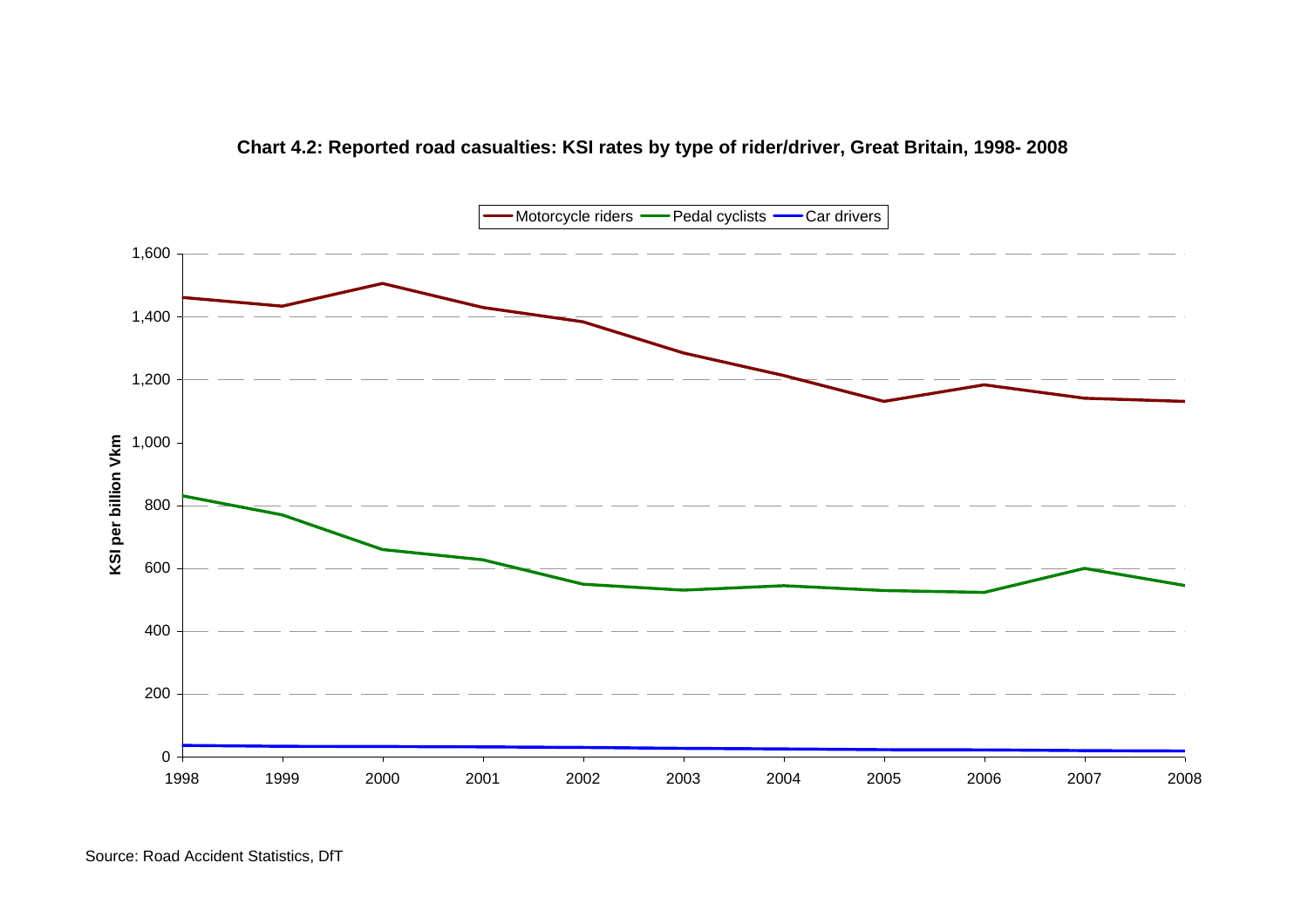**Chart 4.2: Reported road casualties: KSI rates by type of rider/driver, Great Britain, 1998- 2008**

Motorcycle riders, Pedal cyclists, Car drivers

KSI per billion Vkm

1,600
1,400
1,200
1,000
800
600
400
200
0

1998 1999 2000 2001 2002 2003 2004 2005 2006 2007 2008

Source: Road Accident Statistics, DfT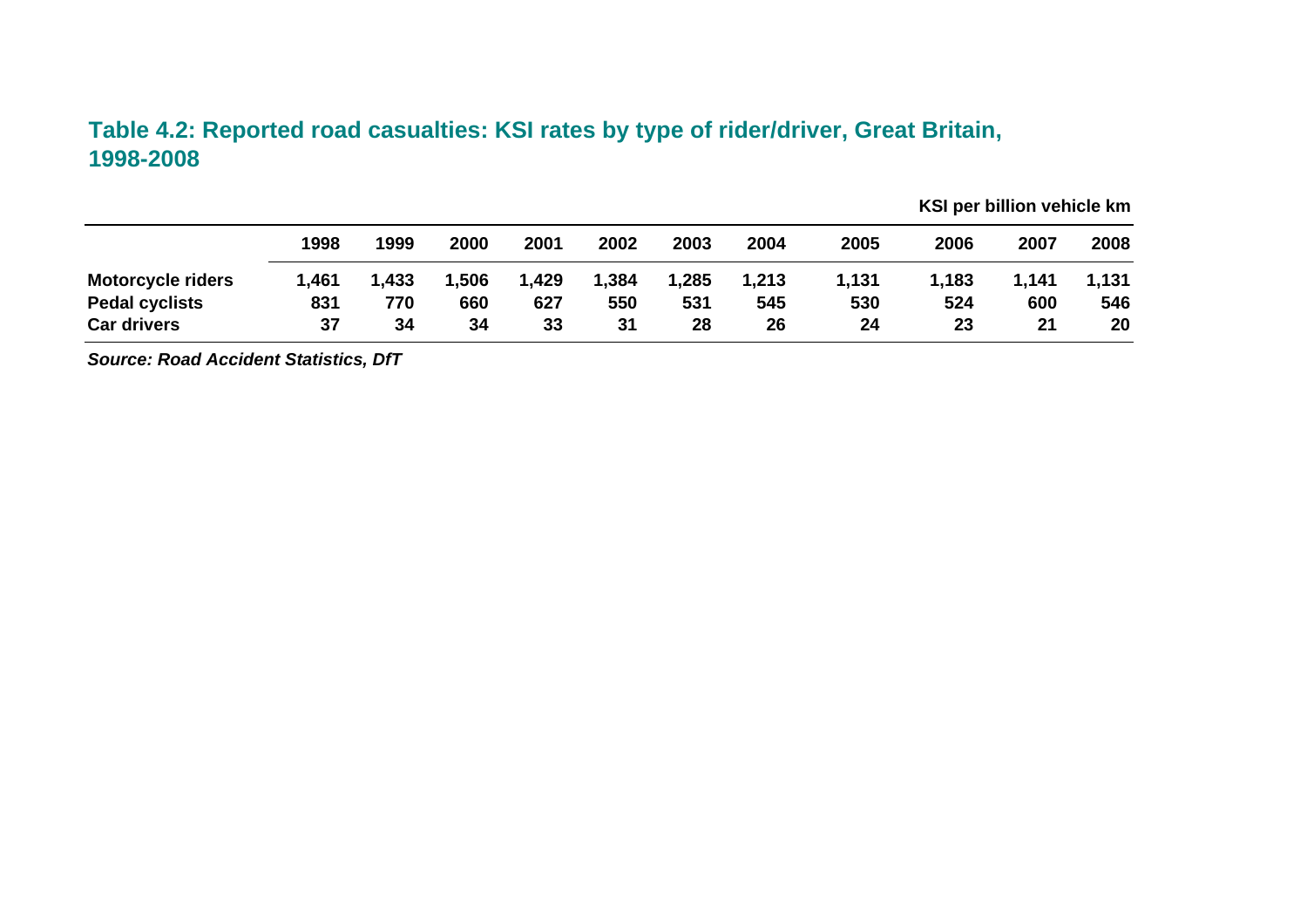## Table 4.2: Reported road casualties: KSI rates by type of rider/driver, Great Britain, 1998-2008

**KSI per billion vehicle km**

| | 1998 | 1999 | 2000 | 2001 | 2002 | 2003 | 2004 | 2005 | 2006 | 2007 | 2008 |
|---|---|---|---|---|---|---|---|---|---|---|---|
| **Motorcycle riders** | 1,461 | 1,433 | 1,506 | 1,429 | 1,384 | 1,285 | 1,213 | 1,131 | 1,183 | 1,141 | 1,131 |
| **Pedal cyclists** | 831 | 770 | 660 | 627 | 550 | 531 | 545 | 530 | 524 | 600 | 546 |
| **Car drivers** | 37 | 34 | 34 | 33 | 31 | 28 | 26 | 24 | 23 | 21 | 20 |

***Source: Road Accident Statistics, DfT***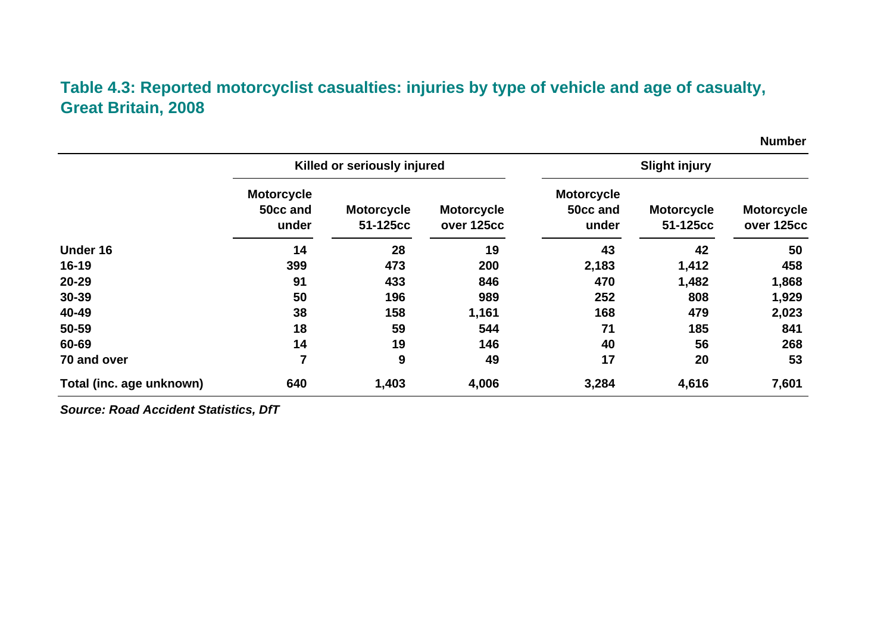## Table 4.3: Reported motorcyclist casualties: injuries by type of vehicle and age of casualty, Great Britain, 2008

Number

| | Killed or seriously injured | | | Slight injury | | |
|---|---|---|---|---|---|---|
| | Motorcycle 50cc and under | Motorcycle 51-125cc | Motorcycle over 125cc | Motorcycle 50cc and under | Motorcycle 51-125cc | Motorcycle over 125cc |
| **Under 16** | 14 | 28 | 19 | 43 | 42 | 50 |
| **16-19** | 399 | 473 | 200 | 2,183 | 1,412 | 458 |
| **20-29** | 91 | 433 | 846 | 470 | 1,482 | 1,868 |
| **30-39** | 50 | 196 | 989 | 252 | 808 | 1,929 |
| **40-49** | 38 | 158 | 1,161 | 168 | 479 | 2,023 |
| **50-59** | 18 | 59 | 544 | 71 | 185 | 841 |
| **60-69** | 14 | 19 | 146 | 40 | 56 | 268 |
| **70 and over** | 7 | 9 | 49 | 17 | 20 | 53 |
| **Total (inc. age unknown)** | 640 | 1,403 | 4,006 | 3,284 | 4,616 | 7,601 |

***Source: Road Accident Statistics, DfT***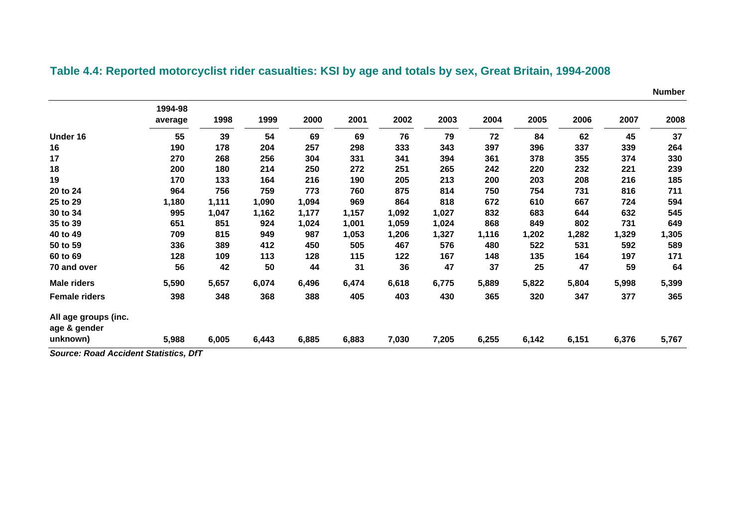## Table 4.4: Reported motorcyclist rider casualties: KSI by age and totals by sex, Great Britain, 1994-2008

Number

| | 1994-98 average | 1998 | 1999 | 2000 | 2001 | 2002 | 2003 | 2004 | 2005 | 2006 | 2007 | 2008 |
|---|---|---|---|---|---|---|---|---|---|---|---|---|
| **Under 16** | 55 | 39 | 54 | 69 | 69 | 76 | 79 | 72 | 84 | 62 | 45 | 37 |
| **16** | 190 | 178 | 204 | 257 | 298 | 333 | 343 | 397 | 396 | 337 | 339 | 264 |
| **17** | 270 | 268 | 256 | 304 | 331 | 341 | 394 | 361 | 378 | 355 | 374 | 330 |
| **18** | 200 | 180 | 214 | 250 | 272 | 251 | 265 | 242 | 220 | 232 | 221 | 239 |
| **19** | 170 | 133 | 164 | 216 | 190 | 205 | 213 | 200 | 203 | 208 | 216 | 185 |
| **20 to 24** | 964 | 756 | 759 | 773 | 760 | 875 | 814 | 750 | 754 | 731 | 816 | 711 |
| **25 to 29** | 1,180 | 1,111 | 1,090 | 1,094 | 969 | 864 | 818 | 672 | 610 | 667 | 724 | 594 |
| **30 to 34** | 995 | 1,047 | 1,162 | 1,177 | 1,157 | 1,092 | 1,027 | 832 | 683 | 644 | 632 | 545 |
| **35 to 39** | 651 | 851 | 924 | 1,024 | 1,001 | 1,059 | 1,024 | 868 | 849 | 802 | 731 | 649 |
| **40 to 49** | 709 | 815 | 949 | 987 | 1,053 | 1,206 | 1,327 | 1,116 | 1,202 | 1,282 | 1,329 | 1,305 |
| **50 to 59** | 336 | 389 | 412 | 450 | 505 | 467 | 576 | 480 | 522 | 531 | 592 | 589 |
| **60 to 69** | 128 | 109 | 113 | 128 | 115 | 122 | 167 | 148 | 135 | 164 | 197 | 171 |
| **70 and over** | 56 | 42 | 50 | 44 | 31 | 36 | 47 | 37 | 25 | 47 | 59 | 64 |
| **Male riders** | 5,590 | 5,657 | 6,074 | 6,496 | 6,474 | 6,618 | 6,775 | 5,889 | 5,822 | 5,804 | 5,998 | 5,399 |
| **Female riders** | 398 | 348 | 368 | 388 | 405 | 403 | 430 | 365 | 320 | 347 | 377 | 365 |
| **All age groups (inc. age & gender unknown)** | 5,988 | 6,005 | 6,443 | 6,885 | 6,883 | 7,030 | 7,205 | 6,255 | 6,142 | 6,151 | 6,376 | 5,767 |

***Source: Road Accident Statistics, DfT***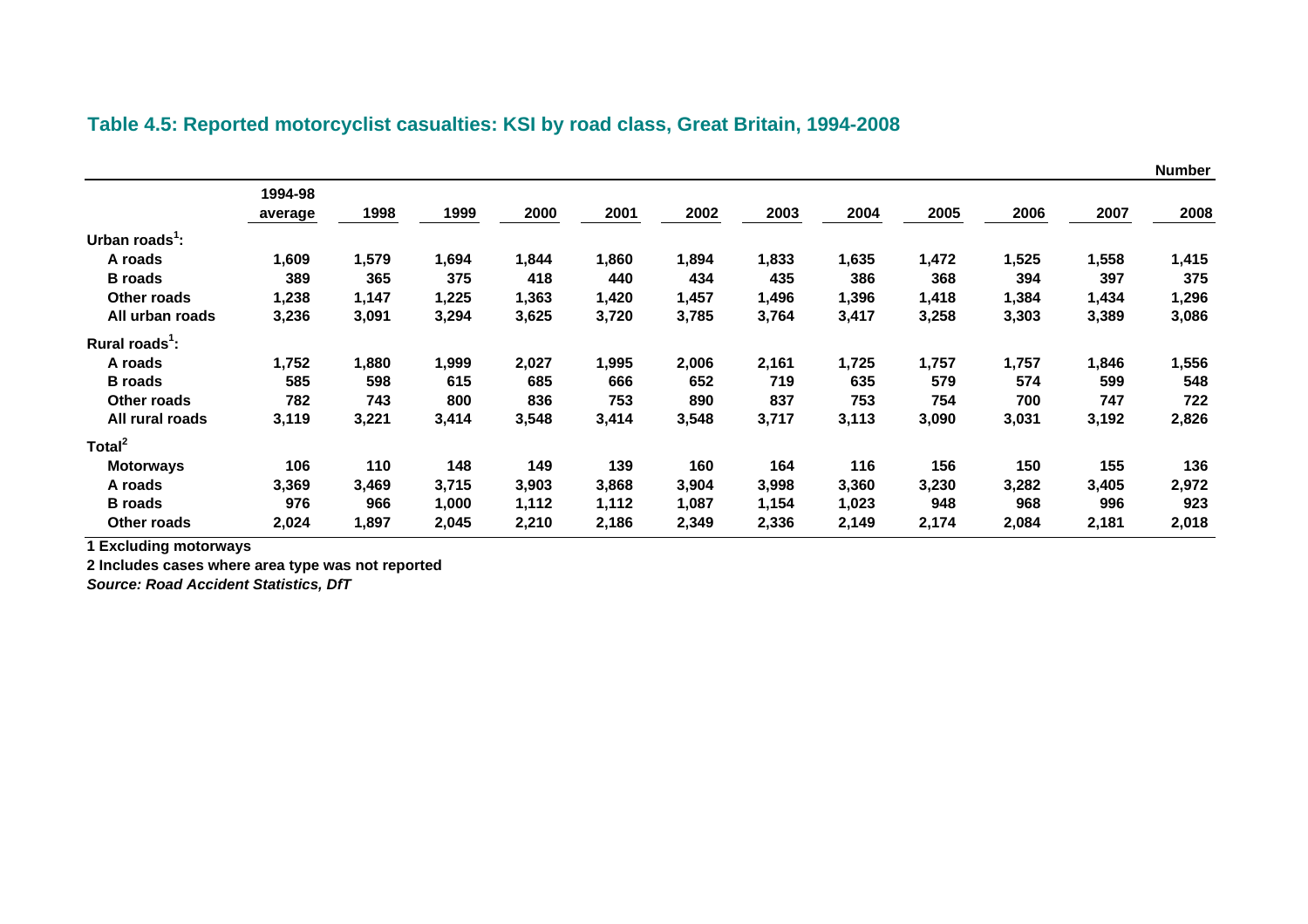## Table 4.5: Reported motorcyclist casualties: KSI by road class, Great Britain, 1994-2008

Number

| | 1994-98 average | 1998 | 1999 | 2000 | 2001 | 2002 | 2003 | 2004 | 2005 | 2006 | 2007 | 2008 |
|---|---|---|---|---|---|---|---|---|---|---|---|---|
| **Urban roads[1]:** | | | | | | | | | | | | |
| A roads | 1,609 | 1,579 | 1,694 | 1,844 | 1,860 | 1,894 | 1,833 | 1,635 | 1,472 | 1,525 | 1,558 | 1,415 |
| B roads | 389 | 365 | 375 | 418 | 440 | 434 | 435 | 386 | 368 | 394 | 397 | 375 |
| Other roads | 1,238 | 1,147 | 1,225 | 1,363 | 1,420 | 1,457 | 1,496 | 1,396 | 1,418 | 1,384 | 1,434 | 1,296 |
| All urban roads | 3,236 | 3,091 | 3,294 | 3,625 | 3,720 | 3,785 | 3,764 | 3,417 | 3,258 | 3,303 | 3,389 | 3,086 |
| **Rural roads[1]:** | | | | | | | | | | | | |
| A roads | 1,752 | 1,880 | 1,999 | 2,027 | 1,995 | 2,006 | 2,161 | 1,725 | 1,757 | 1,757 | 1,846 | 1,556 |
| B roads | 585 | 598 | 615 | 685 | 666 | 652 | 719 | 635 | 579 | 574 | 599 | 548 |
| Other roads | 782 | 743 | 800 | 836 | 753 | 890 | 837 | 753 | 754 | 700 | 747 | 722 |
| All rural roads | 3,119 | 3,221 | 3,414 | 3,548 | 3,414 | 3,548 | 3,717 | 3,113 | 3,090 | 3,031 | 3,192 | 2,826 |
| **Total[2]** | | | | | | | | | | | | |
| Motorways | 106 | 110 | 148 | 149 | 139 | 160 | 164 | 116 | 156 | 150 | 155 | 136 |
| A roads | 3,369 | 3,469 | 3,715 | 3,903 | 3,868 | 3,904 | 3,998 | 3,360 | 3,230 | 3,282 | 3,405 | 2,972 |
| B roads | 976 | 966 | 1,000 | 1,112 | 1,112 | 1,087 | 1,154 | 1,023 | 948 | 968 | 996 | 923 |
| Other roads | 2,024 | 1,897 | 2,045 | 2,210 | 2,186 | 2,349 | 2,336 | 2,149 | 2,174 | 2,084 | 2,181 | 2,018 |

1 Excluding motorways

2 Includes cases where area type was not reported

*Source: Road Accident Statistics, DfT*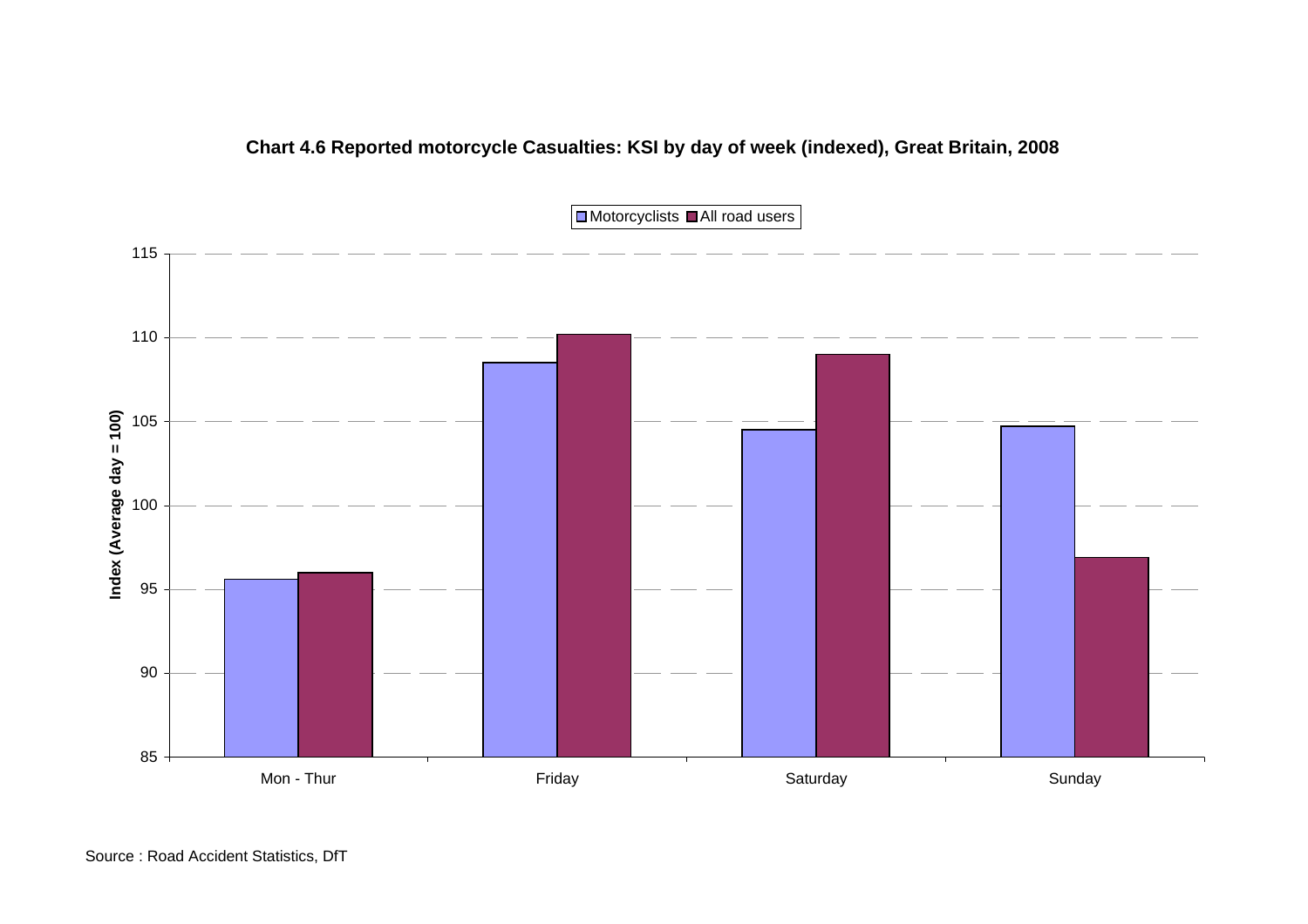**Chart 4.6 Reported motorcycle Casualties: KSI by day of week (indexed), Great Britain, 2008**

Motorcyclists | All road users

Index (Average day = 100)

115
110
105
100
95
90
85

Mon - Thur | Friday | Saturday | Sunday

Source : Road Accident Statistics, DfT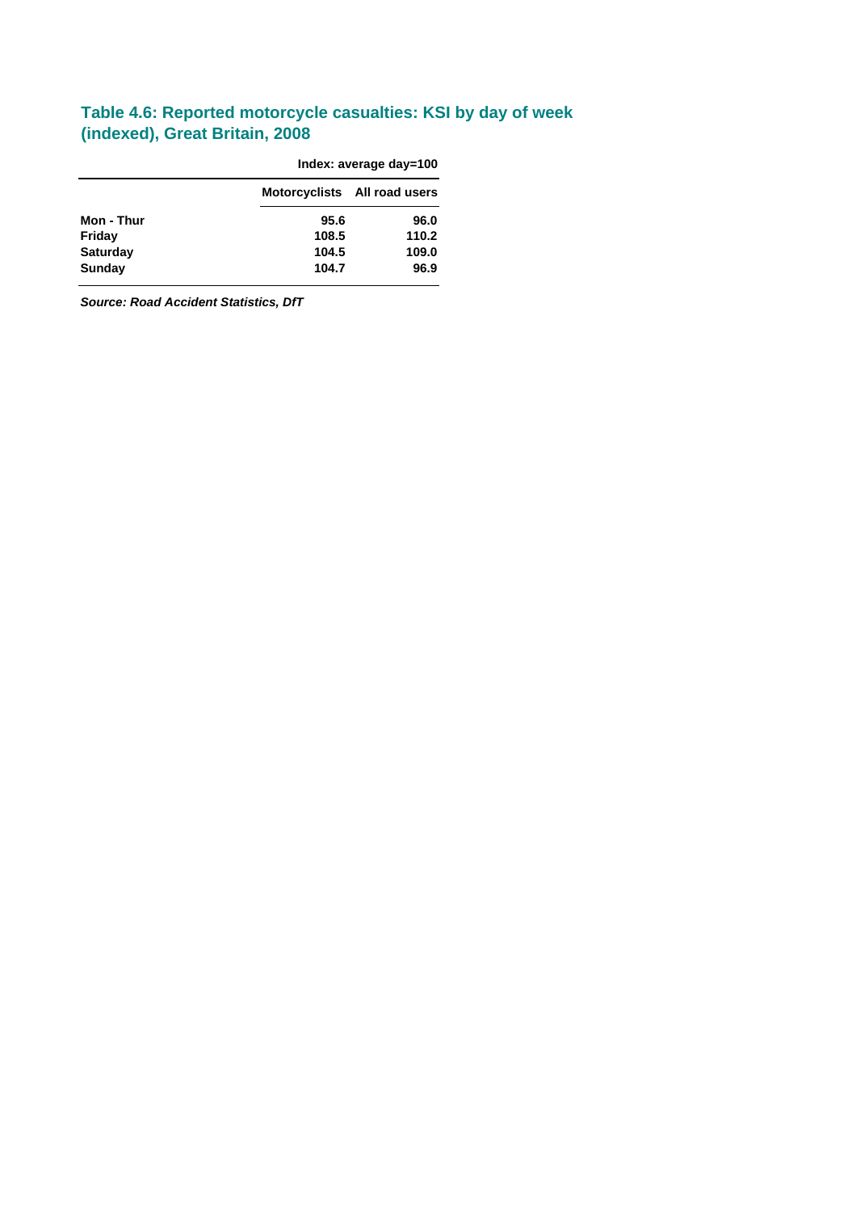### Table 4.6: Reported motorcycle casualties: KSI by day of week (indexed), Great Britain, 2008

**Index: average day=100**

| | Motorcyclists | All road users |
|---|---|---|
| **Mon - Thur** | 95.6 | 96.0 |
| **Friday** | 108.5 | 110.2 |
| **Saturday** | 104.5 | 109.0 |
| **Sunday** | 104.7 | 96.9 |

***Source: Road Accident Statistics, DfT***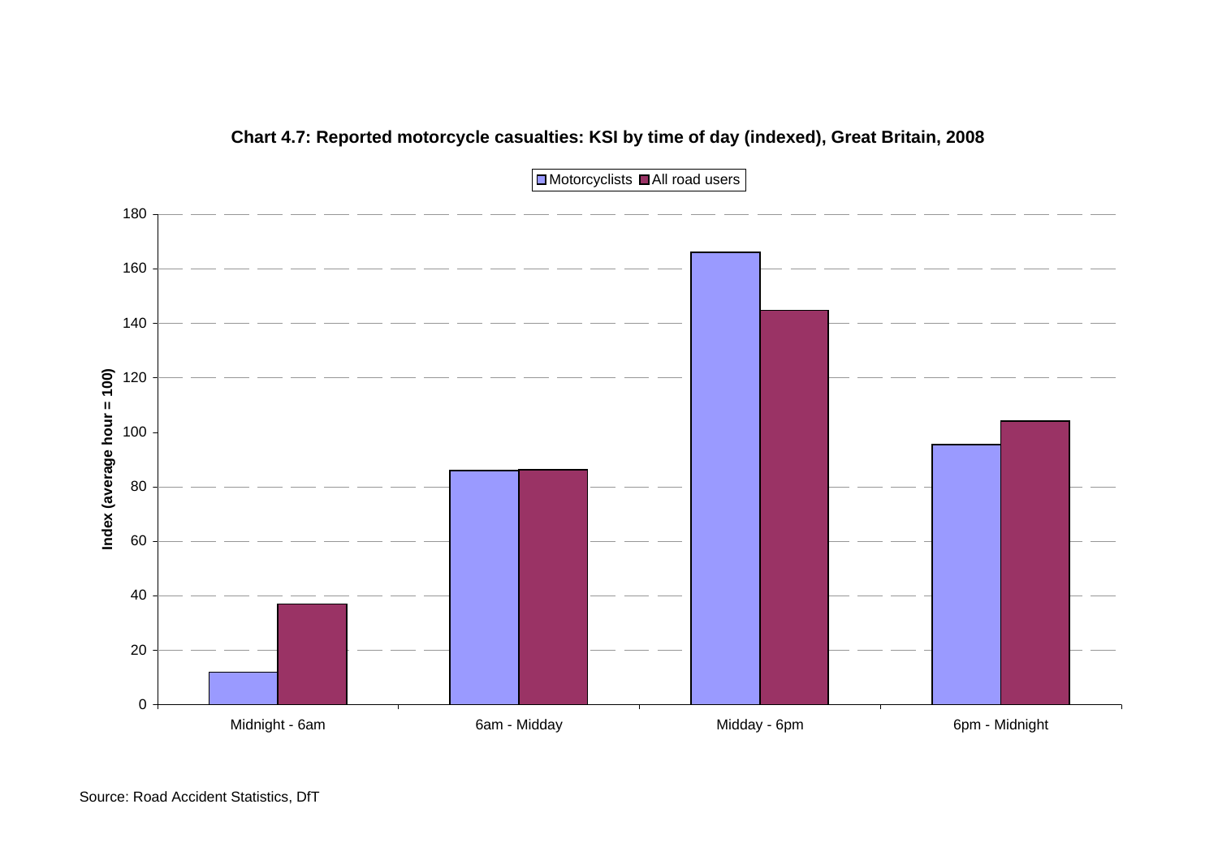**Chart 4.7: Reported motorcycle casualties: KSI by time of day (indexed), Great Britain, 2008**

| Time of day | Motorcyclists | All road users |
|---|---|---|
| Midnight - 6am | 12 | 37 |
| 6am - Midday | 86 | 86 |
| Midday - 6pm | 166 | 145 |
| 6pm - Midnight | 95 | 104 |

Index (average hour = 100)

Source: Road Accident Statistics, DfT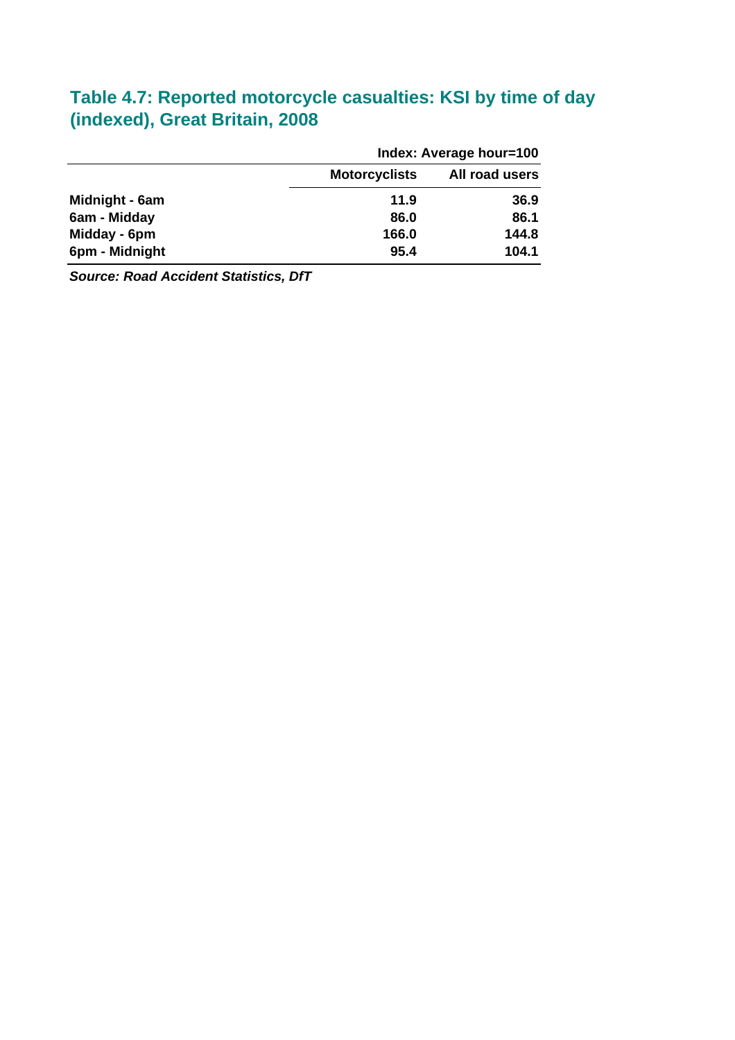## Table 4.7: Reported motorcycle casualties: KSI by time of day (indexed), Great Britain, 2008

| | Index: Average hour=100 | |
|---|---|---|
| | **Motorcyclists** | **All road users** |
| **Midnight - 6am** | **11.9** | **36.9** |
| **6am - Midday** | **86.0** | **86.1** |
| **Midday - 6pm** | **166.0** | **144.8** |
| **6pm - Midnight** | **95.4** | **104.1** |

***Source: Road Accident Statistics, DfT***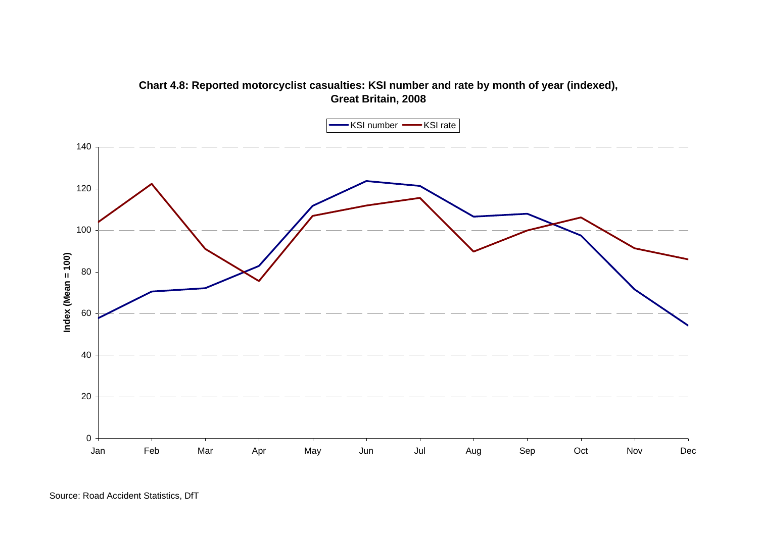**Chart 4.8: Reported motorcyclist casualties: KSI number and rate by month of year (indexed), Great Britain, 2008**

Source: Road Accident Statistics, DfT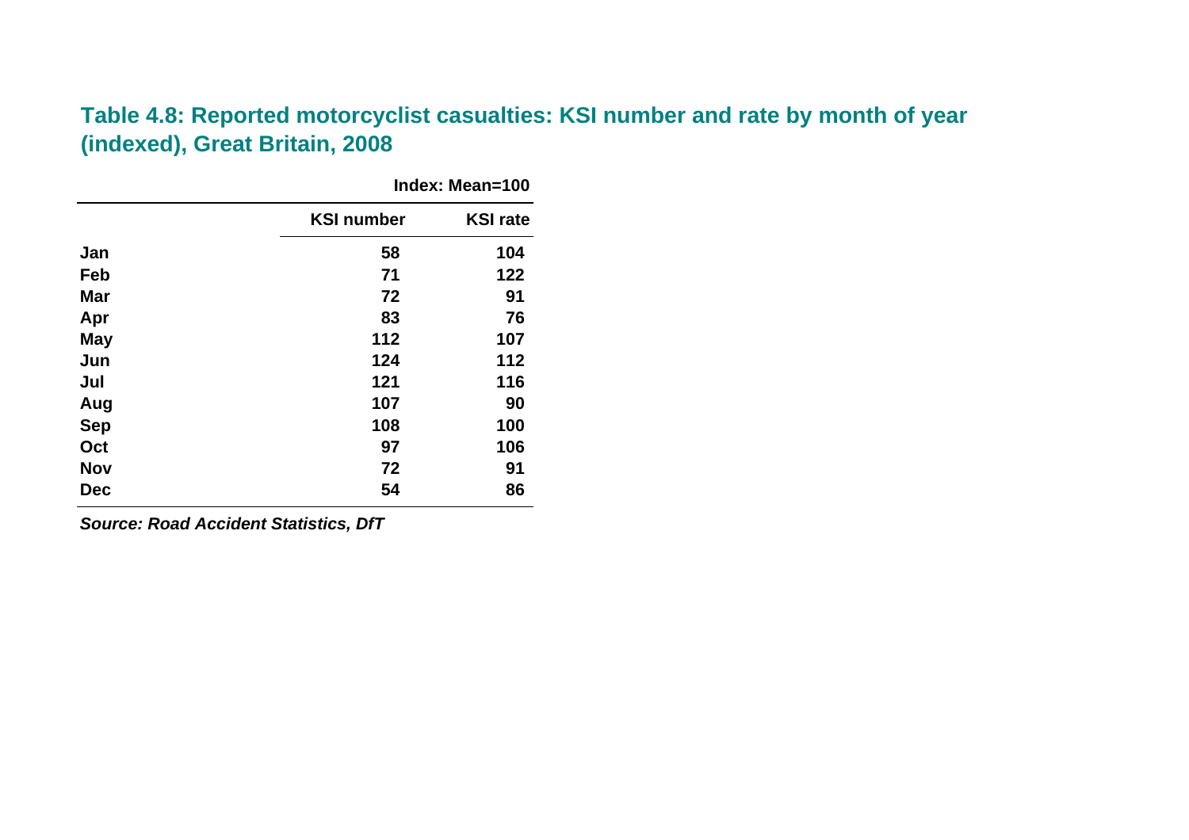## Table 4.8: Reported motorcyclist casualties: KSI number and rate by month of year (indexed), Great Britain, 2008

Index: Mean=100

| | KSI number | KSI rate |
|---|---|---|
| Jan | 58 | 104 |
| Feb | 71 | 122 |
| Mar | 72 | 91 |
| Apr | 83 | 76 |
| May | 112 | 107 |
| Jun | 124 | 112 |
| Jul | 121 | 116 |
| Aug | 107 | 90 |
| Sep | 108 | 100 |
| Oct | 97 | 106 |
| Nov | 72 | 91 |
| Dec | 54 | 86 |

***Source: Road Accident Statistics, DfT***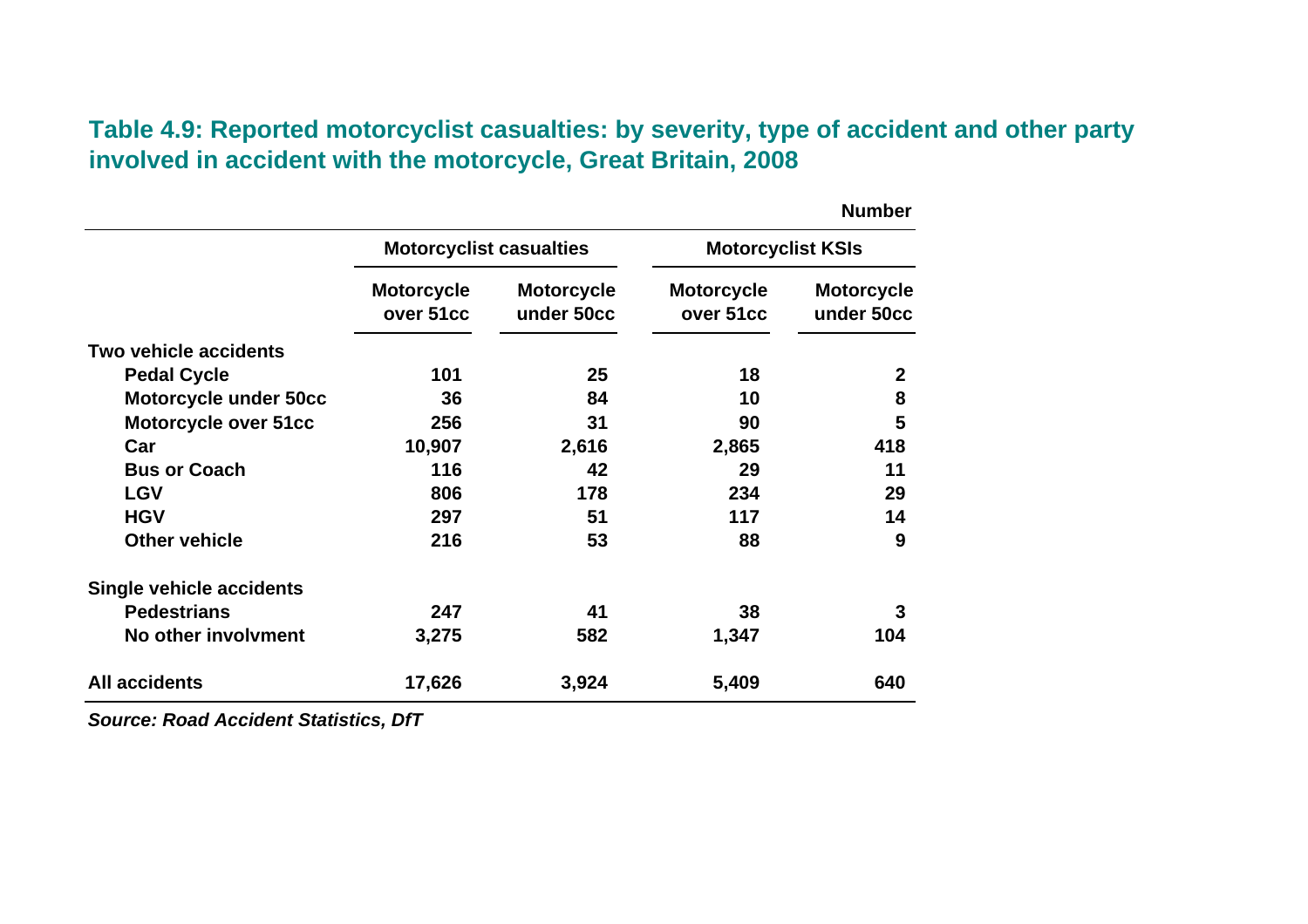### Table 4.9: Reported motorcyclist casualties: by severity, type of accident and other party involved in accident with the motorcycle, Great Britain, 2008

Number

| | Motorcyclist casualties | | Motorcyclist KSIs | |
|---|---|---|---|---|
| | Motorcycle over 51cc | Motorcycle under 50cc | Motorcycle over 51cc | Motorcycle under 50cc |
| **Two vehicle accidents** | | | | |
| Pedal Cycle | 101 | 25 | 18 | 2 |
| Motorcycle under 50cc | 36 | 84 | 10 | 8 |
| Motorcycle over 51cc | 256 | 31 | 90 | 5 |
| Car | 10,907 | 2,616 | 2,865 | 418 |
| Bus or Coach | 116 | 42 | 29 | 11 |
| LGV | 806 | 178 | 234 | 29 |
| HGV | 297 | 51 | 117 | 14 |
| Other vehicle | 216 | 53 | 88 | 9 |
| **Single vehicle accidents** | | | | |
| Pedestrians | 247 | 41 | 38 | 3 |
| No other involvment | 3,275 | 582 | 1,347 | 104 |
| **All accidents** | 17,626 | 3,924 | 5,409 | 640 |

*Source: Road Accident Statistics, DfT*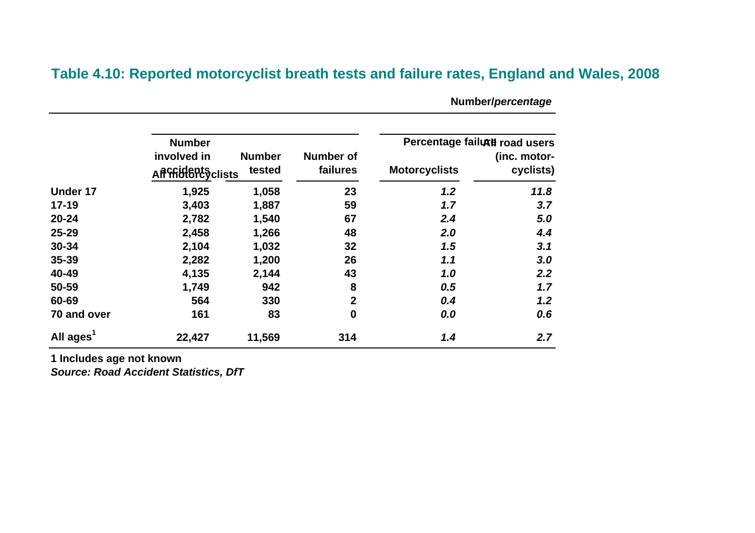## Table 4.10: Reported motorcyclist breath tests and failure rates, England and Wales, 2008

**Number/*percentage***

| | All motorcyclists | | | Percentage failure | |
|---|---|---|---|---|---|
| | Number involved in accidents | Number tested | Number of failures | Motorcyclists | All road users (inc. motor-cyclists) |
| **Under 17** | **1,925** | **1,058** | **23** | ***1.2*** | ***11.8*** |
| **17-19** | **3,403** | **1,887** | **59** | ***1.7*** | ***3.7*** |
| **20-24** | **2,782** | **1,540** | **67** | ***2.4*** | ***5.0*** |
| **25-29** | **2,458** | **1,266** | **48** | ***2.0*** | ***4.4*** |
| **30-34** | **2,104** | **1,032** | **32** | ***1.5*** | ***3.1*** |
| **35-39** | **2,282** | **1,200** | **26** | ***1.1*** | ***3.0*** |
| **40-49** | **4,135** | **2,144** | **43** | ***1.0*** | ***2.2*** |
| **50-59** | **1,749** | **942** | **8** | ***0.5*** | ***1.7*** |
| **60-69** | **564** | **330** | **2** | ***0.4*** | ***1.2*** |
| **70 and over** | **161** | **83** | **0** | ***0.0*** | ***0.6*** |
| **All ages[1]** | **22,427** | **11,569** | **314** | ***1.4*** | ***2.7*** |

**1 Includes age not known**

***Source: Road Accident Statistics, DfT***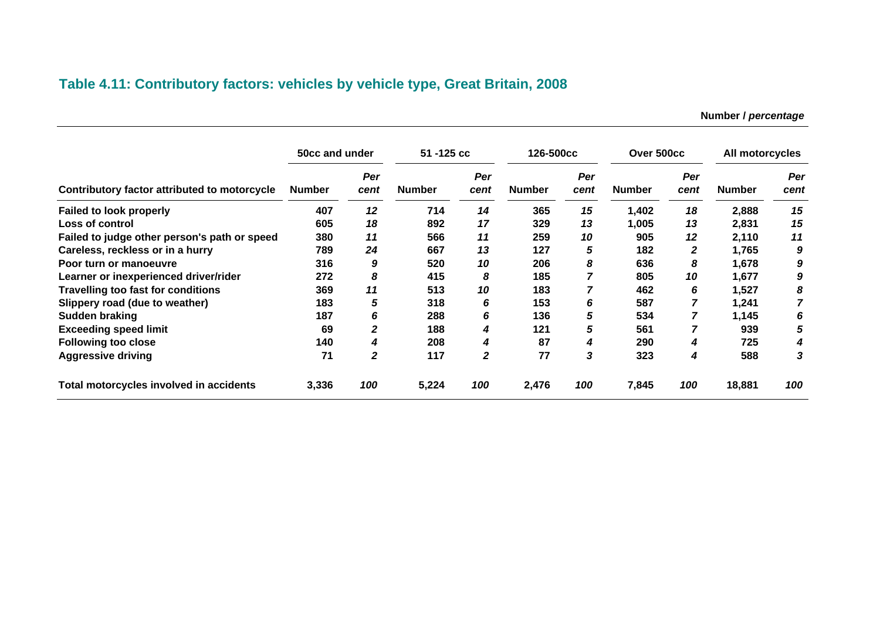## Table 4.11: Contributory factors: vehicles by vehicle type, Great Britain, 2008

Number / *percentage*

| | 50cc and under | | 51 -125 cc | | 126-500cc | | Over 500cc | | All motorcycles | |
|---|---|---|---|---|---|---|---|---|---|---|
| **Contributory factor attributed to motorcycle** | **Number** | ***Per cent*** | **Number** | ***Per cent*** | **Number** | ***Per cent*** | **Number** | ***Per cent*** | **Number** | ***Per cent*** |
| **Failed to look properly** | 407 | *12* | 714 | *14* | 365 | *15* | 1,402 | *18* | 2,888 | *15* |
| **Loss of control** | 605 | *18* | 892 | *17* | 329 | *13* | 1,005 | *13* | 2,831 | *15* |
| **Failed to judge other person's path or speed** | 380 | *11* | 566 | *11* | 259 | *10* | 905 | *12* | 2,110 | *11* |
| **Careless, reckless or in a hurry** | 789 | *24* | 667 | *13* | 127 | *5* | 182 | *2* | 1,765 | *9* |
| **Poor turn or manoeuvre** | 316 | *9* | 520 | *10* | 206 | *8* | 636 | *8* | 1,678 | *9* |
| **Learner or inexperienced driver/rider** | 272 | *8* | 415 | *8* | 185 | *7* | 805 | *10* | 1,677 | *9* |
| **Travelling too fast for conditions** | 369 | *11* | 513 | *10* | 183 | *7* | 462 | *6* | 1,527 | *8* |
| **Slippery road (due to weather)** | 183 | *5* | 318 | *6* | 153 | *6* | 587 | *7* | 1,241 | *7* |
| **Sudden braking** | 187 | *6* | 288 | *6* | 136 | *5* | 534 | *7* | 1,145 | *6* |
| **Exceeding speed limit** | 69 | *2* | 188 | *4* | 121 | *5* | 561 | *7* | 939 | *5* |
| **Following too close** | 140 | *4* | 208 | *4* | 87 | *4* | 290 | *4* | 725 | *4* |
| **Aggressive driving** | 71 | *2* | 117 | *2* | 77 | *3* | 323 | *4* | 588 | *3* |
| **Total motorcycles involved in accidents** | 3,336 | *100* | 5,224 | *100* | 2,476 | *100* | 7,845 | *100* | 18,881 | *100* |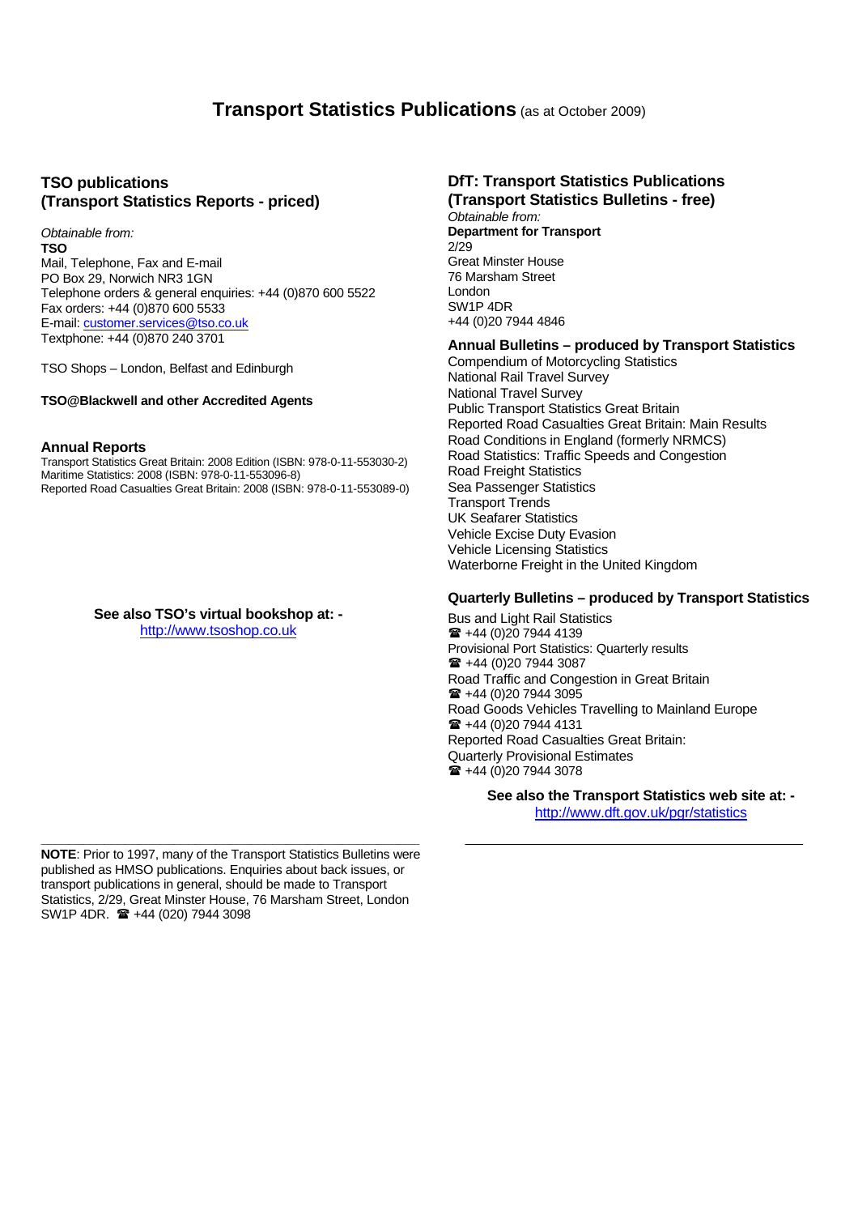# Transport Statistics Publications (as at October 2009)

## TSO publications (Transport Statistics Reports - priced)

*Obtainable from:*
**TSO**
Mail, Telephone, Fax and E-mail
PO Box 29, Norwich NR3 1GN
Telephone orders & general enquiries: +44 (0)870 600 5522
Fax orders: +44 (0)870 600 5533
E-mail: customer.services@tso.co.uk
Textphone: +44 (0)870 240 3701

TSO Shops – London, Belfast and Edinburgh

**TSO@Blackwell and other Accredited Agents**

### Annual Reports

Transport Statistics Great Britain: 2008 Edition (ISBN: 978-0-11-553030-2)
Maritime Statistics: 2008 (ISBN: 978-0-11-553096-8)
Reported Road Casualties Great Britain: 2008 (ISBN: 978-0-11-553089-0)

**See also TSO's virtual bookshop at: -**
http://www.tsoshop.co.uk

## DfT: Transport Statistics Publications (Transport Statistics Bulletins - free)

*Obtainable from:*
**Department for Transport**
2/29
Great Minster House
76 Marsham Street
London
SW1P 4DR
+44 (0)20 7944 4846

### Annual Bulletins – produced by Transport Statistics

Compendium of Motorcycling Statistics
National Rail Travel Survey
National Travel Survey
Public Transport Statistics Great Britain
Reported Road Casualties Great Britain: Main Results
Road Conditions in England (formerly NRMCS)
Road Statistics: Traffic Speeds and Congestion
Road Freight Statistics
Sea Passenger Statistics
Transport Trends
UK Seafarer Statistics
Vehicle Excise Duty Evasion
Vehicle Licensing Statistics
Waterborne Freight in the United Kingdom

### Quarterly Bulletins – produced by Transport Statistics

Bus and Light Rail Statistics
☎ +44 (0)20 7944 4139
Provisional Port Statistics: Quarterly results
☎ +44 (0)20 7944 3087
Road Traffic and Congestion in Great Britain
☎ +44 (0)20 7944 3095
Road Goods Vehicles Travelling to Mainland Europe
☎ +44 (0)20 7944 4131
Reported Road Casualties Great Britain: Quarterly Provisional Estimates
☎ +44 (0)20 7944 3078

**See also the Transport Statistics web site at: -**
http://www.dft.gov.uk/pgr/statistics

---

**NOTE**: Prior to 1997, many of the Transport Statistics Bulletins were published as HMSO publications. Enquiries about back issues, or transport publications in general, should be made to Transport Statistics, 2/29, Great Minster House, 76 Marsham Street, London SW1P 4DR. ☎ +44 (020) 7944 3098